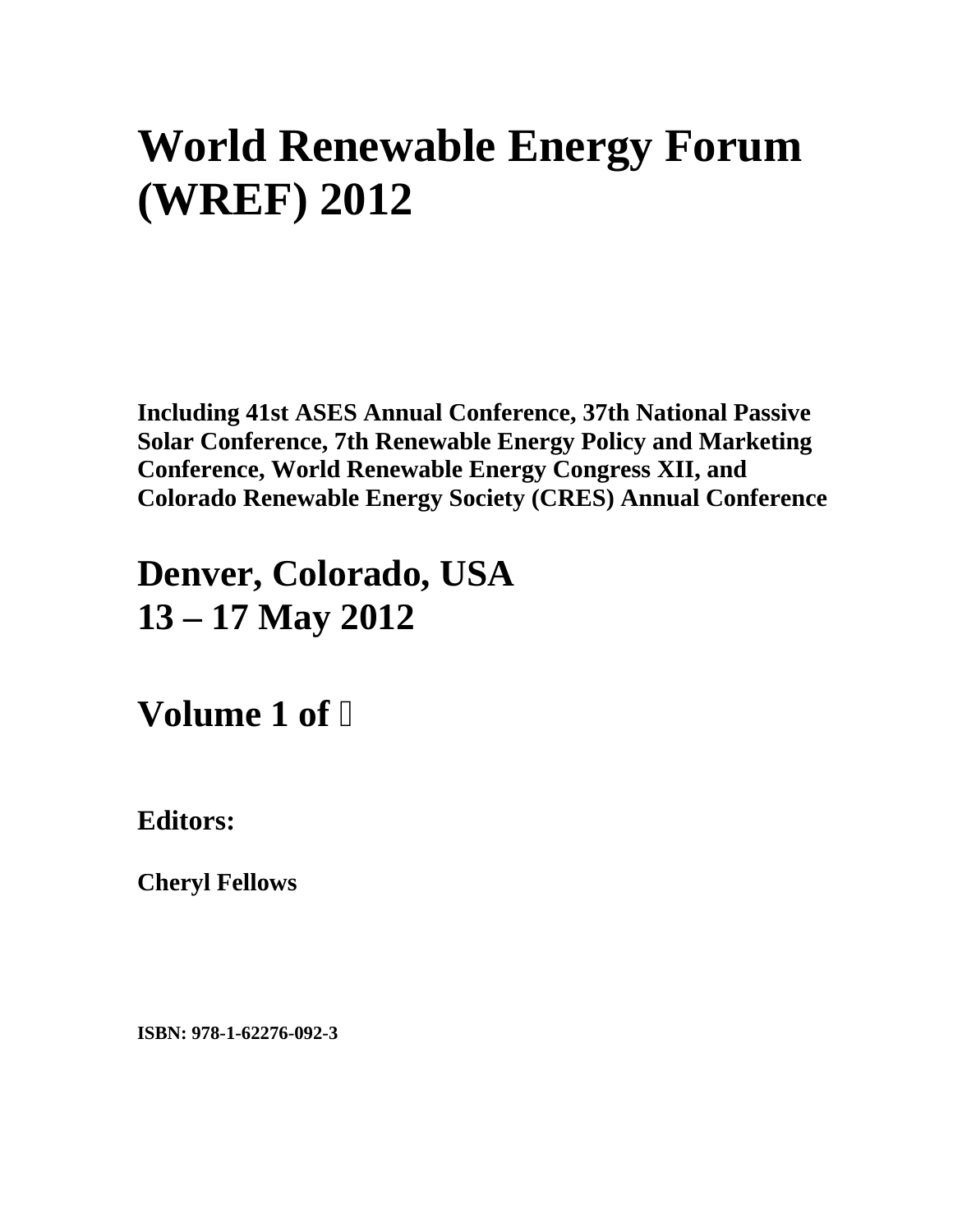# World Renewable Energy Forum (WREF) 2012

**Including 41st ASES Annual Conference, 37th National Passive Solar Conference, 7th Renewable Energy Policy and Marketing Conference, World Renewable Energy Congress XII, and Colorado Renewable Energy Society (CRES) Annual Conference**

## Denver, Colorado, USA
## 13 – 17 May 2012

## Volume 1 of 

**Editors:**

**Cheryl Fellows**

**ISBN: 978-1-62276-092-3**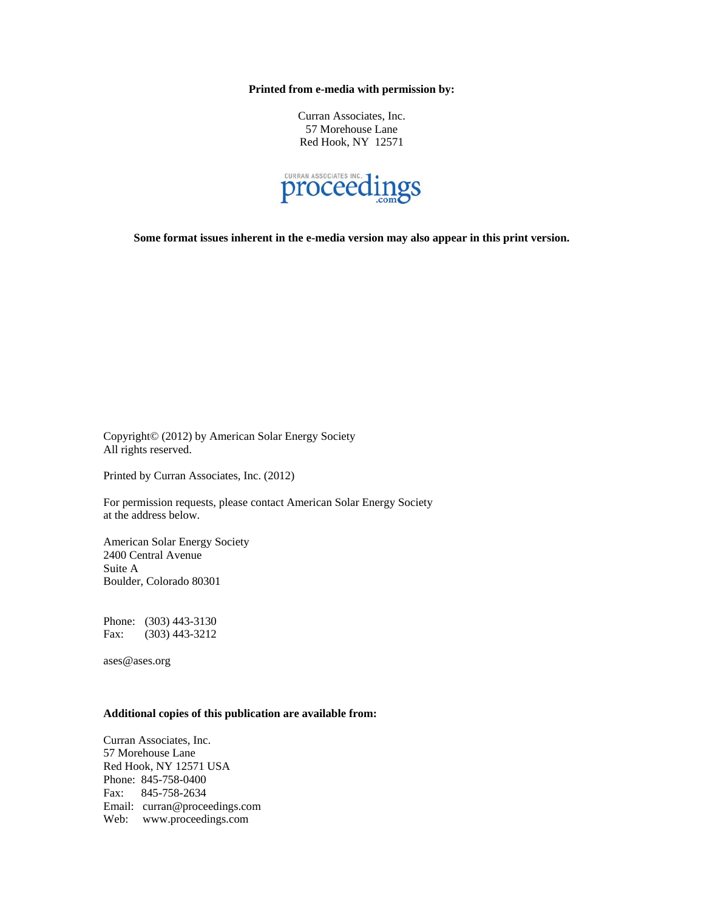**Printed from e-media with permission by:**

Curran Associates, Inc.
57 Morehouse Lane
Red Hook, NY 12571

CURRAN ASSOCIATES INC. proceedings .com

**Some format issues inherent in the e-media version may also appear in this print version.**

Copyright© (2012) by American Solar Energy Society
All rights reserved.

Printed by Curran Associates, Inc. (2012)

For permission requests, please contact American Solar Energy Society
at the address below.

American Solar Energy Society
2400 Central Avenue
Suite A
Boulder, Colorado 80301

Phone: (303) 443-3130
Fax: (303) 443-3212

ases@ases.org

**Additional copies of this publication are available from:**

Curran Associates, Inc.
57 Morehouse Lane
Red Hook, NY 12571 USA
Phone: 845-758-0400
Fax: 845-758-2634
Email: curran@proceedings.com
Web: www.proceedings.com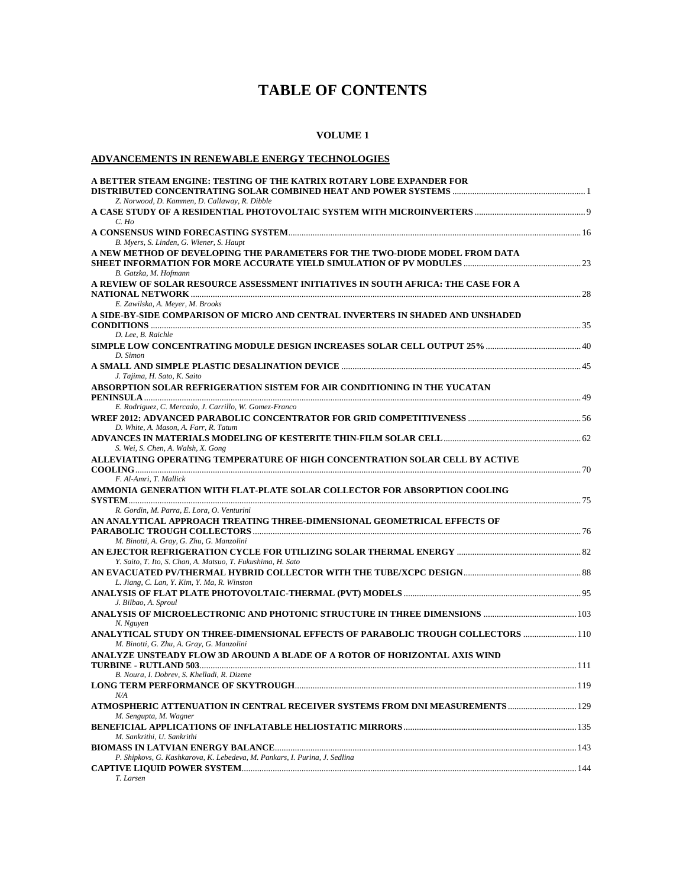# TABLE OF CONTENTS

## VOLUME 1

### ADVANCEMENTS IN RENEWABLE ENERGY TECHNOLOGIES

**A BETTER STEAM ENGINE: TESTING OF THE KATRIX ROTARY LOBE EXPANDER FOR DISTRIBUTED CONCENTRATING SOLAR COMBINED HEAT AND POWER SYSTEMS** ... 1
*Z. Norwood, D. Kammen, D. Callaway, R. Dibble*

**A CASE STUDY OF A RESIDENTIAL PHOTOVOLTAIC SYSTEM WITH MICROINVERTERS** ... 9
*C. Ho*

**A CONSENSUS WIND FORECASTING SYSTEM** ... 16
*B. Myers, S. Linden, G. Wiener, S. Haupt*

**A NEW METHOD OF DEVELOPING THE PARAMETERS FOR THE TWO-DIODE MODEL FROM DATA SHEET INFORMATION FOR MORE ACCURATE YIELD SIMULATION OF PV MODULES** ... 23
*B. Gatzka, M. Hofmann*

**A REVIEW OF SOLAR RESOURCE ASSESSMENT INITIATIVES IN SOUTH AFRICA: THE CASE FOR A NATIONAL NETWORK** ... 28
*E. Zawilska, A. Meyer, M. Brooks*

**A SIDE-BY-SIDE COMPARISON OF MICRO AND CENTRAL INVERTERS IN SHADED AND UNSHADED CONDITIONS** ... 35
*D. Lee, B. Raichle*

**SIMPLE LOW CONCENTRATING MODULE DESIGN INCREASES SOLAR CELL OUTPUT 25%** ... 40
*D. Simon*

**A SMALL AND SIMPLE PLASTIC DESALINATION DEVICE** ... 45
*J. Tajima, H. Sato, K. Saito*

**ABSORPTION SOLAR REFRIGERATION SISTEM FOR AIR CONDITIONING IN THE YUCATAN PENINSULA** ... 49
*E. Rodriguez, C. Mercado, J. Carrillo, W. Gomez-Franco*

**WREF 2012: ADVANCED PARABOLIC CONCENTRATOR FOR GRID COMPETITIVENESS** ... 56
*D. White, A. Mason, A. Farr, R. Tatum*

**ADVANCES IN MATERIALS MODELING OF KESTERITE THIN-FILM SOLAR CELL** ... 62
*S. Wei, S. Chen, A. Walsh, X. Gong*

**ALLEVIATING OPERATING TEMPERATURE OF HIGH CONCENTRATION SOLAR CELL BY ACTIVE COOLING** ... 70
*F. Al-Amri, T. Mallick*

**AMMONIA GENERATION WITH FLAT-PLATE SOLAR COLLECTOR FOR ABSORPTION COOLING SYSTEM** ... 75
*R. Gordin, M. Parra, E. Lora, O. Venturini*

**AN ANALYTICAL APPROACH TREATING THREE-DIMENSIONAL GEOMETRICAL EFFECTS OF PARABOLIC TROUGH COLLECTORS** ... 76
*M. Binotti, A. Gray, G. Zhu, G. Manzolini*

**AN EJECTOR REFRIGERATION CYCLE FOR UTILIZING SOLAR THERMAL ENERGY** ... 82
*Y. Saito, T. Ito, S. Chan, A. Matsuo, T. Fukushima, H. Sato*

**AN EVACUATED PV/THERMAL HYBRID COLLECTOR WITH THE TUBE/XCPC DESIGN** ... 88
*L. Jiang, C. Lan, Y. Kim, Y. Ma, R. Winston*

**ANALYSIS OF FLAT PLATE PHOTOVOLTAIC-THERMAL (PVT) MODELS** ... 95
*J. Bilbao, A. Sproul*

**ANALYSIS OF MICROELECTRONIC AND PHOTONIC STRUCTURE IN THREE DIMENSIONS** ... 103
*N. Nguyen*

**ANALYTICAL STUDY ON THREE-DIMENSIONAL EFFECTS OF PARABOLIC TROUGH COLLECTORS** ... 110
*M. Binotti, G. Zhu, A. Gray, G. Manzolini*

**ANALYZE UNSTEADY FLOW 3D AROUND A BLADE OF A ROTOR OF HORIZONTAL AXIS WIND TURBINE - RUTLAND 503** ... 111
*B. Noura, I. Dobrev, S. Khelladi, R. Dizene*

**LONG TERM PERFORMANCE OF SKYTROUGH** ... 119
*N/A*

**ATMOSPHERIC ATTENUATION IN CENTRAL RECEIVER SYSTEMS FROM DNI MEASUREMENTS** ... 129
*M. Sengupta, M. Wagner*

**BENEFICIAL APPLICATIONS OF INFLATABLE HELIOSTATIC MIRRORS** ... 135
*M. Sankrithi, U. Sankrithi*

**BIOMASS IN LATVIAN ENERGY BALANCE** ... 143
*P. Shipkovs, G. Kashkarova, K. Lebedeva, M. Pankars, I. Purina, J. Sedlina*

**CAPTIVE LIQUID POWER SYSTEM** ... 144
*T. Larsen*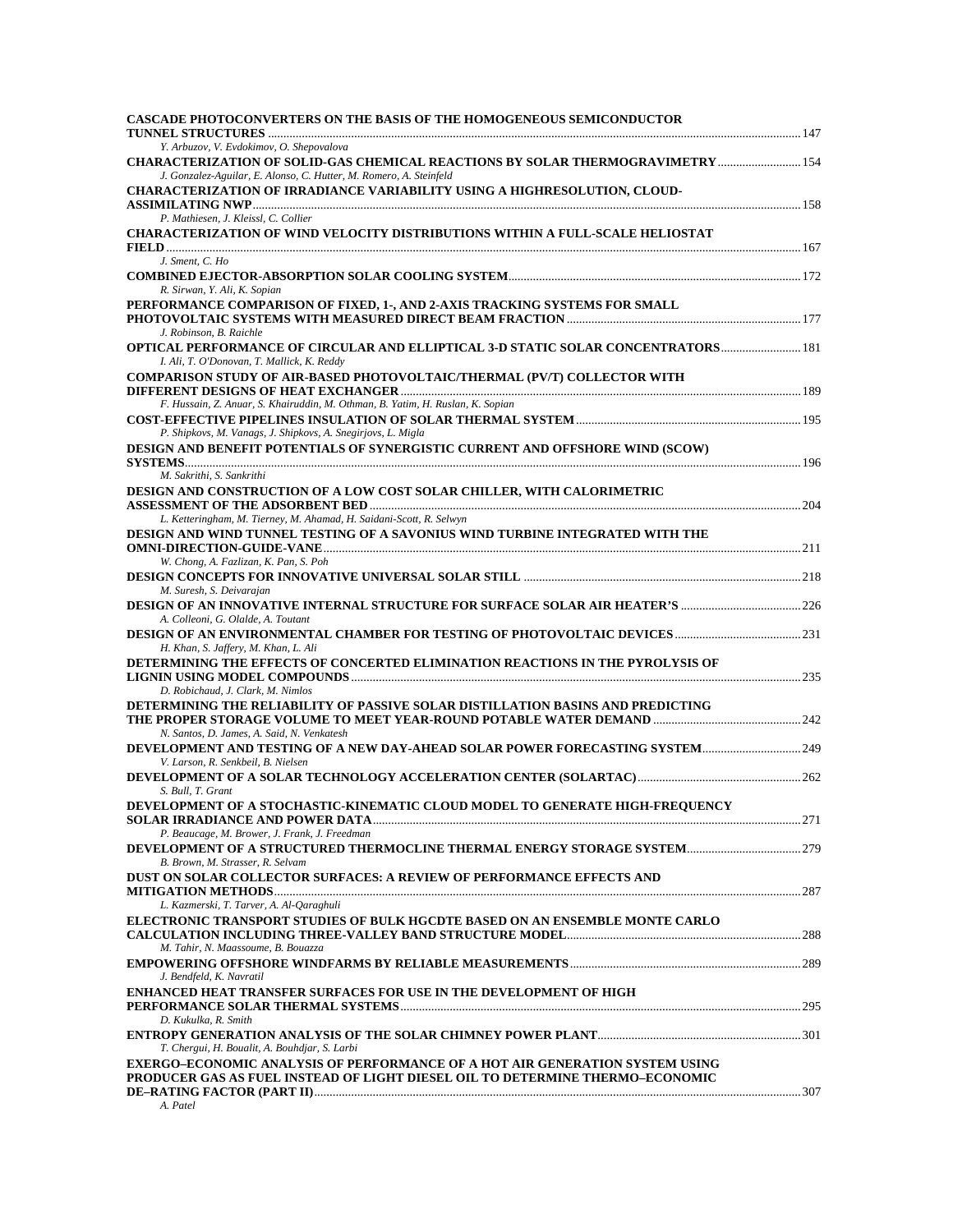**CASCADE PHOTOCONVERTERS ON THE BASIS OF THE HOMOGENEOUS SEMICONDUCTOR TUNNEL STRUCTURES** ........ 147
*Y. Arbuzov, V. Evdokimov, O. Shepovalova*

**CHARACTERIZATION OF SOLID-GAS CHEMICAL REACTIONS BY SOLAR THERMOGRAVIMETRY** ........ 154
*J. Gonzalez-Aguilar, E. Alonso, C. Hutter, M. Romero, A. Steinfeld*

**CHARACTERIZATION OF IRRADIANCE VARIABILITY USING A HIGHRESOLUTION, CLOUD-ASSIMILATING NWP** ........ 158
*P. Mathiesen, J. Kleissl, C. Collier*

**CHARACTERIZATION OF WIND VELOCITY DISTRIBUTIONS WITHIN A FULL-SCALE HELIOSTAT FIELD** ........ 167
*J. Sment, C. Ho*

**COMBINED EJECTOR-ABSORPTION SOLAR COOLING SYSTEM** ........ 172
*R. Sirwan, Y. Ali, K. Sopian*

**PERFORMANCE COMPARISON OF FIXED, 1-, AND 2-AXIS TRACKING SYSTEMS FOR SMALL PHOTOVOLTAIC SYSTEMS WITH MEASURED DIRECT BEAM FRACTION** ........ 177
*J. Robinson, B. Raichle*

**OPTICAL PERFORMANCE OF CIRCULAR AND ELLIPTICAL 3-D STATIC SOLAR CONCENTRATORS** ........ 181
*I. Ali, T. O'Donovan, T. Mallick, K. Reddy*

**COMPARISON STUDY OF AIR-BASED PHOTOVOLTAIC/THERMAL (PV/T) COLLECTOR WITH DIFFERENT DESIGNS OF HEAT EXCHANGER** ........ 189
*F. Hussain, Z. Anuar, S. Khairuddin, M. Othman, B. Yatim, H. Ruslan, K. Sopian*

**COST-EFFECTIVE PIPELINES INSULATION OF SOLAR THERMAL SYSTEM** ........ 195
*P. Shipkovs, M. Vanags, J. Shipkovs, A. Snegirjovs, L. Migla*

**DESIGN AND BENEFIT POTENTIALS OF SYNERGISTIC CURRENT AND OFFSHORE WIND (SCOW) SYSTEMS** ........ 196
*M. Sakrithi, S. Sankrithi*

**DESIGN AND CONSTRUCTION OF A LOW COST SOLAR CHILLER, WITH CALORIMETRIC ASSESSMENT OF THE ADSORBENT BED** ........ 204
*L. Ketteringham, M. Tierney, M. Ahamad, H. Saidani-Scott, R. Selwyn*

**DESIGN AND WIND TUNNEL TESTING OF A SAVONIUS WIND TURBINE INTEGRATED WITH THE OMNI-DIRECTION-GUIDE-VANE** ........ 211
*W. Chong, A. Fazlizan, K. Pan, S. Poh*

**DESIGN CONCEPTS FOR INNOVATIVE UNIVERSAL SOLAR STILL** ........ 218
*M. Suresh, S. Deivarajan*

**DESIGN OF AN INNOVATIVE INTERNAL STRUCTURE FOR SURFACE SOLAR AIR HEATER'S** ........ 226
*A. Colleoni, G. Olalde, A. Toutant*

**DESIGN OF AN ENVIRONMENTAL CHAMBER FOR TESTING OF PHOTOVOLTAIC DEVICES** ........ 231
*H. Khan, S. Jaffery, M. Khan, L. Ali*

**DETERMINING THE EFFECTS OF CONCERTED ELIMINATION REACTIONS IN THE PYROLYSIS OF LIGNIN USING MODEL COMPOUNDS** ........ 235
*D. Robichaud, J. Clark, M. Nimlos*

**DETERMINING THE RELIABILITY OF PASSIVE SOLAR DISTILLATION BASINS AND PREDICTING THE PROPER STORAGE VOLUME TO MEET YEAR-ROUND POTABLE WATER DEMAND** ........ 242
*N. Santos, D. James, A. Said, N. Venkatesh*

**DEVELOPMENT AND TESTING OF A NEW DAY-AHEAD SOLAR POWER FORECASTING SYSTEM** ........ 249
*V. Larson, R. Senkbeil, B. Nielsen*

**DEVELOPMENT OF A SOLAR TECHNOLOGY ACCELERATION CENTER (SOLARTAC)** ........ 262
*S. Bull, T. Grant*

**DEVELOPMENT OF A STOCHASTIC-KINEMATIC CLOUD MODEL TO GENERATE HIGH-FREQUENCY SOLAR IRRADIANCE AND POWER DATA** ........ 271
*P. Beaucage, M. Brower, J. Frank, J. Freedman*

**DEVELOPMENT OF A STRUCTURED THERMOCLINE THERMAL ENERGY STORAGE SYSTEM** ........ 279
*B. Brown, M. Strasser, R. Selvam*

**DUST ON SOLAR COLLECTOR SURFACES: A REVIEW OF PERFORMANCE EFFECTS AND MITIGATION METHODS** ........ 287
*L. Kazmerski, T. Tarver, A. Al-Qaraghuli*

**ELECTRONIC TRANSPORT STUDIES OF BULK HGCDTE BASED ON AN ENSEMBLE MONTE CARLO CALCULATION INCLUDING THREE-VALLEY BAND STRUCTURE MODEL** ........ 288
*M. Tahir, N. Maassoume, B. Bouazza*

**EMPOWERING OFFSHORE WINDFARMS BY RELIABLE MEASUREMENTS** ........ 289
*J. Bendfeld, K. Navratil*

**ENHANCED HEAT TRANSFER SURFACES FOR USE IN THE DEVELOPMENT OF HIGH PERFORMANCE SOLAR THERMAL SYSTEMS** ........ 295
*D. Kukulka, R. Smith*

**ENTROPY GENERATION ANALYSIS OF THE SOLAR CHIMNEY POWER PLANT** ........ 301
*T. Chergui, H. Boualit, A. Bouhdjar, S. Larbi*

**EXERGO–ECONOMIC ANALYSIS OF PERFORMANCE OF A HOT AIR GENERATION SYSTEM USING PRODUCER GAS AS FUEL INSTEAD OF LIGHT DIESEL OIL TO DETERMINE THERMO–ECONOMIC DE–RATING FACTOR (PART II)** ........ 307
*A. Patel*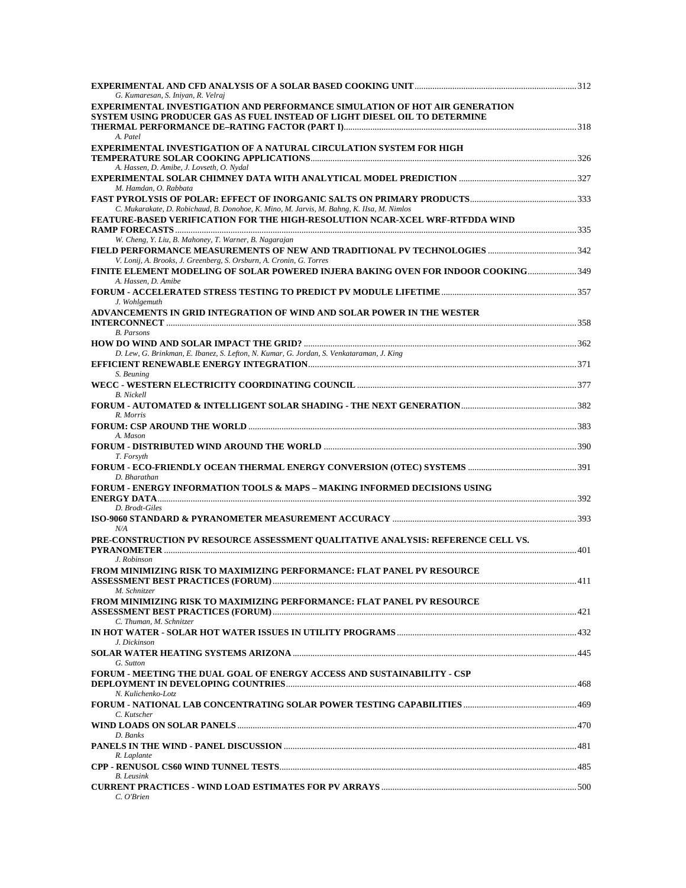**EXPERIMENTAL AND CFD ANALYSIS OF A SOLAR BASED COOKING UNIT** ........ 312
*G. Kumaresan, S. Iniyan, R. Velraj*

**EXPERIMENTAL INVESTIGATION AND PERFORMANCE SIMULATION OF HOT AIR GENERATION SYSTEM USING PRODUCER GAS AS FUEL INSTEAD OF LIGHT DIESEL OIL TO DETERMINE THERMAL PERFORMANCE DE–RATING FACTOR (PART I)** ........ 318
*A. Patel*

**EXPERIMENTAL INVESTIGATION OF A NATURAL CIRCULATION SYSTEM FOR HIGH TEMPERATURE SOLAR COOKING APPLICATIONS** ........ 326
*A. Hassen, D. Amibe, J. Lovseth, O. Nydal*

**EXPERIMENTAL SOLAR CHIMNEY DATA WITH ANALYTICAL MODEL PREDICTION** ........ 327
*M. Hamdan, O. Rabbata*

**FAST PYROLYSIS OF POLAR: EFFECT OF INORGANIC SALTS ON PRIMARY PRODUCTS** ........ 333
*C. Mukarakate, D. Robichaud, B. Donohoe, K. Mino, M. Jarvis, M. Bahng, K. IIsa, M. Nimlos*

**FEATURE-BASED VERIFICATION FOR THE HIGH-RESOLUTION NCAR-XCEL WRF-RTFDDA WIND RAMP FORECASTS** ........ 335
*W. Cheng, Y. Liu, B. Mahoney, T. Warner, B. Nagarajan*

**FIELD PERFORMANCE MEASUREMENTS OF NEW AND TRADITIONAL PV TECHNOLOGIES** ........ 342
*V. Lonij, A. Brooks, J. Greenberg, S. Orsburn, A. Cronin, G. Torres*

**FINITE ELEMENT MODELING OF SOLAR POWERED INJERA BAKING OVEN FOR INDOOR COOKING** ........ 349
*A. Hassen, D. Amibe*

**FORUM - ACCELERATED STRESS TESTING TO PREDICT PV MODULE LIFETIME** ........ 357
*J. Wohlgemuth*

**ADVANCEMENTS IN GRID INTEGRATION OF WIND AND SOLAR POWER IN THE WESTER INTERCONNECT** ........ 358
*B. Parsons*

**HOW DO WIND AND SOLAR IMPACT THE GRID?** ........ 362
*D. Lew, G. Brinkman, E. Ibanez, S. Lefton, N. Kumar, G. Jordan, S. Venkataraman, J. King*

**EFFICIENT RENEWABLE ENERGY INTEGRATION** ........ 371
*S. Beuning*

**WECC - WESTERN ELECTRICITY COORDINATING COUNCIL** ........ 377
*B. Nickell*

**FORUM - AUTOMATED & INTELLIGENT SOLAR SHADING - THE NEXT GENERATION** ........ 382
*R. Morris*

**FORUM: CSP AROUND THE WORLD** ........ 383
*A. Mason*

**FORUM - DISTRIBUTED WIND AROUND THE WORLD** ........ 390
*T. Forsyth*

**FORUM - ECO-FRIENDLY OCEAN THERMAL ENERGY CONVERSION (OTEC) SYSTEMS** ........ 391
*D. Bharathan*

**FORUM - ENERGY INFORMATION TOOLS & MAPS – MAKING INFORMED DECISIONS USING ENERGY DATA** ........ 392
*D. Brodt-Giles*

**ISO-9060 STANDARD & PYRANOMETER MEASUREMENT ACCURACY** ........ 393
*N/A*

**PRE-CONSTRUCTION PV RESOURCE ASSESSMENT QUALITATIVE ANALYSIS: REFERENCE CELL VS. PYRANOMETER** ........ 401
*J. Robinson*

**FROM MINIMIZING RISK TO MAXIMIZING PERFORMANCE: FLAT PANEL PV RESOURCE ASSESSMENT BEST PRACTICES (FORUM)** ........ 411
*M. Schnitzer*

**FROM MINIMIZING RISK TO MAXIMIZING PERFORMANCE: FLAT PANEL PV RESOURCE ASSESSMENT BEST PRACTICES (FORUM)** ........ 421
*C. Thuman, M. Schnitzer*

**IN HOT WATER - SOLAR HOT WATER ISSUES IN UTILITY PROGRAMS** ........ 432
*J. Dickinson*

**SOLAR WATER HEATING SYSTEMS ARIZONA** ........ 445
*G. Sutton*

**FORUM - MEETING THE DUAL GOAL OF ENERGY ACCESS AND SUSTAINABILITY - CSP DEPLOYMENT IN DEVELOPING COUNTRIES** ........ 468
*N. Kulichenko-Lotz*

**FORUM - NATIONAL LAB CONCENTRATING SOLAR POWER TESTING CAPABILITIES** ........ 469
*C. Kutscher*

**WIND LOADS ON SOLAR PANELS** ........ 470
*D. Banks*

**PANELS IN THE WIND - PANEL DISCUSSION** ........ 481
*R. Laplante*

**CPP - RENUSOL CS60 WIND TUNNEL TESTS** ........ 485
*B. Leusink*

**CURRENT PRACTICES - WIND LOAD ESTIMATES FOR PV ARRAYS** ........ 500
*C. O'Brien*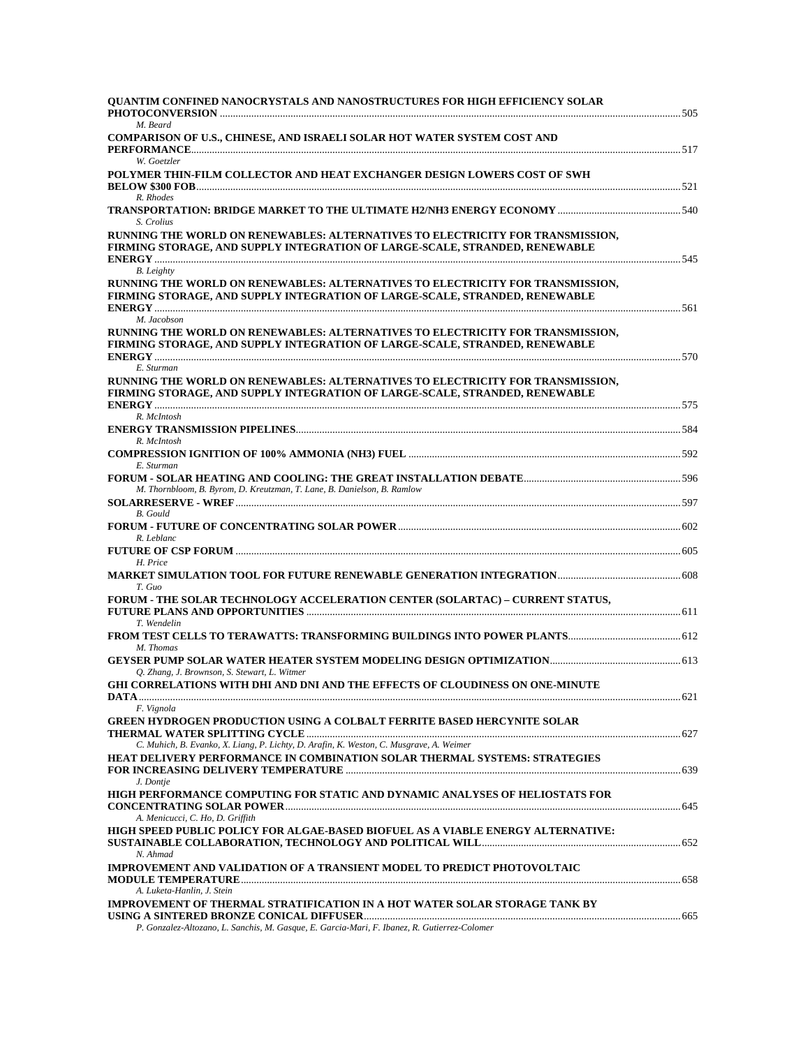**QUANTIM CONFINED NANOCRYSTALS AND NANOSTRUCTURES FOR HIGH EFFICIENCY SOLAR PHOTOCONVERSION** ..... 505
*M. Beard*

**COMPARISON OF U.S., CHINESE, AND ISRAELI SOLAR HOT WATER SYSTEM COST AND PERFORMANCE** ..... 517
*W. Goetzler*

**POLYMER THIN-FILM COLLECTOR AND HEAT EXCHANGER DESIGN LOWERS COST OF SWH BELOW $300 FOB** ..... 521
*R. Rhodes*

**TRANSPORTATION: BRIDGE MARKET TO THE ULTIMATE H2/NH3 ENERGY ECONOMY** ..... 540
*S. Crolius*

**RUNNING THE WORLD ON RENEWABLES: ALTERNATIVES TO ELECTRICITY FOR TRANSMISSION, FIRMING STORAGE, AND SUPPLY INTEGRATION OF LARGE-SCALE, STRANDED, RENEWABLE ENERGY** ..... 545
*B. Leighty*

**RUNNING THE WORLD ON RENEWABLES: ALTERNATIVES TO ELECTRICITY FOR TRANSMISSION, FIRMING STORAGE, AND SUPPLY INTEGRATION OF LARGE-SCALE, STRANDED, RENEWABLE ENERGY** ..... 561
*M. Jacobson*

**RUNNING THE WORLD ON RENEWABLES: ALTERNATIVES TO ELECTRICITY FOR TRANSMISSION, FIRMING STORAGE, AND SUPPLY INTEGRATION OF LARGE-SCALE, STRANDED, RENEWABLE ENERGY** ..... 570
*E. Sturman*

**RUNNING THE WORLD ON RENEWABLES: ALTERNATIVES TO ELECTRICITY FOR TRANSMISSION, FIRMING STORAGE, AND SUPPLY INTEGRATION OF LARGE-SCALE, STRANDED, RENEWABLE ENERGY** ..... 575
*R. McIntosh*

**ENERGY TRANSMISSION PIPELINES** ..... 584
*R. McIntosh*

**COMPRESSION IGNITION OF 100% AMMONIA (NH3) FUEL** ..... 592
*E. Sturman*

**FORUM - SOLAR HEATING AND COOLING: THE GREAT INSTALLATION DEBATE** ..... 596
*M. Thornbloom, B. Byrom, D. Kreutzman, T. Lane, B. Danielson, B. Ramlow*

**SOLARRESERVE - WREF** ..... 597
*B. Gould*

**FORUM - FUTURE OF CONCENTRATING SOLAR POWER** ..... 602
*R. Leblanc*

**FUTURE OF CSP FORUM** ..... 605
*H. Price*

**MARKET SIMULATION TOOL FOR FUTURE RENEWABLE GENERATION INTEGRATION** ..... 608
*T. Guo*

**FORUM - THE SOLAR TECHNOLOGY ACCELERATION CENTER (SOLARTAC) – CURRENT STATUS, FUTURE PLANS AND OPPORTUNITIES** ..... 611
*T. Wendelin*

**FROM TEST CELLS TO TERAWATTS: TRANSFORMING BUILDINGS INTO POWER PLANTS** ..... 612
*M. Thomas*

**GEYSER PUMP SOLAR WATER HEATER SYSTEM MODELING DESIGN OPTIMIZATION** ..... 613
*Q. Zhang, J. Brownson, S. Stewart, L. Witmer*

**GHI CORRELATIONS WITH DHI AND DNI AND THE EFFECTS OF CLOUDINESS ON ONE-MINUTE DATA** ..... 621
*F. Vignola*

**GREEN HYDROGEN PRODUCTION USING A COLBALT FERRITE BASED HERCYNITE SOLAR THERMAL WATER SPLITTING CYCLE** ..... 627
*C. Muhich, B. Evanko, X. Liang, P. Lichty, D. Arafin, K. Weston, C. Musgrave, A. Weimer*

**HEAT DELIVERY PERFORMANCE IN COMBINATION SOLAR THERMAL SYSTEMS: STRATEGIES FOR INCREASING DELIVERY TEMPERATURE** ..... 639
*J. Dontje*

**HIGH PERFORMANCE COMPUTING FOR STATIC AND DYNAMIC ANALYSES OF HELIOSTATS FOR CONCENTRATING SOLAR POWER** ..... 645
*A. Menicucci, C. Ho, D. Griffith*

**HIGH SPEED PUBLIC POLICY FOR ALGAE-BASED BIOFUEL AS A VIABLE ENERGY ALTERNATIVE: SUSTAINABLE COLLABORATION, TECHNOLOGY AND POLITICAL WILL** ..... 652
*N. Ahmad*

**IMPROVEMENT AND VALIDATION OF A TRANSIENT MODEL TO PREDICT PHOTOVOLTAIC MODULE TEMPERATURE** ..... 658
*A. Luketa-Hanlin, J. Stein*

**IMPROVEMENT OF THERMAL STRATIFICATION IN A HOT WATER SOLAR STORAGE TANK BY USING A SINTERED BRONZE CONICAL DIFFUSER** ..... 665
*P. Gonzalez-Altozano, L. Sanchis, M. Gasque, E. Garcia-Mari, F. Ibanez, R. Gutierrez-Colomer*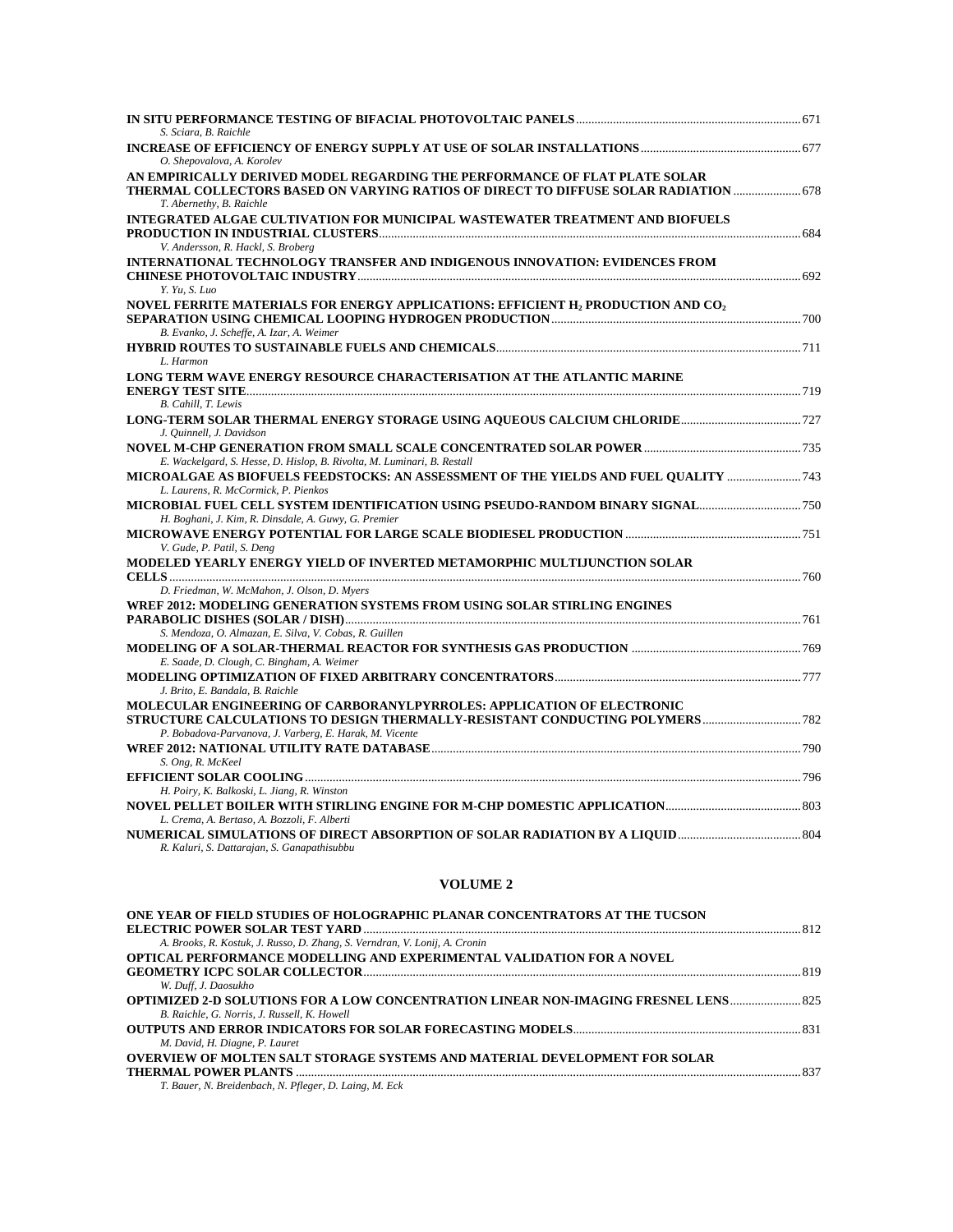**IN SITU PERFORMANCE TESTING OF BIFACIAL PHOTOVOLTAIC PANELS** ........ 671
*S. Sciara, B. Raichle*

**INCREASE OF EFFICIENCY OF ENERGY SUPPLY AT USE OF SOLAR INSTALLATIONS** ........ 677
*O. Shepovalova, A. Korolev*

**AN EMPIRICALLY DERIVED MODEL REGARDING THE PERFORMANCE OF FLAT PLATE SOLAR THERMAL COLLECTORS BASED ON VARYING RATIOS OF DIRECT TO DIFFUSE SOLAR RADIATION** ........ 678
*T. Abernethy, B. Raichle*

**INTEGRATED ALGAE CULTIVATION FOR MUNICIPAL WASTEWATER TREATMENT AND BIOFUELS PRODUCTION IN INDUSTRIAL CLUSTERS** ........ 684
*V. Andersson, R. Hackl, S. Broberg*

**INTERNATIONAL TECHNOLOGY TRANSFER AND INDIGENOUS INNOVATION: EVIDENCES FROM CHINESE PHOTOVOLTAIC INDUSTRY** ........ 692
*Y. Yu, S. Luo*

**NOVEL FERRITE MATERIALS FOR ENERGY APPLICATIONS: EFFICIENT $H_2$ PRODUCTION AND $CO_2$ SEPARATION USING CHEMICAL LOOPING HYDROGEN PRODUCTION** ........ 700
*B. Evanko, J. Scheffe, A. Izar, A. Weimer*

**HYBRID ROUTES TO SUSTAINABLE FUELS AND CHEMICALS** ........ 711
*L. Harmon*

**LONG TERM WAVE ENERGY RESOURCE CHARACTERISATION AT THE ATLANTIC MARINE ENERGY TEST SITE** ........ 719
*B. Cahill, T. Lewis*

**LONG-TERM SOLAR THERMAL ENERGY STORAGE USING AQUEOUS CALCIUM CHLORIDE** ........ 727
*J. Quinnell, J. Davidson*

**NOVEL M-CHP GENERATION FROM SMALL SCALE CONCENTRATED SOLAR POWER** ........ 735
*E. Wackelgard, S. Hesse, D. Hislop, B. Rivolta, M. Luminari, B. Restall*

**MICROALGAE AS BIOFUELS FEEDSTOCKS: AN ASSESSMENT OF THE YIELDS AND FUEL QUALITY** ........ 743
*L. Laurens, R. McCormick, P. Pienkos*

**MICROBIAL FUEL CELL SYSTEM IDENTIFICATION USING PSEUDO-RANDOM BINARY SIGNAL** ........ 750
*H. Boghani, J. Kim, R. Dinsdale, A. Guwy, G. Premier*

**MICROWAVE ENERGY POTENTIAL FOR LARGE SCALE BIODIESEL PRODUCTION** ........ 751
*V. Gude, P. Patil, S. Deng*

**MODELED YEARLY ENERGY YIELD OF INVERTED METAMORPHIC MULTIJUNCTION SOLAR CELLS** ........ 760
*D. Friedman, W. McMahon, J. Olson, D. Myers*

**WREF 2012: MODELING GENERATION SYSTEMS FROM USING SOLAR STIRLING ENGINES PARABOLIC DISHES (SOLAR / DISH)** ........ 761
*S. Mendoza, O. Almazan, E. Silva, V. Cobas, R. Guillen*

**MODELING OF A SOLAR-THERMAL REACTOR FOR SYNTHESIS GAS PRODUCTION** ........ 769
*E. Saade, D. Clough, C. Bingham, A. Weimer*

**MODELING OPTIMIZATION OF FIXED ARBITRARY CONCENTRATORS** ........ 777
*J. Brito, E. Bandala, B. Raichle*

**MOLECULAR ENGINEERING OF CARBORANYLPYRROLES: APPLICATION OF ELECTRONIC STRUCTURE CALCULATIONS TO DESIGN THERMALLY-RESISTANT CONDUCTING POLYMERS** ........ 782
*P. Bobadova-Parvanova, J. Varberg, E. Harak, M. Vicente*

**WREF 2012: NATIONAL UTILITY RATE DATABASE** ........ 790
*S. Ong, R. McKeel*

**EFFICIENT SOLAR COOLING** ........ 796
*H. Poiry, K. Balkoski, L. Jiang, R. Winston*

**NOVEL PELLET BOILER WITH STIRLING ENGINE FOR M-CHP DOMESTIC APPLICATION** ........ 803
*L. Crema, A. Bertaso, A. Bozzoli, F. Alberti*

**NUMERICAL SIMULATIONS OF DIRECT ABSORPTION OF SOLAR RADIATION BY A LIQUID** ........ 804
*R. Kaluri, S. Dattarajan, S. Ganapathisubbu*

## VOLUME 2

**ONE YEAR OF FIELD STUDIES OF HOLOGRAPHIC PLANAR CONCENTRATORS AT THE TUCSON ELECTRIC POWER SOLAR TEST YARD** ........ 812
*A. Brooks, R. Kostuk, J. Russo, D. Zhang, S. Verndran, V. Lonij, A. Cronin*

**OPTICAL PERFORMANCE MODELLING AND EXPERIMENTAL VALIDATION FOR A NOVEL GEOMETRY ICPC SOLAR COLLECTOR** ........ 819
*W. Duff, J. Daosukho*

**OPTIMIZED 2-D SOLUTIONS FOR A LOW CONCENTRATION LINEAR NON-IMAGING FRESNEL LENS** ........ 825
*B. Raichle, G. Norris, J. Russell, K. Howell*

**OUTPUTS AND ERROR INDICATORS FOR SOLAR FORECASTING MODELS** ........ 831
*M. David, H. Diagne, P. Lauret*

**OVERVIEW OF MOLTEN SALT STORAGE SYSTEMS AND MATERIAL DEVELOPMENT FOR SOLAR THERMAL POWER PLANTS** ........ 837
*T. Bauer, N. Breidenbach, N. Pfleger, D. Laing, M. Eck*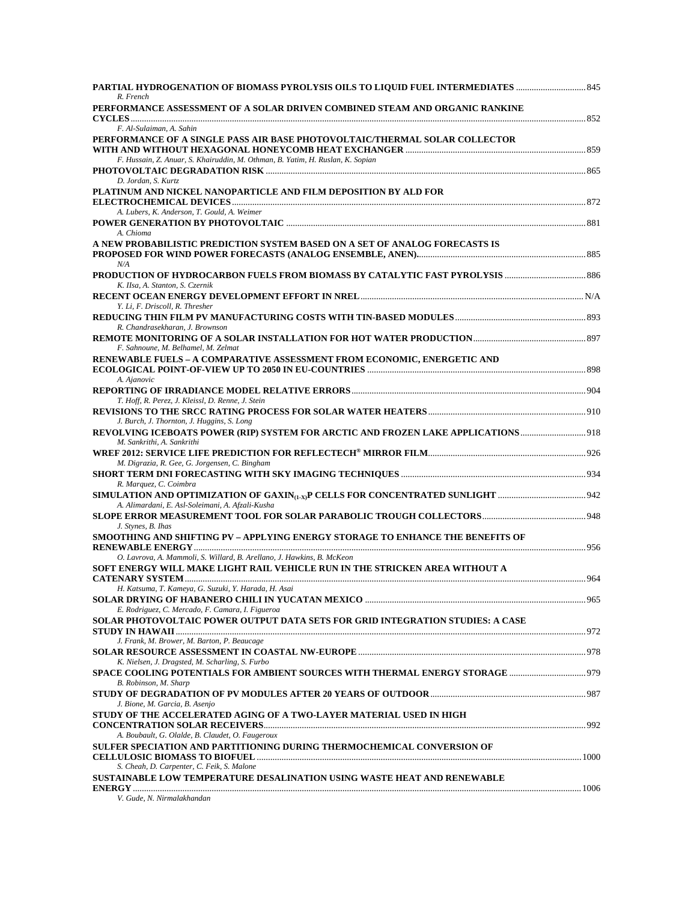**PARTIAL HYDROGENATION OF BIOMASS PYROLYSIS OILS TO LIQUID FUEL INTERMEDIATES** ... 845
*R. French*

**PERFORMANCE ASSESSMENT OF A SOLAR DRIVEN COMBINED STEAM AND ORGANIC RANKINE CYCLES** ... 852
*F. Al-Sulaiman, A. Sahin*

**PERFORMANCE OF A SINGLE PASS AIR BASE PHOTOVOLTAIC/THERMAL SOLAR COLLECTOR WITH AND WITHOUT HEXAGONAL HONEYCOMB HEAT EXCHANGER** ... 859
*F. Hussain, Z. Anuar, S. Khairuddin, M. Othman, B. Yatim, H. Ruslan, K. Sopian*

**PHOTOVOLTAIC DEGRADATION RISK** ... 865
*D. Jordan, S. Kurtz*

**PLATINUM AND NICKEL NANOPARTICLE AND FILM DEPOSITION BY ALD FOR ELECTROCHEMICAL DEVICES** ... 872
*A. Lubers, K. Anderson, T. Gould, A. Weimer*

**POWER GENERATION BY PHOTOVOLTAIC** ... 881
*A. Chioma*

**A NEW PROBABILISTIC PREDICTION SYSTEM BASED ON A SET OF ANALOG FORECASTS IS PROPOSED FOR WIND POWER FORECASTS (ANALOG ENSEMBLE, ANEN)** ... 885
*N/A*

**PRODUCTION OF HYDROCARBON FUELS FROM BIOMASS BY CATALYTIC FAST PYROLYSIS** ... 886
*K. IIsa, A. Stanton, S. Czernik*

**RECENT OCEAN ENERGY DEVELOPMENT EFFORT IN NREL** ... N/A
*Y. Li, F. Driscoll, R. Thresher*

**REDUCING THIN FILM PV MANUFACTURING COSTS WITH TIN-BASED MODULES** ... 893
*R. Chandrasekharan, J. Brownson*

**REMOTE MONITORING OF A SOLAR INSTALLATION FOR HOT WATER PRODUCTION** ... 897
*F. Sahnoune, M. Belhamel, M. Zelmat*

**RENEWABLE FUELS – A COMPARATIVE ASSESSMENT FROM ECONOMIC, ENERGETIC AND ECOLOGICAL POINT-OF-VIEW UP TO 2050 IN EU-COUNTRIES** ... 898
*A. Ajanovic*

**REPORTING OF IRRADIANCE MODEL RELATIVE ERRORS** ... 904
*T. Hoff, R. Perez, J. Kleissl, D. Renne, J. Stein*

**REVISIONS TO THE SRCC RATING PROCESS FOR SOLAR WATER HEATERS** ... 910
*J. Burch, J. Thornton, J. Huggins, S. Long*

**REVOLVING ICEBOATS POWER (RIP) SYSTEM FOR ARCTIC AND FROZEN LAKE APPLICATIONS** ... 918
*M. Sankrithi, A. Sankrithi*

**WREF 2012: SERVICE LIFE PREDICTION FOR REFLECTECH® MIRROR FILM** ... 926
*M. Digrazia, R. Gee, G. Jorgensen, C. Bingham*

**SHORT TERM DNI FORECASTING WITH SKY IMAGING TECHNIQUES** ... 934
*R. Marquez, C. Coimbra*

**SIMULATION AND OPTIMIZATION OF GAXIN$_{(1-X)}$P CELLS FOR CONCENTRATED SUNLIGHT** ... 942
*A. Alimardani, E. Asl-Soleimani, A. Afzali-Kusha*

**SLOPE ERROR MEASUREMENT TOOL FOR SOLAR PARABOLIC TROUGH COLLECTORS** ... 948
*J. Stynes, B. Ihas*

**SMOOTHING AND SHIFTING PV – APPLYING ENERGY STORAGE TO ENHANCE THE BENEFITS OF RENEWABLE ENERGY** ... 956
*O. Lavrova, A. Mammoli, S. Willard, B. Arellano, J. Hawkins, B. McKeon*

**SOFT ENERGY WILL MAKE LIGHT RAIL VEHICLE RUN IN THE STRICKEN AREA WITHOUT A CATENARY SYSTEM** ... 964
*H. Katsuma, T. Kameya, G. Suzuki, Y. Harada, H. Asai*

**SOLAR DRYING OF HABANERO CHILI IN YUCATAN MEXICO** ... 965
*E. Rodriguez, C. Mercado, F. Camara, I. Figueroa*

**SOLAR PHOTOVOLTAIC POWER OUTPUT DATA SETS FOR GRID INTEGRATION STUDIES: A CASE STUDY IN HAWAII** ... 972
*J. Frank, M. Brower, M. Barton, P. Beaucage*

**SOLAR RESOURCE ASSESSMENT IN COASTAL NW-EUROPE** ... 978
*K. Nielsen, J. Dragsted, M. Scharling, S. Furbo*

**SPACE COOLING POTENTIALS FOR AMBIENT SOURCES WITH THERMAL ENERGY STORAGE** ... 979
*B. Robinson, M. Sharp*

**STUDY OF DEGRADATION OF PV MODULES AFTER 20 YEARS OF OUTDOOR** ... 987
*J. Bione, M. Garcia, B. Asenjo*

**STUDY OF THE ACCELERATED AGING OF A TWO-LAYER MATERIAL USED IN HIGH CONCENTRATION SOLAR RECEIVERS** ... 992
*A. Boubault, G. Olalde, B. Claudet, O. Faugeroux*

**SULFER SPECIATION AND PARTITIONING DURING THERMOCHEMICAL CONVERSION OF CELLULOSIC BIOMASS TO BIOFUEL** ... 1000
*S. Cheah, D. Carpenter, C. Feik, S. Malone*

**SUSTAINABLE LOW TEMPERATURE DESALINATION USING WASTE HEAT AND RENEWABLE ENERGY** ... 1006
*V. Gude, N. Nirmalakhandan*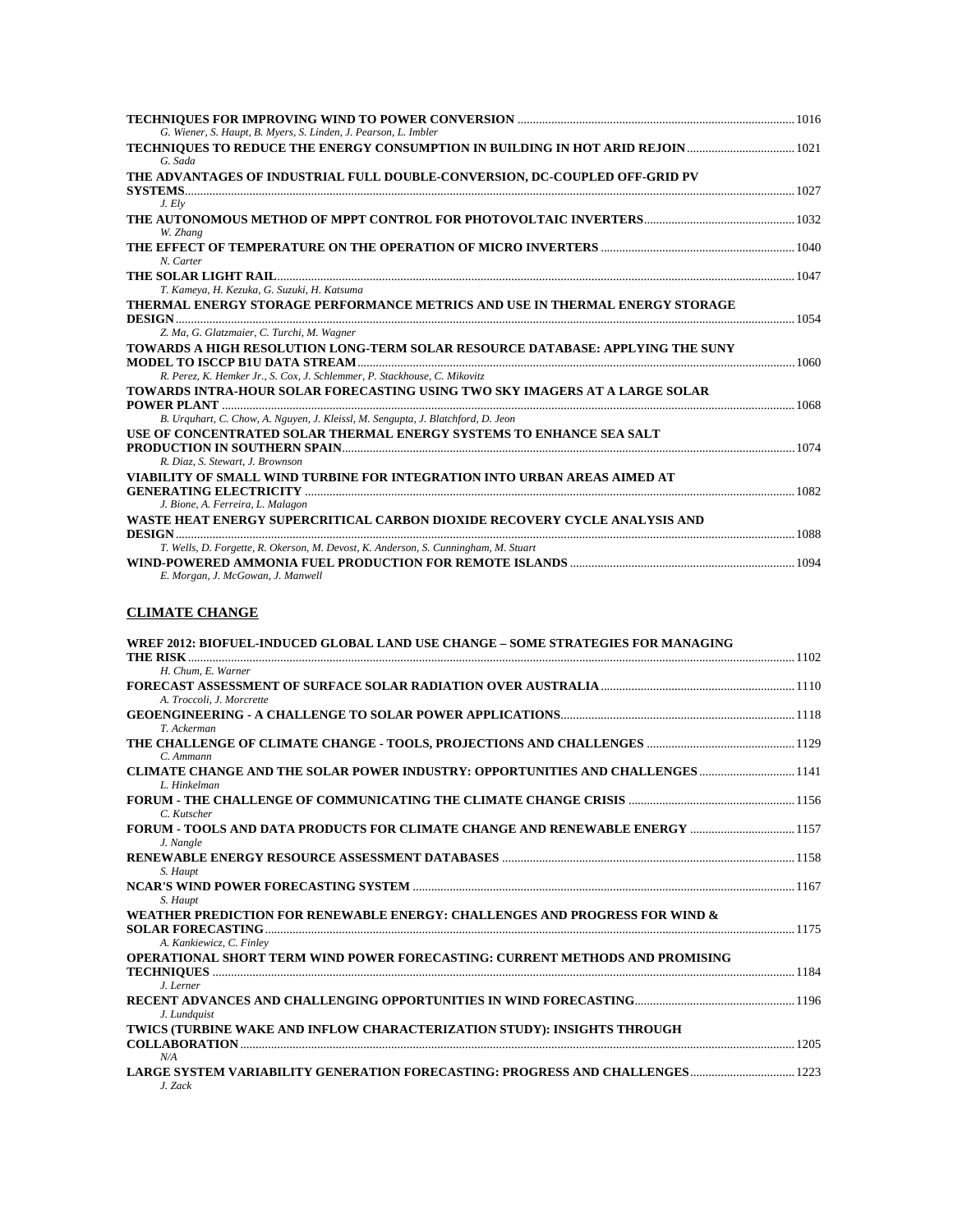**TECHNIQUES FOR IMPROVING WIND TO POWER CONVERSION** ........ 1016
*G. Wiener, S. Haupt, B. Myers, S. Linden, J. Pearson, L. Imbler*

**TECHNIQUES TO REDUCE THE ENERGY CONSUMPTION IN BUILDING IN HOT ARID REJOIN** ........ 1021
*G. Sada*

**THE ADVANTAGES OF INDUSTRIAL FULL DOUBLE-CONVERSION, DC-COUPLED OFF-GRID PV SYSTEMS** ........ 1027
*J. Ely*

**THE AUTONOMOUS METHOD OF MPPT CONTROL FOR PHOTOVOLTAIC INVERTERS** ........ 1032
*W. Zhang*

**THE EFFECT OF TEMPERATURE ON THE OPERATION OF MICRO INVERTERS** ........ 1040
*N. Carter*

**THE SOLAR LIGHT RAIL** ........ 1047
*T. Kameya, H. Kezuka, G. Suzuki, H. Katsuma*

**THERMAL ENERGY STORAGE PERFORMANCE METRICS AND USE IN THERMAL ENERGY STORAGE DESIGN** ........ 1054
*Z. Ma, G. Glatzmaier, C. Turchi, M. Wagner*

**TOWARDS A HIGH RESOLUTION LONG-TERM SOLAR RESOURCE DATABASE: APPLYING THE SUNY MODEL TO ISCCP B1U DATA STREAM** ........ 1060
*R. Perez, K. Hemker Jr., S. Cox, J. Schlemmer, P. Stackhouse, C. Mikovitz*

**TOWARDS INTRA-HOUR SOLAR FORECASTING USING TWO SKY IMAGERS AT A LARGE SOLAR POWER PLANT** ........ 1068
*B. Urquhart, C. Chow, A. Nguyen, J. Kleissl, M. Sengupta, J. Blatchford, D. Jeon*

**USE OF CONCENTRATED SOLAR THERMAL ENERGY SYSTEMS TO ENHANCE SEA SALT PRODUCTION IN SOUTHERN SPAIN** ........ 1074
*R. Diaz, S. Stewart, J. Brownson*

**VIABILITY OF SMALL WIND TURBINE FOR INTEGRATION INTO URBAN AREAS AIMED AT GENERATING ELECTRICITY** ........ 1082
*J. Bione, A. Ferreira, L. Malagon*

**WASTE HEAT ENERGY SUPERCRITICAL CARBON DIOXIDE RECOVERY CYCLE ANALYSIS AND DESIGN** ........ 1088
*T. Wells, D. Forgette, R. Okerson, M. Devost, K. Anderson, S. Cunningham, M. Stuart*

**WIND-POWERED AMMONIA FUEL PRODUCTION FOR REMOTE ISLANDS** ........ 1094
*E. Morgan, J. McGowan, J. Manwell*

## CLIMATE CHANGE

**WREF 2012: BIOFUEL-INDUCED GLOBAL LAND USE CHANGE – SOME STRATEGIES FOR MANAGING THE RISK** ........ 1102
*H. Chum, E. Warner*

**FORECAST ASSESSMENT OF SURFACE SOLAR RADIATION OVER AUSTRALIA** ........ 1110
*A. Troccoli, J. Morcrette*

**GEOENGINEERING - A CHALLENGE TO SOLAR POWER APPLICATIONS** ........ 1118
*T. Ackerman*

**THE CHALLENGE OF CLIMATE CHANGE - TOOLS, PROJECTIONS AND CHALLENGES** ........ 1129
*C. Ammann*

**CLIMATE CHANGE AND THE SOLAR POWER INDUSTRY: OPPORTUNITIES AND CHALLENGES** ........ 1141
*L. Hinkelman*

**FORUM - THE CHALLENGE OF COMMUNICATING THE CLIMATE CHANGE CRISIS** ........ 1156
*C. Kutscher*

**FORUM - TOOLS AND DATA PRODUCTS FOR CLIMATE CHANGE AND RENEWABLE ENERGY** ........ 1157
*J. Nangle*

**RENEWABLE ENERGY RESOURCE ASSESSMENT DATABASES** ........ 1158
*S. Haupt*

**NCAR'S WIND POWER FORECASTING SYSTEM** ........ 1167
*S. Haupt*

**WEATHER PREDICTION FOR RENEWABLE ENERGY: CHALLENGES AND PROGRESS FOR WIND & SOLAR FORECASTING** ........ 1175
*A. Kankiewicz, C. Finley*

**OPERATIONAL SHORT TERM WIND POWER FORECASTING: CURRENT METHODS AND PROMISING TECHNIQUES** ........ 1184
*J. Lerner*

**RECENT ADVANCES AND CHALLENGING OPPORTUNITIES IN WIND FORECASTING** ........ 1196
*J. Lundquist*

**TWICS (TURBINE WAKE AND INFLOW CHARACTERIZATION STUDY): INSIGHTS THROUGH COLLABORATION** ........ 1205
*N/A*

**LARGE SYSTEM VARIABILITY GENERATION FORECASTING: PROGRESS AND CHALLENGES** ........ 1223
*J. Zack*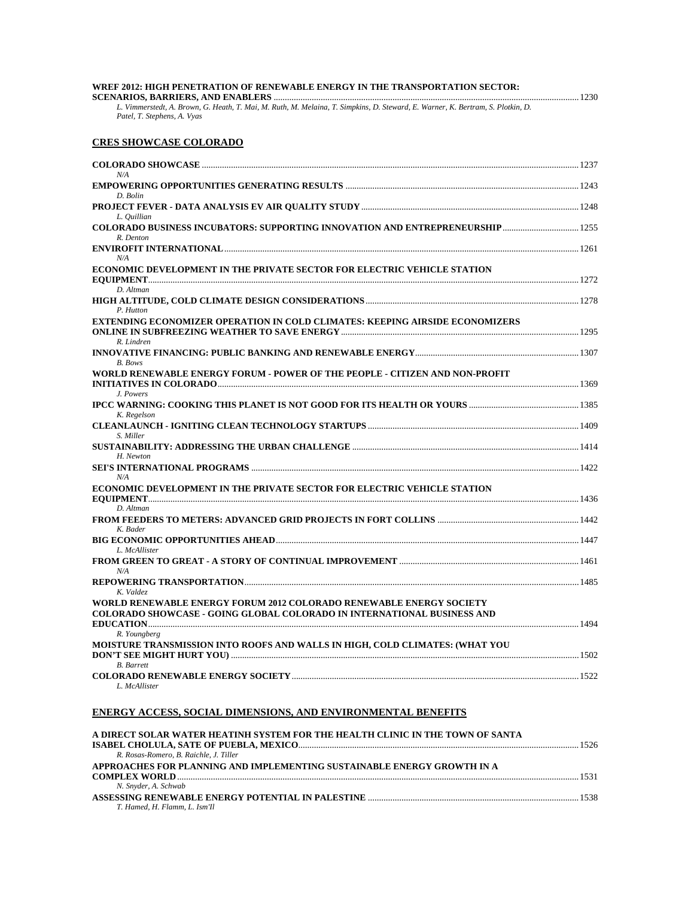**WREF 2012: HIGH PENETRATION OF RENEWABLE ENERGY IN THE TRANSPORTATION SECTOR: SCENARIOS, BARRIERS, AND ENABLERS** ........................................................ 1230
*L. Vimmerstedt, A. Brown, G. Heath, T. Mai, M. Ruth, M. Melaina, T. Simpkins, D. Steward, E. Warner, K. Bertram, S. Plotkin, D. Patel, T. Stephens, A. Vyas*

## CRES SHOWCASE COLORADO

**COLORADO SHOWCASE** ........................................................ 1237
*N/A*

**EMPOWERING OPPORTUNITIES GENERATING RESULTS** ........................................................ 1243
*D. Bolin*

**PROJECT FEVER - DATA ANALYSIS EV AIR QUALITY STUDY** ........................................................ 1248
*L. Quillian*

**COLORADO BUSINESS INCUBATORS: SUPPORTING INNOVATION AND ENTREPRENEURSHIP** ........................................................ 1255
*R. Denton*

**ENVIROFIT INTERNATIONAL** ........................................................ 1261
*N/A*

**ECONOMIC DEVELOPMENT IN THE PRIVATE SECTOR FOR ELECTRIC VEHICLE STATION EQUIPMENT** ........................................................ 1272
*D. Altman*

**HIGH ALTITUDE, COLD CLIMATE DESIGN CONSIDERATIONS** ........................................................ 1278
*P. Hutton*

**EXTENDING ECONOMIZER OPERATION IN COLD CLIMATES: KEEPING AIRSIDE ECONOMIZERS ONLINE IN SUBFREEZING WEATHER TO SAVE ENERGY** ........................................................ 1295
*R. Lindren*

**INNOVATIVE FINANCING: PUBLIC BANKING AND RENEWABLE ENERGY** ........................................................ 1307
*B. Bows*

**WORLD RENEWABLE ENERGY FORUM - POWER OF THE PEOPLE - CITIZEN AND NON-PROFIT INITIATIVES IN COLORADO** ........................................................ 1369
*J. Powers*

**IPCC WARNING: COOKING THIS PLANET IS NOT GOOD FOR ITS HEALTH OR YOURS** ........................................................ 1385
*K. Regelson*

**CLEANLAUNCH - IGNITING CLEAN TECHNOLOGY STARTUPS** ........................................................ 1409
*S. Miller*

**SUSTAINABILITY: ADDRESSING THE URBAN CHALLENGE** ........................................................ 1414
*H. Newton*

**SEI'S INTERNATIONAL PROGRAMS** ........................................................ 1422
*N/A*

**ECONOMIC DEVELOPMENT IN THE PRIVATE SECTOR FOR ELECTRIC VEHICLE STATION EQUIPMENT** ........................................................ 1436
*D. Altman*

**FROM FEEDERS TO METERS: ADVANCED GRID PROJECTS IN FORT COLLINS** ........................................................ 1442
*K. Bader*

**BIG ECONOMIC OPPORTUNITIES AHEAD** ........................................................ 1447
*L. McAllister*

**FROM GREEN TO GREAT - A STORY OF CONTINUAL IMPROVEMENT** ........................................................ 1461
*N/A*

**REPOWERING TRANSPORTATION** ........................................................ 1485
*K. Valdez*

**WORLD RENEWABLE ENERGY FORUM 2012 COLORADO RENEWABLE ENERGY SOCIETY COLORADO SHOWCASE - GOING GLOBAL COLORADO IN INTERNATIONAL BUSINESS AND EDUCATION** ........................................................ 1494
*R. Youngberg*

**MOISTURE TRANSMISSION INTO ROOFS AND WALLS IN HIGH, COLD CLIMATES: (WHAT YOU DON'T SEE MIGHT HURT YOU)** ........................................................ 1502
*B. Barrett*

**COLORADO RENEWABLE ENERGY SOCIETY** ........................................................ 1522
*L. McAllister*

## ENERGY ACCESS, SOCIAL DIMENSIONS, AND ENVIRONMENTAL BENEFITS

**A DIRECT SOLAR WATER HEATINH SYSTEM FOR THE HEALTH CLINIC IN THE TOWN OF SANTA ISABEL CHOLULA, SATE OF PUEBLA, MEXICO** ........................................................ 1526
*R. Rosas-Romero, B. Raichle, J. Tiller*

**APPROACHES FOR PLANNING AND IMPLEMENTING SUSTAINABLE ENERGY GROWTH IN A COMPLEX WORLD** ........................................................ 1531
*N. Snyder, A. Schwab*

**ASSESSING RENEWABLE ENERGY POTENTIAL IN PALESTINE** ........................................................ 1538
*T. Hamed, H. Flamm, L. Ism'Il*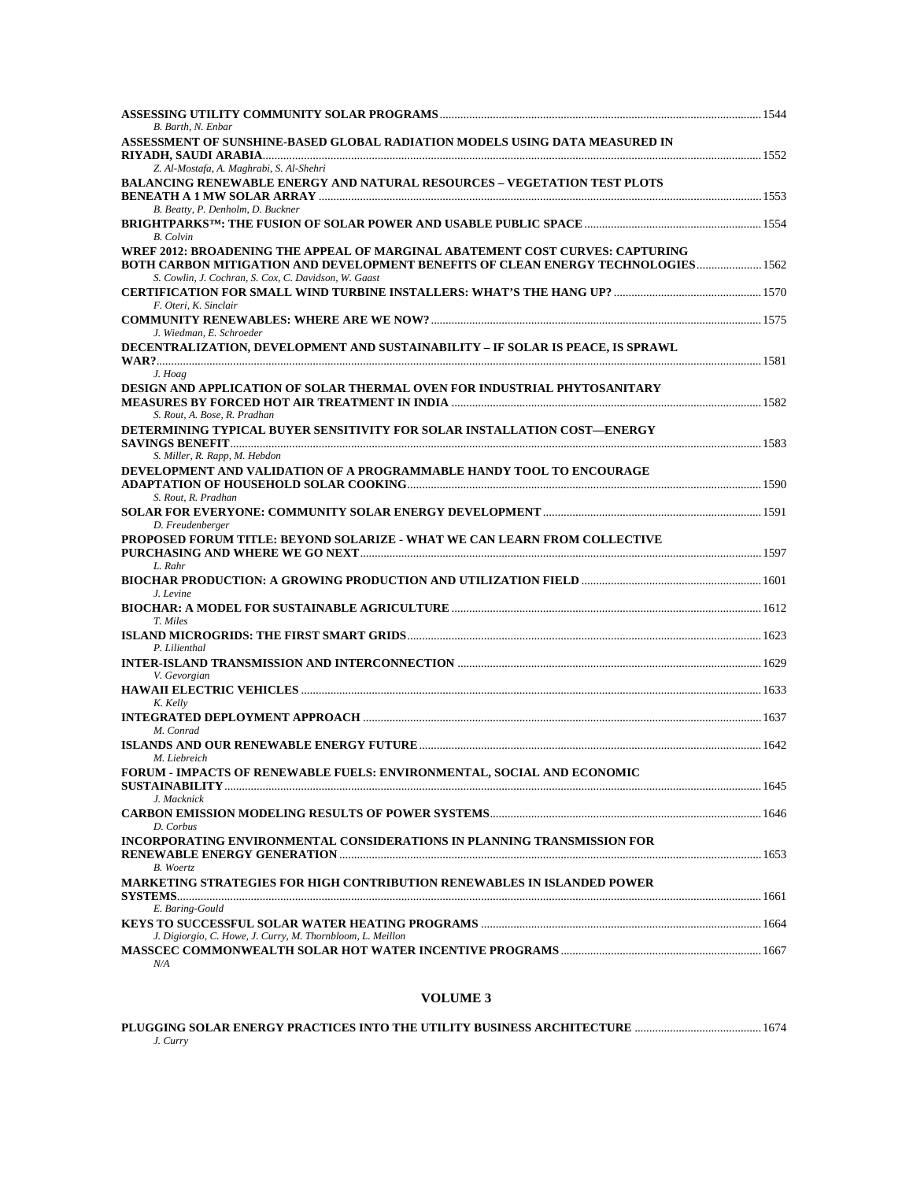**ASSESSING UTILITY COMMUNITY SOLAR PROGRAMS** ........ 1544
*B. Barth, N. Enbar*

**ASSESSMENT OF SUNSHINE-BASED GLOBAL RADIATION MODELS USING DATA MEASURED IN RIYADH, SAUDI ARABIA** ........ 1552
*Z. Al-Mostafa, A. Maghrabi, S. Al-Shehri*

**BALANCING RENEWABLE ENERGY AND NATURAL RESOURCES – VEGETATION TEST PLOTS BENEATH A 1 MW SOLAR ARRAY** ........ 1553
*B. Beatty, P. Denholm, D. Buckner*

**BRIGHTPARKS™: THE FUSION OF SOLAR POWER AND USABLE PUBLIC SPACE** ........ 1554
*B. Colvin*

**WREF 2012: BROADENING THE APPEAL OF MARGINAL ABATEMENT COST CURVES: CAPTURING BOTH CARBON MITIGATION AND DEVELOPMENT BENEFITS OF CLEAN ENERGY TECHNOLOGIES** ........ 1562
*S. Cowlin, J. Cochran, S. Cox, C. Davidson, W. Gaast*

**CERTIFICATION FOR SMALL WIND TURBINE INSTALLERS: WHAT'S THE HANG UP?** ........ 1570
*F. Oteri, K. Sinclair*

**COMMUNITY RENEWABLES: WHERE ARE WE NOW?** ........ 1575
*J. Wiedman, E. Schroeder*

**DECENTRALIZATION, DEVELOPMENT AND SUSTAINABILITY – IF SOLAR IS PEACE, IS SPRAWL WAR?** ........ 1581
*J. Hoag*

**DESIGN AND APPLICATION OF SOLAR THERMAL OVEN FOR INDUSTRIAL PHYTOSANITARY MEASURES BY FORCED HOT AIR TREATMENT IN INDIA** ........ 1582
*S. Rout, A. Bose, R. Pradhan*

**DETERMINING TYPICAL BUYER SENSITIVITY FOR SOLAR INSTALLATION COST—ENERGY SAVINGS BENEFIT** ........ 1583
*S. Miller, R. Rapp, M. Hebdon*

**DEVELOPMENT AND VALIDATION OF A PROGRAMMABLE HANDY TOOL TO ENCOURAGE ADAPTATION OF HOUSEHOLD SOLAR COOKING** ........ 1590
*S. Rout, R. Pradhan*

**SOLAR FOR EVERYONE: COMMUNITY SOLAR ENERGY DEVELOPMENT** ........ 1591
*D. Freudenberger*

**PROPOSED FORUM TITLE: BEYOND SOLARIZE - WHAT WE CAN LEARN FROM COLLECTIVE PURCHASING AND WHERE WE GO NEXT** ........ 1597
*L. Rahr*

**BIOCHAR PRODUCTION: A GROWING PRODUCTION AND UTILIZATION FIELD** ........ 1601
*J. Levine*

**BIOCHAR: A MODEL FOR SUSTAINABLE AGRICULTURE** ........ 1612
*T. Miles*

**ISLAND MICROGRIDS: THE FIRST SMART GRIDS** ........ 1623
*P. Lilienthal*

**INTER-ISLAND TRANSMISSION AND INTERCONNECTION** ........ 1629
*V. Gevorgian*

**HAWAII ELECTRIC VEHICLES** ........ 1633
*K. Kelly*

**INTEGRATED DEPLOYMENT APPROACH** ........ 1637
*M. Conrad*

**ISLANDS AND OUR RENEWABLE ENERGY FUTURE** ........ 1642
*M. Liebreich*

**FORUM - IMPACTS OF RENEWABLE FUELS: ENVIRONMENTAL, SOCIAL AND ECONOMIC SUSTAINABILITY** ........ 1645
*J. Macknick*

**CARBON EMISSION MODELING RESULTS OF POWER SYSTEMS** ........ 1646
*D. Corbus*

**INCORPORATING ENVIRONMENTAL CONSIDERATIONS IN PLANNING TRANSMISSION FOR RENEWABLE ENERGY GENERATION** ........ 1653
*B. Woertz*

**MARKETING STRATEGIES FOR HIGH CONTRIBUTION RENEWABLES IN ISLANDED POWER SYSTEMS** ........ 1661
*E. Baring-Gould*

**KEYS TO SUCCESSFUL SOLAR WATER HEATING PROGRAMS** ........ 1664
*J. Digiorgio, C. Howe, J. Curry, M. Thornbloom, L. Meillon*

**MASSCEC COMMONWEALTH SOLAR HOT WATER INCENTIVE PROGRAMS** ........ 1667
*N/A*

## VOLUME 3

**PLUGGING SOLAR ENERGY PRACTICES INTO THE UTILITY BUSINESS ARCHITECTURE** ........ 1674
*J. Curry*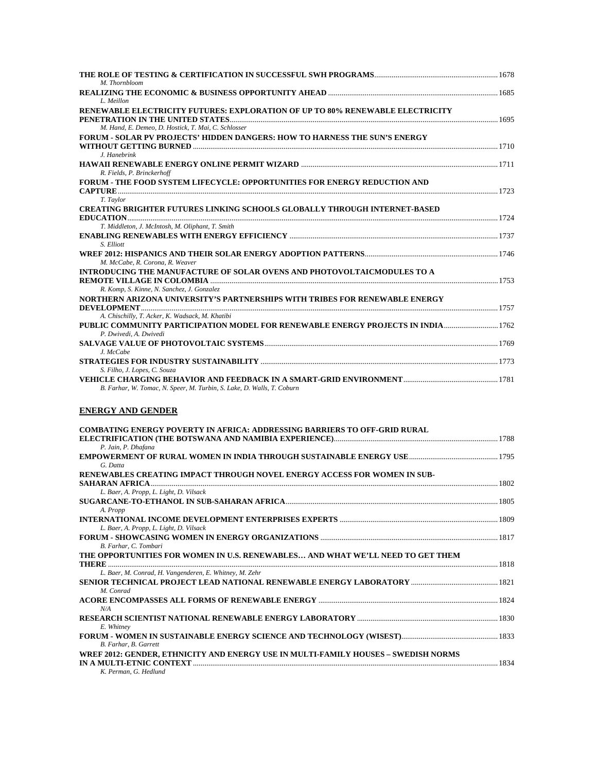**THE ROLE OF TESTING & CERTIFICATION IN SUCCESSFUL SWH PROGRAMS** ............ 1678
*M. Thornbloom*

**REALIZING THE ECONOMIC & BUSINESS OPPORTUNITY AHEAD** ............ 1685
*L. Meillon*

**RENEWABLE ELECTRICITY FUTURES: EXPLORATION OF UP TO 80% RENEWABLE ELECTRICITY PENETRATION IN THE UNITED STATES** ............ 1695
*M. Hand, E. Demeo, D. Hostick, T. Mai, C. Schlosser*

**FORUM - SOLAR PV PROJECTS' HIDDEN DANGERS: HOW TO HARNESS THE SUN'S ENERGY WITHOUT GETTING BURNED** ............ 1710
*J. Hanebrink*

**HAWAII RENEWABLE ENERGY ONLINE PERMIT WIZARD** ............ 1711
*R. Fields, P. Brinckerhoff*

**FORUM - THE FOOD SYSTEM LIFECYCLE: OPPORTUNITIES FOR ENERGY REDUCTION AND CAPTURE** ............ 1723
*T. Taylor*

**CREATING BRIGHTER FUTURES LINKING SCHOOLS GLOBALLY THROUGH INTERNET-BASED EDUCATION** ............ 1724
*T. Middleton, J. McIntosh, M. Oliphant, T. Smith*

**ENABLING RENEWABLES WITH ENERGY EFFICIENCY** ............ 1737
*S. Elliott*

**WREF 2012: HISPANICS AND THEIR SOLAR ENERGY ADOPTION PATTERNS** ............ 1746
*M. McCabe, R. Corona, R. Weaver*

**INTRODUCING THE MANUFACTURE OF SOLAR OVENS AND PHOTOVOLTAICMODULES TO A REMOTE VILLAGE IN COLOMBIA** ............ 1753
*R. Komp, S. Kinne, N. Sanchez, J. Gonzalez*

**NORTHERN ARIZONA UNIVERSITY'S PARTNERSHIPS WITH TRIBES FOR RENEWABLE ENERGY DEVELOPMENT** ............ 1757
*A. Chischilly, T. Acker, K. Wadsack, M. Khatibi*

**PUBLIC COMMUNITY PARTICIPATION MODEL FOR RENEWABLE ENERGY PROJECTS IN INDIA** ............ 1762
*P. Dwivedi, A. Dwivedi*

**SALVAGE VALUE OF PHOTOVOLTAIC SYSTEMS** ............ 1769
*J. McCabe*

**STRATEGIES FOR INDUSTRY SUSTAINABILITY** ............ 1773
*S. Filho, J. Lopes, C. Souza*

**VEHICLE CHARGING BEHAVIOR AND FEEDBACK IN A SMART-GRID ENVIRONMENT** ............ 1781
*B. Farhar, W. Tomac, N. Speer, M. Turbin, S. Lake, D. Walls, T. Coburn*

## ENERGY AND GENDER

**COMBATING ENERGY POVERTY IN AFRICA: ADDRESSING BARRIERS TO OFF-GRID RURAL ELECTRIFICATION (THE BOTSWANA AND NAMIBIA EXPERIENCE)** ............ 1788
*P. Jain, P. Dhafana*

**EMPOWERMENT OF RURAL WOMEN IN INDIA THROUGH SUSTAINABLE ENERGY USE** ............ 1795
*G. Datta*

**RENEWABLES CREATING IMPACT THROUGH NOVEL ENERGY ACCESS FOR WOMEN IN SUB-SAHARAN AFRICA** ............ 1802
*L. Baer, A. Propp, L. Light, D. Vilsack*

**SUGARCANE-TO-ETHANOL IN SUB-SAHARAN AFRICA** ............ 1805
*A. Propp*

**INTERNATIONAL INCOME DEVELOPMENT ENTERPRISES EXPERTS** ............ 1809
*L. Baer, A. Propp, L. Light, D. Vilsack*

**FORUM - SHOWCASING WOMEN IN ENERGY ORGANIZATIONS** ............ 1817
*B. Farhar, C. Tombari*

**THE OPPORTUNITIES FOR WOMEN IN U.S. RENEWABLES… AND WHAT WE'LL NEED TO GET THEM THERE** ............ 1818
*L. Baer, M. Conrad, H. Vangenderen, E. Whitney, M. Zehr*

**SENIOR TECHNICAL PROJECT LEAD NATIONAL RENEWABLE ENERGY LABORATORY** ............ 1821
*M. Conrad*

**ACORE ENCOMPASSES ALL FORMS OF RENEWABLE ENERGY** ............ 1824
*N/A*

**RESEARCH SCIENTIST NATIONAL RENEWABLE ENERGY LABORATORY** ............ 1830
*E. Whitney*

**FORUM - WOMEN IN SUSTAINABLE ENERGY SCIENCE AND TECHNOLOGY (WISEST)** ............ 1833
*B. Farhar, B. Garrett*

**WREF 2012: GENDER, ETHNICITY AND ENERGY USE IN MULTI-FAMILY HOUSES – SWEDISH NORMS IN A MULTI-ETNIC CONTEXT** ............ 1834
*K. Perman, G. Hedlund*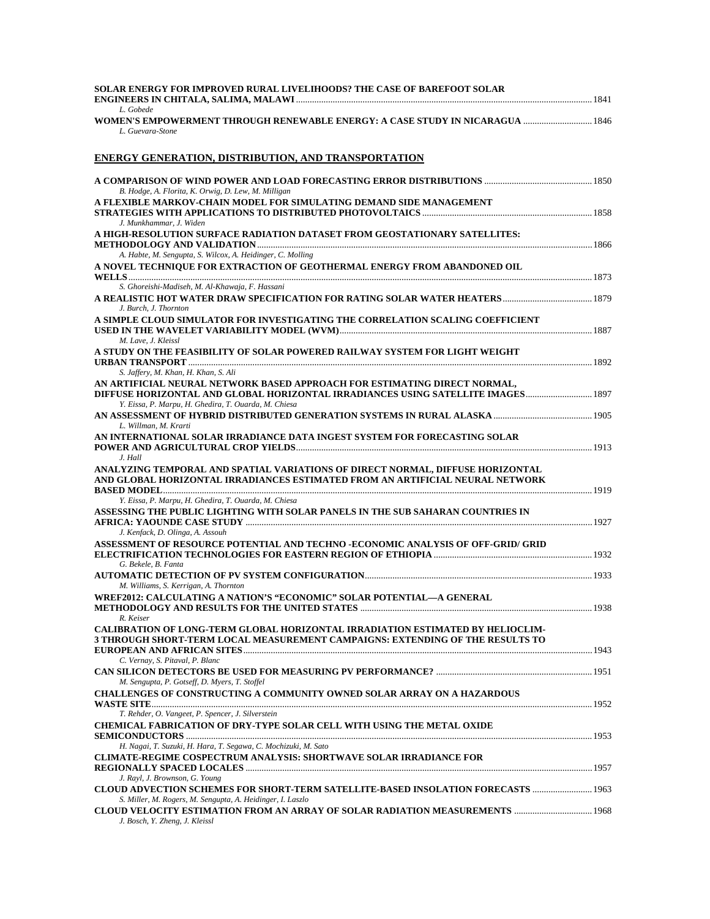**SOLAR ENERGY FOR IMPROVED RURAL LIVELIHOODS? THE CASE OF BAREFOOT SOLAR ENGINEERS IN CHITALA, SALIMA, MALAWI** ........ 1841
*L. Gobede*

**WOMEN'S EMPOWERMENT THROUGH RENEWABLE ENERGY: A CASE STUDY IN NICARAGUA** ........ 1846
*L. Guevara-Stone*

## ENERGY GENERATION, DISTRIBUTION, AND TRANSPORTATION

**A COMPARISON OF WIND POWER AND LOAD FORECASTING ERROR DISTRIBUTIONS** ........ 1850
*B. Hodge, A. Florita, K. Orwig, D. Lew, M. Milligan*

**A FLEXIBLE MARKOV-CHAIN MODEL FOR SIMULATING DEMAND SIDE MANAGEMENT STRATEGIES WITH APPLICATIONS TO DISTRIBUTED PHOTOVOLTAICS** ........ 1858
*J. Munkhammar, J. Widen*

**A HIGH-RESOLUTION SURFACE RADIATION DATASET FROM GEOSTATIONARY SATELLITES: METHODOLOGY AND VALIDATION** ........ 1866
*A. Habte, M. Sengupta, S. Wilcox, A. Heidinger, C. Molling*

**A NOVEL TECHNIQUE FOR EXTRACTION OF GEOTHERMAL ENERGY FROM ABANDONED OIL WELLS** ........ 1873
*S. Ghoreishi-Madiseh, M. Al-Khawaja, F. Hassani*

**A REALISTIC HOT WATER DRAW SPECIFICATION FOR RATING SOLAR WATER HEATERS** ........ 1879
*J. Burch, J. Thornton*

**A SIMPLE CLOUD SIMULATOR FOR INVESTIGATING THE CORRELATION SCALING COEFFICIENT USED IN THE WAVELET VARIABILITY MODEL (WVM)** ........ 1887
*M. Lave, J. Kleissl*

**A STUDY ON THE FEASIBILITY OF SOLAR POWERED RAILWAY SYSTEM FOR LIGHT WEIGHT URBAN TRANSPORT** ........ 1892
*S. Jaffery, M. Khan, H. Khan, S. Ali*

**AN ARTIFICIAL NEURAL NETWORK BASED APPROACH FOR ESTIMATING DIRECT NORMAL, DIFFUSE HORIZONTAL AND GLOBAL HORIZONTAL IRRADIANCES USING SATELLITE IMAGES** ........ 1897
*Y. Eissa, P. Marpu, H. Ghedira, T. Ouarda, M. Chiesa*

**AN ASSESSMENT OF HYBRID DISTRIBUTED GENERATION SYSTEMS IN RURAL ALASKA** ........ 1905
*L. Willman, M. Krarti*

**AN INTERNATIONAL SOLAR IRRADIANCE DATA INGEST SYSTEM FOR FORECASTING SOLAR POWER AND AGRICULTURAL CROP YIELDS** ........ 1913
*J. Hall*

**ANALYZING TEMPORAL AND SPATIAL VARIATIONS OF DIRECT NORMAL, DIFFUSE HORIZONTAL AND GLOBAL HORIZONTAL IRRADIANCES ESTIMATED FROM AN ARTIFICIAL NEURAL NETWORK BASED MODEL** ........ 1919
*Y. Eissa, P. Marpu, H. Ghedira, T. Ouarda, M. Chiesa*

**ASSESSING THE PUBLIC LIGHTING WITH SOLAR PANELS IN THE SUB SAHARAN COUNTRIES IN AFRICA: YAOUNDE CASE STUDY** ........ 1927
*J. Kenfack, D. Olinga, A. Assouh*

**ASSESSMENT OF RESOURCE POTENTIAL AND TECHNO -ECONOMIC ANALYSIS OF OFF-GRID/ GRID ELECTRIFICATION TECHNOLOGIES FOR EASTERN REGION OF ETHIOPIA** ........ 1932
*G. Bekele, B. Fanta*

**AUTOMATIC DETECTION OF PV SYSTEM CONFIGURATION** ........ 1933
*M. Williams, S. Kerrigan, A. Thornton*

**WREF2012: CALCULATING A NATION'S "ECONOMIC" SOLAR POTENTIAL—A GENERAL METHODOLOGY AND RESULTS FOR THE UNITED STATES** ........ 1938
*R. Keiser*

**CALIBRATION OF LONG-TERM GLOBAL HORIZONTAL IRRADIATION ESTIMATED BY HELIOCLIM-3 THROUGH SHORT-TERM LOCAL MEASUREMENT CAMPAIGNS: EXTENDING OF THE RESULTS TO EUROPEAN AND AFRICAN SITES** ........ 1943
*C. Vernay, S. Pitaval, P. Blanc*

**CAN SILICON DETECTORS BE USED FOR MEASURING PV PERFORMANCE?** ........ 1951
*M. Sengupta, P. Gotseff, D. Myers, T. Stoffel*

**CHALLENGES OF CONSTRUCTING A COMMUNITY OWNED SOLAR ARRAY ON A HAZARDOUS WASTE SITE** ........ 1952
*T. Rehder, O. Vangeet, P. Spencer, J. Silverstein*

**CHEMICAL FABRICATION OF DRY-TYPE SOLAR CELL WITH USING THE METAL OXIDE SEMICONDUCTORS** ........ 1953
*H. Nagai, T. Suzuki, H. Hara, T. Segawa, C. Mochizuki, M. Sato*

**CLIMATE-REGIME COSPECTRUM ANALYSIS: SHORTWAVE SOLAR IRRADIANCE FOR REGIONALLY SPACED LOCALES** ........ 1957
*J. Rayl, J. Brownson, G. Young*

**CLOUD ADVECTION SCHEMES FOR SHORT-TERM SATELLITE-BASED INSOLATION FORECASTS** ........ 1963
*S. Miller, M. Rogers, M. Sengupta, A. Heidinger, I. Laszlo*

**CLOUD VELOCITY ESTIMATION FROM AN ARRAY OF SOLAR RADIATION MEASUREMENTS** ........ 1968
*J. Bosch, Y. Zheng, J. Kleissl*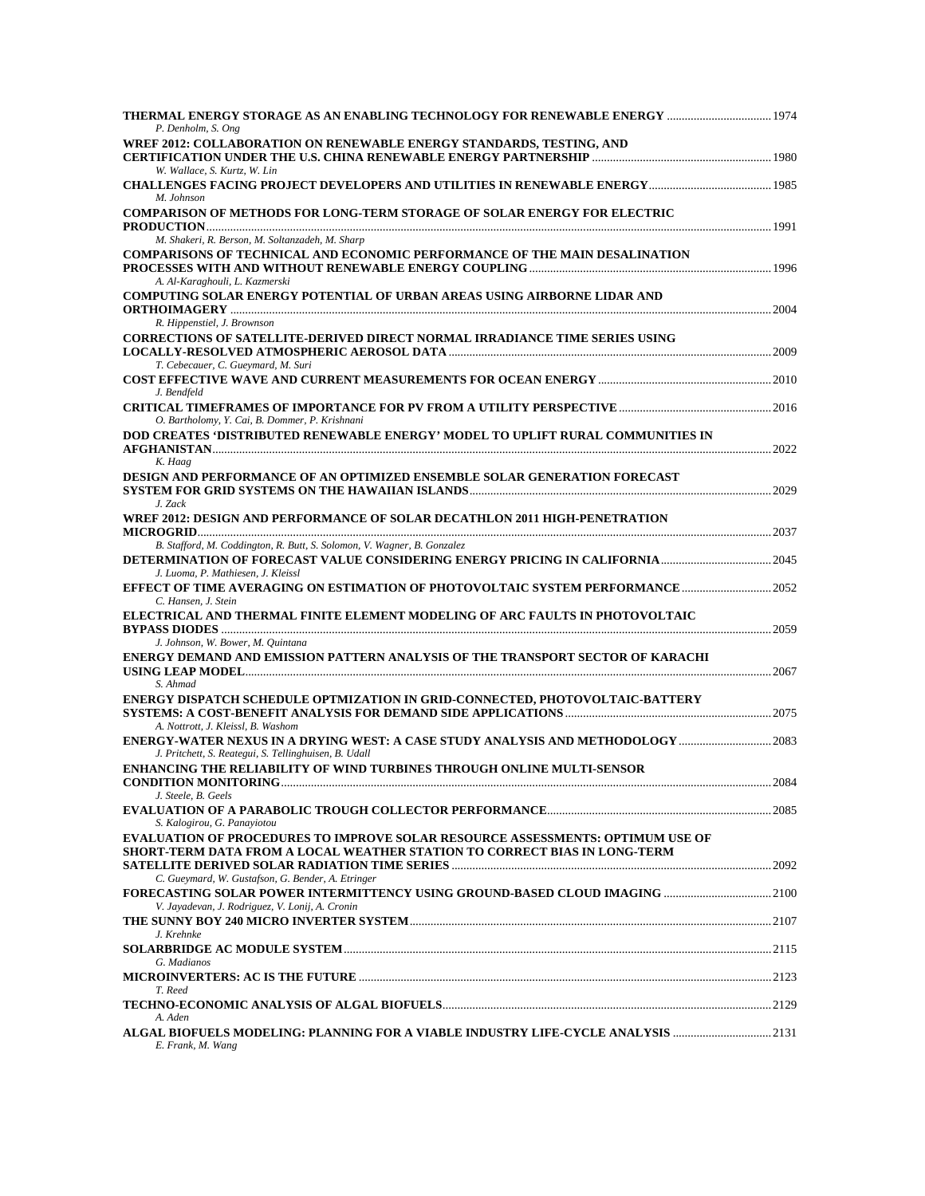**THERMAL ENERGY STORAGE AS AN ENABLING TECHNOLOGY FOR RENEWABLE ENERGY** .................................. 1974
*P. Denholm, S. Ong*

**WREF 2012: COLLABORATION ON RENEWABLE ENERGY STANDARDS, TESTING, AND CERTIFICATION UNDER THE U.S. CHINA RENEWABLE ENERGY PARTNERSHIP** .................................. 1980
*W. Wallace, S. Kurtz, W. Lin*

**CHALLENGES FACING PROJECT DEVELOPERS AND UTILITIES IN RENEWABLE ENERGY** .................................. 1985
*M. Johnson*

**COMPARISON OF METHODS FOR LONG-TERM STORAGE OF SOLAR ENERGY FOR ELECTRIC PRODUCTION** .................................. 1991
*M. Shakeri, R. Berson, M. Soltanzadeh, M. Sharp*

**COMPARISONS OF TECHNICAL AND ECONOMIC PERFORMANCE OF THE MAIN DESALINATION PROCESSES WITH AND WITHOUT RENEWABLE ENERGY COUPLING** .................................. 1996
*A. Al-Karaghouli, L. Kazmerski*

**COMPUTING SOLAR ENERGY POTENTIAL OF URBAN AREAS USING AIRBORNE LIDAR AND ORTHOIMAGERY** .................................. 2004
*R. Hippenstiel, J. Brownson*

**CORRECTIONS OF SATELLITE-DERIVED DIRECT NORMAL IRRADIANCE TIME SERIES USING LOCALLY-RESOLVED ATMOSPHERIC AEROSOL DATA** .................................. 2009
*T. Cebecauer, C. Gueymard, M. Suri*

**COST EFFECTIVE WAVE AND CURRENT MEASUREMENTS FOR OCEAN ENERGY** .................................. 2010
*J. Bendfeld*

**CRITICAL TIMEFRAMES OF IMPORTANCE FOR PV FROM A UTILITY PERSPECTIVE** .................................. 2016
*O. Bartholomy, Y. Cai, B. Dommer, P. Krishnani*

**DOD CREATES 'DISTRIBUTED RENEWABLE ENERGY' MODEL TO UPLIFT RURAL COMMUNITIES IN AFGHANISTAN** .................................. 2022
*K. Haag*

**DESIGN AND PERFORMANCE OF AN OPTIMIZED ENSEMBLE SOLAR GENERATION FORECAST SYSTEM FOR GRID SYSTEMS ON THE HAWAIIAN ISLANDS** .................................. 2029
*J. Zack*

**WREF 2012: DESIGN AND PERFORMANCE OF SOLAR DECATHLON 2011 HIGH-PENETRATION MICROGRID** .................................. 2037
*B. Stafford, M. Coddington, R. Butt, S. Solomon, V. Wagner, B. Gonzalez*

**DETERMINATION OF FORECAST VALUE CONSIDERING ENERGY PRICING IN CALIFORNIA** .................................. 2045
*J. Luoma, P. Mathiesen, J. Kleissl*

**EFFECT OF TIME AVERAGING ON ESTIMATION OF PHOTOVOLTAIC SYSTEM PERFORMANCE** .................................. 2052
*C. Hansen, J. Stein*

**ELECTRICAL AND THERMAL FINITE ELEMENT MODELING OF ARC FAULTS IN PHOTOVOLTAIC BYPASS DIODES** .................................. 2059
*J. Johnson, W. Bower, M. Quintana*

**ENERGY DEMAND AND EMISSION PATTERN ANALYSIS OF THE TRANSPORT SECTOR OF KARACHI USING LEAP MODEL** .................................. 2067
*S. Ahmad*

**ENERGY DISPATCH SCHEDULE OPTMIZATION IN GRID-CONNECTED, PHOTOVOLTAIC-BATTERY SYSTEMS: A COST-BENEFIT ANALYSIS FOR DEMAND SIDE APPLICATIONS** .................................. 2075
*A. Nottrott, J. Kleissl, B. Washom*

**ENERGY-WATER NEXUS IN A DRYING WEST: A CASE STUDY ANALYSIS AND METHODOLOGY** .................................. 2083
*J. Pritchett, S. Reategui, S. Tellinghuisen, B. Udall*

**ENHANCING THE RELIABILITY OF WIND TURBINES THROUGH ONLINE MULTI-SENSOR CONDITION MONITORING** .................................. 2084
*J. Steele, B. Geels*

**EVALUATION OF A PARABOLIC TROUGH COLLECTOR PERFORMANCE** .................................. 2085
*S. Kalogirou, G. Panayiotou*

**EVALUATION OF PROCEDURES TO IMPROVE SOLAR RESOURCE ASSESSMENTS: OPTIMUM USE OF SHORT-TERM DATA FROM A LOCAL WEATHER STATION TO CORRECT BIAS IN LONG-TERM SATELLITE DERIVED SOLAR RADIATION TIME SERIES** .................................. 2092
*C. Gueymard, W. Gustafson, G. Bender, A. Etringer*

**FORECASTING SOLAR POWER INTERMITTENCY USING GROUND-BASED CLOUD IMAGING** .................................. 2100
*V. Jayadevan, J. Rodriguez, V. Lonij, A. Cronin*

**THE SUNNY BOY 240 MICRO INVERTER SYSTEM** .................................. 2107
*J. Krehnke*

**SOLARBRIDGE AC MODULE SYSTEM** .................................. 2115
*G. Madianos*

**MICROINVERTERS: AC IS THE FUTURE** .................................. 2123
*T. Reed*

**TECHNO-ECONOMIC ANALYSIS OF ALGAL BIOFUELS** .................................. 2129
*A. Aden*

**ALGAL BIOFUELS MODELING: PLANNING FOR A VIABLE INDUSTRY LIFE-CYCLE ANALYSIS** .................................. 2131
*E. Frank, M. Wang*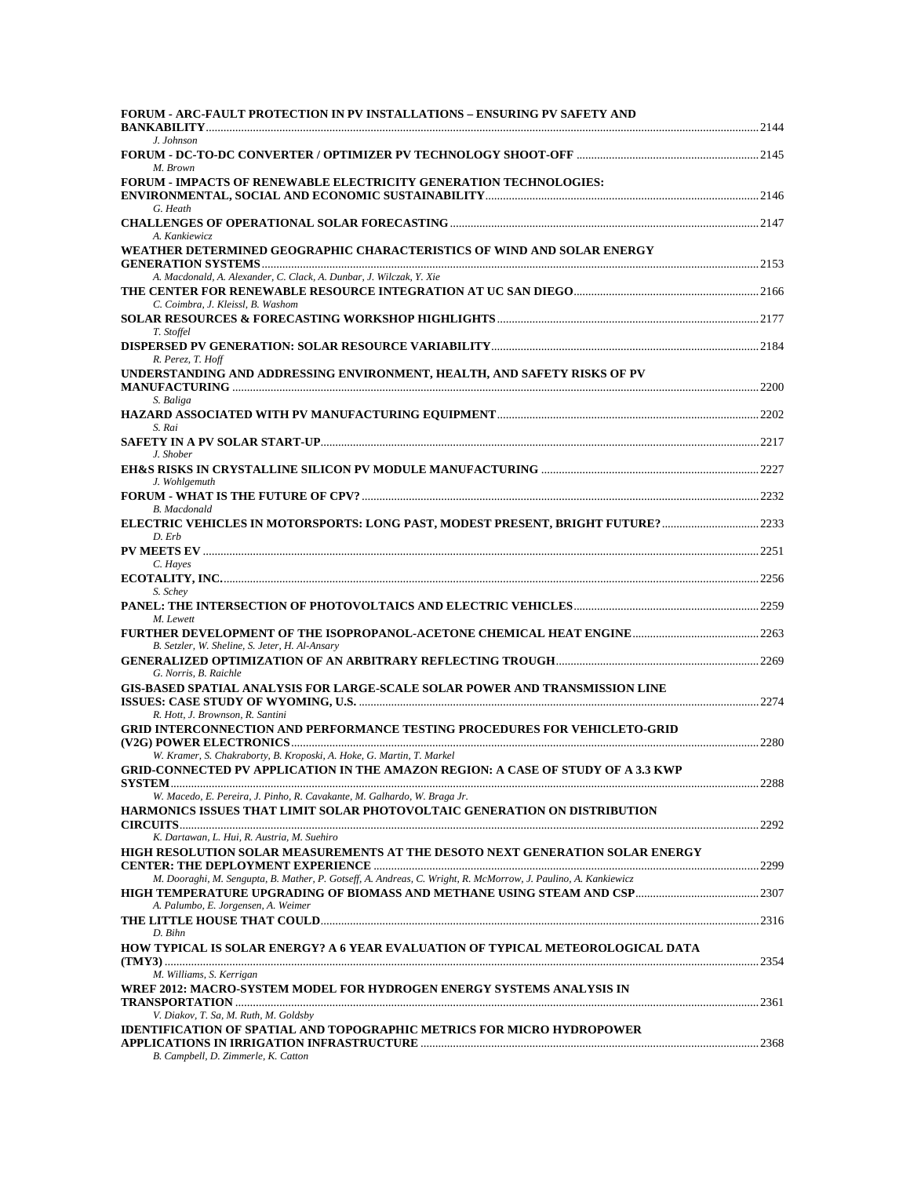**FORUM - ARC-FAULT PROTECTION IN PV INSTALLATIONS – ENSURING PV SAFETY AND BANKABILITY** ........ 2144
*J. Johnson*

**FORUM - DC-TO-DC CONVERTER / OPTIMIZER PV TECHNOLOGY SHOOT-OFF** ........ 2145
*M. Brown*

**FORUM - IMPACTS OF RENEWABLE ELECTRICITY GENERATION TECHNOLOGIES: ENVIRONMENTAL, SOCIAL AND ECONOMIC SUSTAINABILITY** ........ 2146
*G. Heath*

**CHALLENGES OF OPERATIONAL SOLAR FORECASTING** ........ 2147
*A. Kankiewicz*

**WEATHER DETERMINED GEOGRAPHIC CHARACTERISTICS OF WIND AND SOLAR ENERGY GENERATION SYSTEMS** ........ 2153
*A. Macdonald, A. Alexander, C. Clack, A. Dunbar, J. Wilczak, Y. Xie*

**THE CENTER FOR RENEWABLE RESOURCE INTEGRATION AT UC SAN DIEGO** ........ 2166
*C. Coimbra, J. Kleissl, B. Washom*

**SOLAR RESOURCES & FORECASTING WORKSHOP HIGHLIGHTS** ........ 2177
*T. Stoffel*

**DISPERSED PV GENERATION: SOLAR RESOURCE VARIABILITY** ........ 2184
*R. Perez, T. Hoff*

**UNDERSTANDING AND ADDRESSING ENVIRONMENT, HEALTH, AND SAFETY RISKS OF PV MANUFACTURING** ........ 2200
*S. Baliga*

**HAZARD ASSOCIATED WITH PV MANUFACTURING EQUIPMENT** ........ 2202
*S. Rai*

**SAFETY IN A PV SOLAR START-UP** ........ 2217
*J. Shober*

**EH&S RISKS IN CRYSTALLINE SILICON PV MODULE MANUFACTURING** ........ 2227
*J. Wohlgemuth*

**FORUM - WHAT IS THE FUTURE OF CPV?** ........ 2232
*B. Macdonald*

**ELECTRIC VEHICLES IN MOTORSPORTS: LONG PAST, MODEST PRESENT, BRIGHT FUTURE?** ........ 2233
*D. Erb*

**PV MEETS EV** ........ 2251
*C. Hayes*

**ECOTALITY, INC.** ........ 2256
*S. Schey*

**PANEL: THE INTERSECTION OF PHOTOVOLTAICS AND ELECTRIC VEHICLES** ........ 2259
*M. Lewett*

**FURTHER DEVELOPMENT OF THE ISOPROPANOL-ACETONE CHEMICAL HEAT ENGINE** ........ 2263
*B. Setzler, W. Sheline, S. Jeter, H. Al-Ansary*

**GENERALIZED OPTIMIZATION OF AN ARBITRARY REFLECTING TROUGH** ........ 2269
*G. Norris, B. Raichle*

**GIS-BASED SPATIAL ANALYSIS FOR LARGE-SCALE SOLAR POWER AND TRANSMISSION LINE ISSUES: CASE STUDY OF WYOMING, U.S.** ........ 2274
*R. Hott, J. Brownson, R. Santini*

**GRID INTERCONNECTION AND PERFORMANCE TESTING PROCEDURES FOR VEHICLETO-GRID (V2G) POWER ELECTRONICS** ........ 2280
*W. Kramer, S. Chakraborty, B. Kroposki, A. Hoke, G. Martin, T. Markel*

**GRID-CONNECTED PV APPLICATION IN THE AMAZON REGION: A CASE OF STUDY OF A 3.3 KWP SYSTEM** ........ 2288
*W. Macedo, E. Pereira, J. Pinho, R. Cavakante, M. Galhardo, W. Braga Jr.*

**HARMONICS ISSUES THAT LIMIT SOLAR PHOTOVOLTAIC GENERATION ON DISTRIBUTION CIRCUITS** ........ 2292
*K. Dartawan, L. Hui, R. Austria, M. Suehiro*

**HIGH RESOLUTION SOLAR MEASUREMENTS AT THE DESOTO NEXT GENERATION SOLAR ENERGY CENTER: THE DEPLOYMENT EXPERIENCE** ........ 2299
*M. Dooraghi, M. Sengupta, B. Mather, P. Gotseff, A. Andreas, C. Wright, R. McMorrow, J. Paulino, A. Kankiewicz*

**HIGH TEMPERATURE UPGRADING OF BIOMASS AND METHANE USING STEAM AND CSP** ........ 2307
*A. Palumbo, E. Jorgensen, A. Weimer*

**THE LITTLE HOUSE THAT COULD** ........ 2316
*D. Bihn*

**HOW TYPICAL IS SOLAR ENERGY? A 6 YEAR EVALUATION OF TYPICAL METEOROLOGICAL DATA (TMY3)** ........ 2354
*M. Williams, S. Kerrigan*

**WREF 2012: MACRO-SYSTEM MODEL FOR HYDROGEN ENERGY SYSTEMS ANALYSIS IN TRANSPORTATION** ........ 2361
*V. Diakov, T. Sa, M. Ruth, M. Goldsby*

**IDENTIFICATION OF SPATIAL AND TOPOGRAPHIC METRICS FOR MICRO HYDROPOWER APPLICATIONS IN IRRIGATION INFRASTRUCTURE** ........ 2368
*B. Campbell, D. Zimmerle, K. Catton*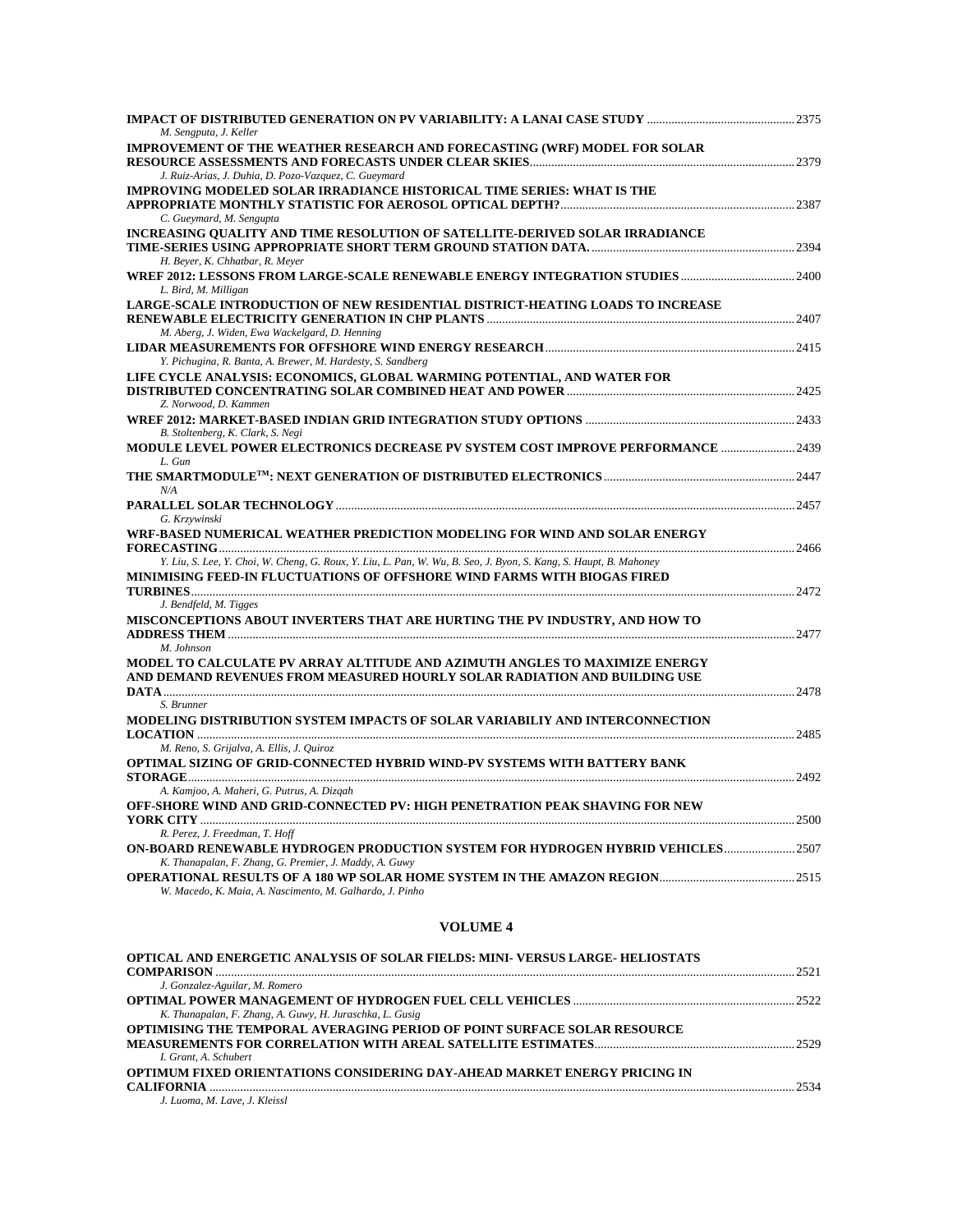**IMPACT OF DISTRIBUTED GENERATION ON PV VARIABILITY: A LANAI CASE STUDY** ............ 2375
*M. Sengputa, J. Keller*

**IMPROVEMENT OF THE WEATHER RESEARCH AND FORECASTING (WRF) MODEL FOR SOLAR RESOURCE ASSESSMENTS AND FORECASTS UNDER CLEAR SKIES** ............ 2379
*J. Ruiz-Arias, J. Duhia, D. Pozo-Vazquez, C. Gueymard*

**IMPROVING MODELED SOLAR IRRADIANCE HISTORICAL TIME SERIES: WHAT IS THE APPROPRIATE MONTHLY STATISTIC FOR AEROSOL OPTICAL DEPTH?** ............ 2387
*C. Gueymard, M. Sengupta*

**INCREASING QUALITY AND TIME RESOLUTION OF SATELLITE-DERIVED SOLAR IRRADIANCE TIME-SERIES USING APPROPRIATE SHORT TERM GROUND STATION DATA.** ............ 2394
*H. Beyer, K. Chhatbar, R. Meyer*

**WREF 2012: LESSONS FROM LARGE-SCALE RENEWABLE ENERGY INTEGRATION STUDIES** ............ 2400
*L. Bird, M. Milligan*

**LARGE-SCALE INTRODUCTION OF NEW RESIDENTIAL DISTRICT-HEATING LOADS TO INCREASE RENEWABLE ELECTRICITY GENERATION IN CHP PLANTS** ............ 2407
*M. Aberg, J. Widen, Ewa Wackelgard, D. Henning*

**LIDAR MEASUREMENTS FOR OFFSHORE WIND ENERGY RESEARCH** ............ 2415
*Y. Pichugina, R. Banta, A. Brewer, M. Hardesty, S. Sandberg*

**LIFE CYCLE ANALYSIS: ECONOMICS, GLOBAL WARMING POTENTIAL, AND WATER FOR DISTRIBUTED CONCENTRATING SOLAR COMBINED HEAT AND POWER** ............ 2425
*Z. Norwood, D. Kammen*

**WREF 2012: MARKET-BASED INDIAN GRID INTEGRATION STUDY OPTIONS** ............ 2433
*B. Stoltenberg, K. Clark, S. Negi*

**MODULE LEVEL POWER ELECTRONICS DECREASE PV SYSTEM COST IMPROVE PERFORMANCE** ............ 2439
*L. Gun*

**THE SMARTMODULE™: NEXT GENERATION OF DISTRIBUTED ELECTRONICS** ............ 2447
*N/A*

**PARALLEL SOLAR TECHNOLOGY** ............ 2457
*G. Krzywinski*

**WRF-BASED NUMERICAL WEATHER PREDICTION MODELING FOR WIND AND SOLAR ENERGY FORECASTING** ............ 2466
*Y. Liu, S. Lee, Y. Choi, W. Cheng, G. Roux, Y. Liu, L. Pan, W. Wu, B. Seo, J. Byon, S. Kang, S. Haupt, B. Mahoney*

**MINIMISING FEED-IN FLUCTUATIONS OF OFFSHORE WIND FARMS WITH BIOGAS FIRED TURBINES** ............ 2472
*J. Bendfeld, M. Tigges*

**MISCONCEPTIONS ABOUT INVERTERS THAT ARE HURTING THE PV INDUSTRY, AND HOW TO ADDRESS THEM** ............ 2477
*M. Johnson*

**MODEL TO CALCULATE PV ARRAY ALTITUDE AND AZIMUTH ANGLES TO MAXIMIZE ENERGY AND DEMAND REVENUES FROM MEASURED HOURLY SOLAR RADIATION AND BUILDING USE DATA** ............ 2478
*S. Brunner*

**MODELING DISTRIBUTION SYSTEM IMPACTS OF SOLAR VARIABILIY AND INTERCONNECTION LOCATION** ............ 2485
*M. Reno, S. Grijalva, A. Ellis, J. Quiroz*

**OPTIMAL SIZING OF GRID-CONNECTED HYBRID WIND-PV SYSTEMS WITH BATTERY BANK STORAGE** ............ 2492
*A. Kamjoo, A. Maheri, G. Putrus, A. Dizqah*

**OFF-SHORE WIND AND GRID-CONNECTED PV: HIGH PENETRATION PEAK SHAVING FOR NEW YORK CITY** ............ 2500
*R. Perez, J. Freedman, T. Hoff*

**ON-BOARD RENEWABLE HYDROGEN PRODUCTION SYSTEM FOR HYDROGEN HYBRID VEHICLES** ............ 2507
*K. Thanapalan, F. Zhang, G. Premier, J. Maddy, A. Guwy*

**OPERATIONAL RESULTS OF A 180 WP SOLAR HOME SYSTEM IN THE AMAZON REGION** ............ 2515
*W. Macedo, K. Maia, A. Nascimento, M. Galhardo, J. Pinho*

## VOLUME 4

**OPTICAL AND ENERGETIC ANALYSIS OF SOLAR FIELDS: MINI- VERSUS LARGE- HELIOSTATS COMPARISON** ............ 2521
*J. Gonzalez-Aguilar, M. Romero*

**OPTIMAL POWER MANAGEMENT OF HYDROGEN FUEL CELL VEHICLES** ............ 2522
*K. Thanapalan, F. Zhang, A. Guwy, H. Juraschka, L. Gusig*

**OPTIMISING THE TEMPORAL AVERAGING PERIOD OF POINT SURFACE SOLAR RESOURCE MEASUREMENTS FOR CORRELATION WITH AREAL SATELLITE ESTIMATES** ............ 2529
*I. Grant, A. Schubert*

**OPTIMUM FIXED ORIENTATIONS CONSIDERING DAY-AHEAD MARKET ENERGY PRICING IN CALIFORNIA** ............ 2534
*J. Luoma, M. Lave, J. Kleissl*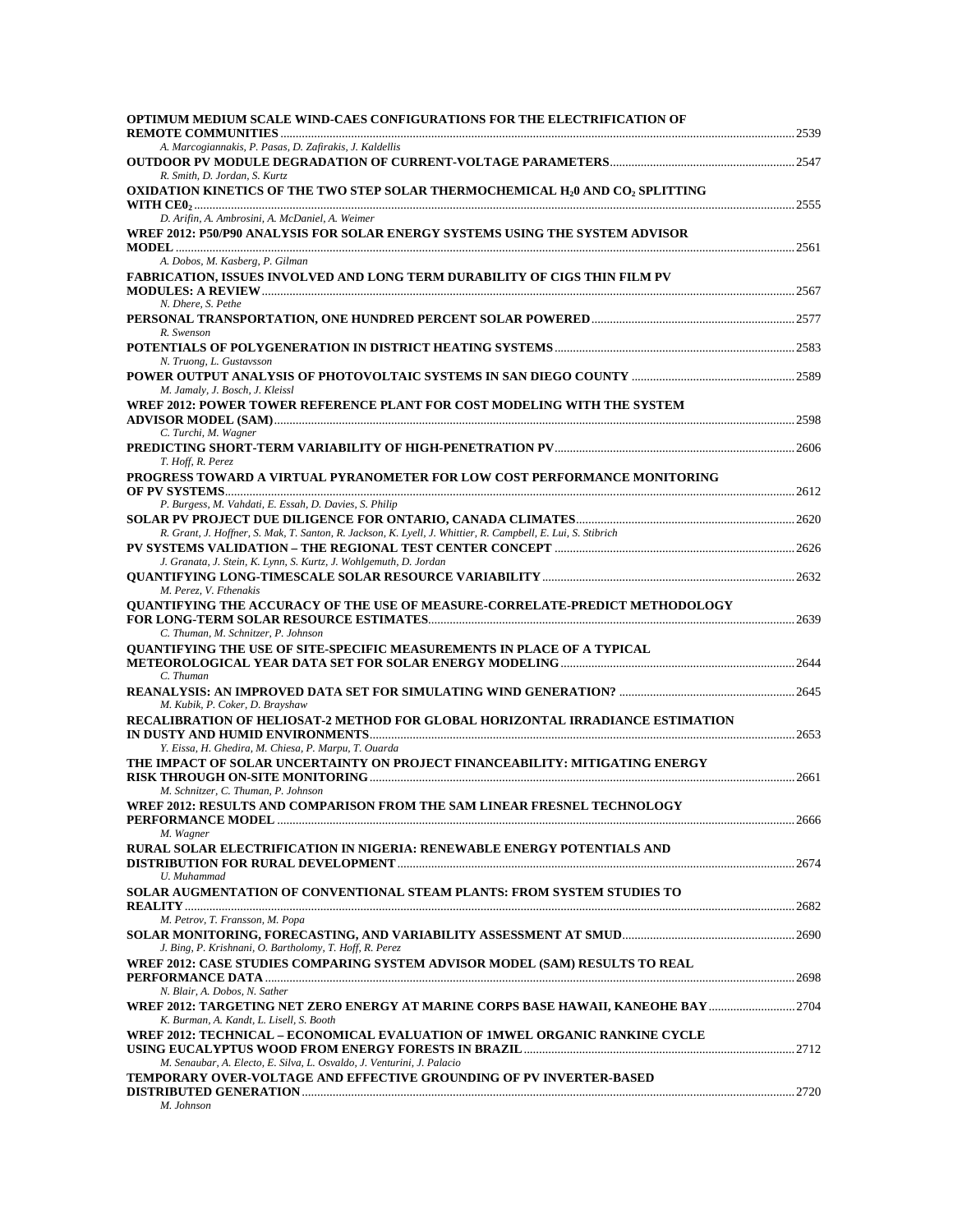**OPTIMUM MEDIUM SCALE WIND-CAES CONFIGURATIONS FOR THE ELECTRIFICATION OF REMOTE COMMUNITIES** ........ 2539
*A. Marcogiannakis, P. Pasas, D. Zafirakis, J. Kaldellis*

**OUTDOOR PV MODULE DEGRADATION OF CURRENT-VOLTAGE PARAMETERS** ........ 2547
*R. Smith, D. Jordan, S. Kurtz*

**OXIDATION KINETICS OF THE TWO STEP SOLAR THERMOCHEMICAL $H_20$ AND $CO_2$ SPLITTING WITH $CE0_2$** ........ 2555
*D. Arifin, A. Ambrosini, A. McDaniel, A. Weimer*

**WREF 2012: P50/P90 ANALYSIS FOR SOLAR ENERGY SYSTEMS USING THE SYSTEM ADVISOR MODEL** ........ 2561
*A. Dobos, M. Kasberg, P. Gilman*

**FABRICATION, ISSUES INVOLVED AND LONG TERM DURABILITY OF CIGS THIN FILM PV MODULES: A REVIEW** ........ 2567
*N. Dhere, S. Pethe*

**PERSONAL TRANSPORTATION, ONE HUNDRED PERCENT SOLAR POWERED** ........ 2577
*R. Swenson*

**POTENTIALS OF POLYGENERATION IN DISTRICT HEATING SYSTEMS** ........ 2583
*N. Truong, L. Gustavsson*

**POWER OUTPUT ANALYSIS OF PHOTOVOLTAIC SYSTEMS IN SAN DIEGO COUNTY** ........ 2589
*M. Jamaly, J. Bosch, J. Kleissl*

**WREF 2012: POWER TOWER REFERENCE PLANT FOR COST MODELING WITH THE SYSTEM ADVISOR MODEL (SAM)** ........ 2598
*C. Turchi, M. Wagner*

**PREDICTING SHORT-TERM VARIABILITY OF HIGH-PENETRATION PV** ........ 2606
*T. Hoff, R. Perez*

**PROGRESS TOWARD A VIRTUAL PYRANOMETER FOR LOW COST PERFORMANCE MONITORING OF PV SYSTEMS** ........ 2612
*P. Burgess, M. Vahdati, E. Essah, D. Davies, S. Philip*

**SOLAR PV PROJECT DUE DILIGENCE FOR ONTARIO, CANADA CLIMATES** ........ 2620
*R. Grant, J. Hoffner, S. Mak, T. Santon, R. Jackson, K. Lyell, J. Whittier, R. Campbell, E. Lui, S. Stibrich*

**PV SYSTEMS VALIDATION – THE REGIONAL TEST CENTER CONCEPT** ........ 2626
*J. Granata, J. Stein, K. Lynn, S. Kurtz, J. Wohlgemuth, D. Jordan*

**QUANTIFYING LONG-TIMESCALE SOLAR RESOURCE VARIABILITY** ........ 2632
*M. Perez, V. Fthenakis*

**QUANTIFYING THE ACCURACY OF THE USE OF MEASURE-CORRELATE-PREDICT METHODOLOGY FOR LONG-TERM SOLAR RESOURCE ESTIMATES** ........ 2639
*C. Thuman, M. Schnitzer, P. Johnson*

**QUANTIFYING THE USE OF SITE-SPECIFIC MEASUREMENTS IN PLACE OF A TYPICAL METEOROLOGICAL YEAR DATA SET FOR SOLAR ENERGY MODELING** ........ 2644
*C. Thuman*

**REANALYSIS: AN IMPROVED DATA SET FOR SIMULATING WIND GENERATION?** ........ 2645
*M. Kubik, P. Coker, D. Brayshaw*

**RECALIBRATION OF HELIOSAT-2 METHOD FOR GLOBAL HORIZONTAL IRRADIANCE ESTIMATION IN DUSTY AND HUMID ENVIRONMENTS** ........ 2653
*Y. Eissa, H. Ghedira, M. Chiesa, P. Marpu, T. Ouarda*

**THE IMPACT OF SOLAR UNCERTAINTY ON PROJECT FINANCEABILITY: MITIGATING ENERGY RISK THROUGH ON-SITE MONITORING** ........ 2661
*M. Schnitzer, C. Thuman, P. Johnson*

**WREF 2012: RESULTS AND COMPARISON FROM THE SAM LINEAR FRESNEL TECHNOLOGY PERFORMANCE MODEL** ........ 2666
*M. Wagner*

**RURAL SOLAR ELECTRIFICATION IN NIGERIA: RENEWABLE ENERGY POTENTIALS AND DISTRIBUTION FOR RURAL DEVELOPMENT** ........ 2674
*U. Muhammad*

**SOLAR AUGMENTATION OF CONVENTIONAL STEAM PLANTS: FROM SYSTEM STUDIES TO REALITY** ........ 2682
*M. Petrov, T. Fransson, M. Popa*

**SOLAR MONITORING, FORECASTING, AND VARIABILITY ASSESSMENT AT SMUD** ........ 2690
*J. Bing, P. Krishnani, O. Bartholomy, T. Hoff, R. Perez*

**WREF 2012: CASE STUDIES COMPARING SYSTEM ADVISOR MODEL (SAM) RESULTS TO REAL PERFORMANCE DATA** ........ 2698
*N. Blair, A. Dobos, N. Sather*

**WREF 2012: TARGETING NET ZERO ENERGY AT MARINE CORPS BASE HAWAII, KANEOHE BAY** ........ 2704
*K. Burman, A. Kandt, L. Lisell, S. Booth*

**WREF 2012: TECHNICAL – ECONOMICAL EVALUATION OF 1MWEL ORGANIC RANKINE CYCLE USING EUCALYPTUS WOOD FROM ENERGY FORESTS IN BRAZIL** ........ 2712
*M. Senaubar, A. Electo, E. Silva, L. Osvaldo, J. Venturini, J. Palacio*

**TEMPORARY OVER-VOLTAGE AND EFFECTIVE GROUNDING OF PV INVERTER-BASED DISTRIBUTED GENERATION** ........ 2720
*M. Johnson*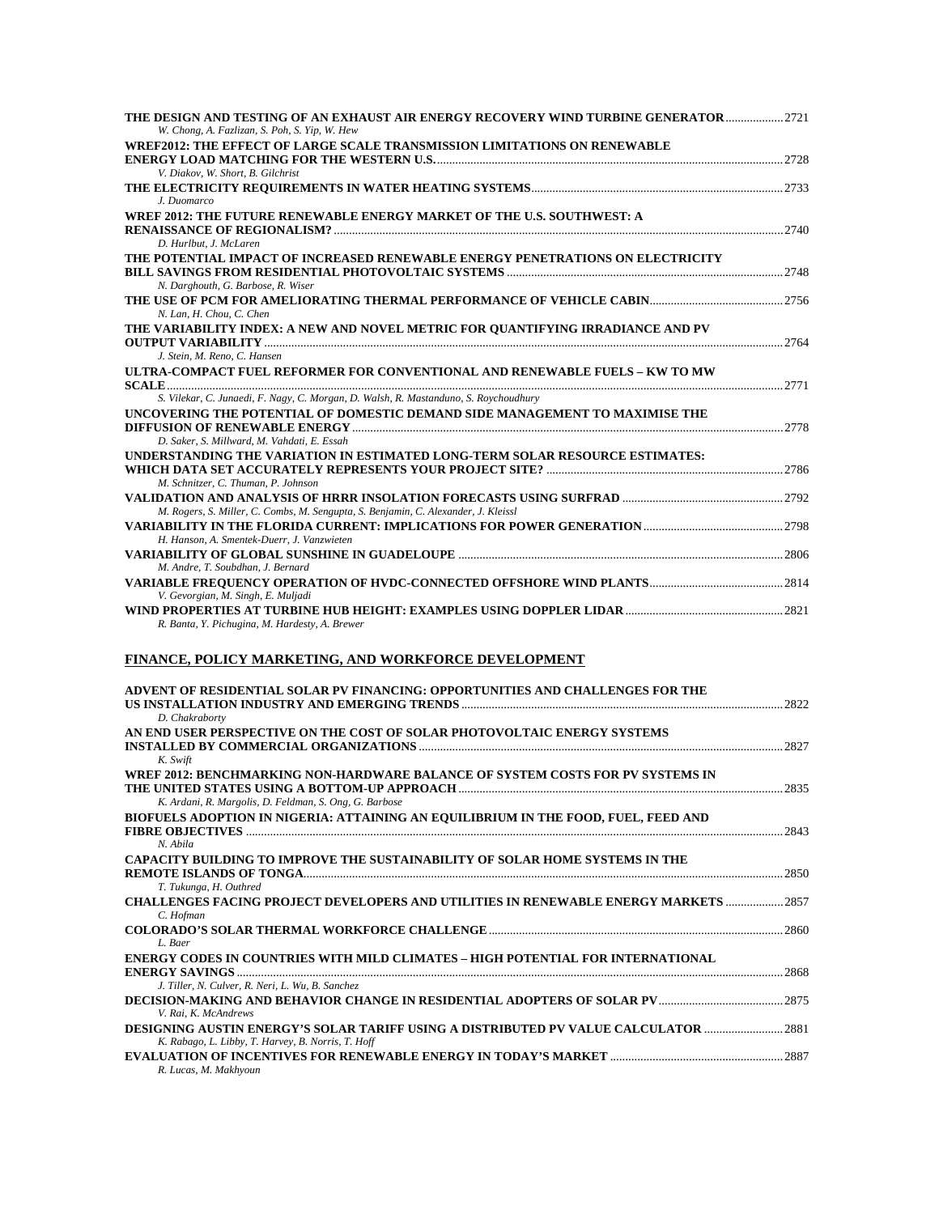**THE DESIGN AND TESTING OF AN EXHAUST AIR ENERGY RECOVERY WIND TURBINE GENERATOR** .................. 2721
*W. Chong, A. Fazlizan, S. Poh, S. Yip, W. Hew*

**WREF2012: THE EFFECT OF LARGE SCALE TRANSMISSION LIMITATIONS ON RENEWABLE ENERGY LOAD MATCHING FOR THE WESTERN U.S.** .................. 2728
*V. Diakov, W. Short, B. Gilchrist*

**THE ELECTRICITY REQUIREMENTS IN WATER HEATING SYSTEMS** .................. 2733
*J. Duomarco*

**WREF 2012: THE FUTURE RENEWABLE ENERGY MARKET OF THE U.S. SOUTHWEST: A RENAISSANCE OF REGIONALISM?** .................. 2740
*D. Hurlbut, J. McLaren*

**THE POTENTIAL IMPACT OF INCREASED RENEWABLE ENERGY PENETRATIONS ON ELECTRICITY BILL SAVINGS FROM RESIDENTIAL PHOTOVOLTAIC SYSTEMS** .................. 2748
*N. Darghouth, G. Barbose, R. Wiser*

**THE USE OF PCM FOR AMELIORATING THERMAL PERFORMANCE OF VEHICLE CABIN** .................. 2756
*N. Lan, H. Chou, C. Chen*

**THE VARIABILITY INDEX: A NEW AND NOVEL METRIC FOR QUANTIFYING IRRADIANCE AND PV OUTPUT VARIABILITY** .................. 2764
*J. Stein, M. Reno, C. Hansen*

**ULTRA-COMPACT FUEL REFORMER FOR CONVENTIONAL AND RENEWABLE FUELS – KW TO MW SCALE** .................. 2771
*S. Vilekar, C. Junaedi, F. Nagy, C. Morgan, D. Walsh, R. Mastanduno, S. Roychoudhury*

**UNCOVERING THE POTENTIAL OF DOMESTIC DEMAND SIDE MANAGEMENT TO MAXIMISE THE DIFFUSION OF RENEWABLE ENERGY** .................. 2778
*D. Saker, S. Millward, M. Vahdati, E. Essah*

**UNDERSTANDING THE VARIATION IN ESTIMATED LONG-TERM SOLAR RESOURCE ESTIMATES: WHICH DATA SET ACCURATELY REPRESENTS YOUR PROJECT SITE?** .................. 2786
*M. Schnitzer, C. Thuman, P. Johnson*

**VALIDATION AND ANALYSIS OF HRRR INSOLATION FORECASTS USING SURFRAD** .................. 2792
*M. Rogers, S. Miller, C. Combs, M. Sengupta, S. Benjamin, C. Alexander, J. Kleissl*

**VARIABILITY IN THE FLORIDA CURRENT: IMPLICATIONS FOR POWER GENERATION** .................. 2798
*H. Hanson, A. Smentek-Duerr, J. Vanzwieten*

**VARIABILITY OF GLOBAL SUNSHINE IN GUADELOUPE** .................. 2806
*M. Andre, T. Soubdhan, J. Bernard*

**VARIABLE FREQUENCY OPERATION OF HVDC-CONNECTED OFFSHORE WIND PLANTS** .................. 2814
*V. Gevorgian, M. Singh, E. Muljadi*

**WIND PROPERTIES AT TURBINE HUB HEIGHT: EXAMPLES USING DOPPLER LIDAR** .................. 2821
*R. Banta, Y. Pichugina, M. Hardesty, A. Brewer*

## FINANCE, POLICY MARKETING, AND WORKFORCE DEVELOPMENT

**ADVENT OF RESIDENTIAL SOLAR PV FINANCING: OPPORTUNITIES AND CHALLENGES FOR THE US INSTALLATION INDUSTRY AND EMERGING TRENDS** .................. 2822
*D. Chakraborty*

**AN END USER PERSPECTIVE ON THE COST OF SOLAR PHOTOVOLTAIC ENERGY SYSTEMS INSTALLED BY COMMERCIAL ORGANIZATIONS** .................. 2827
*K. Swift*

**WREF 2012: BENCHMARKING NON-HARDWARE BALANCE OF SYSTEM COSTS FOR PV SYSTEMS IN THE UNITED STATES USING A BOTTOM-UP APPROACH** .................. 2835
*K. Ardani, R. Margolis, D. Feldman, S. Ong, G. Barbose*

**BIOFUELS ADOPTION IN NIGERIA: ATTAINING AN EQUILIBRIUM IN THE FOOD, FUEL, FEED AND FIBRE OBJECTIVES** .................. 2843
*N. Abila*

**CAPACITY BUILDING TO IMPROVE THE SUSTAINABILITY OF SOLAR HOME SYSTEMS IN THE REMOTE ISLANDS OF TONGA** .................. 2850
*T. Tukunga, H. Outhred*

**CHALLENGES FACING PROJECT DEVELOPERS AND UTILITIES IN RENEWABLE ENERGY MARKETS** .................. 2857
*C. Hofman*

**COLORADO'S SOLAR THERMAL WORKFORCE CHALLENGE** .................. 2860
*L. Baer*

**ENERGY CODES IN COUNTRIES WITH MILD CLIMATES – HIGH POTENTIAL FOR INTERNATIONAL ENERGY SAVINGS** .................. 2868
*J. Tiller, N. Culver, R. Neri, L. Wu, B. Sanchez*

**DECISION-MAKING AND BEHAVIOR CHANGE IN RESIDENTIAL ADOPTERS OF SOLAR PV** .................. 2875
*V. Rai, K. McAndrews*

**DESIGNING AUSTIN ENERGY'S SOLAR TARIFF USING A DISTRIBUTED PV VALUE CALCULATOR** .................. 2881
*K. Rabago, L. Libby, T. Harvey, B. Norris, T. Hoff*

**EVALUATION OF INCENTIVES FOR RENEWABLE ENERGY IN TODAY'S MARKET** .................. 2887
*R. Lucas, M. Makhyoun*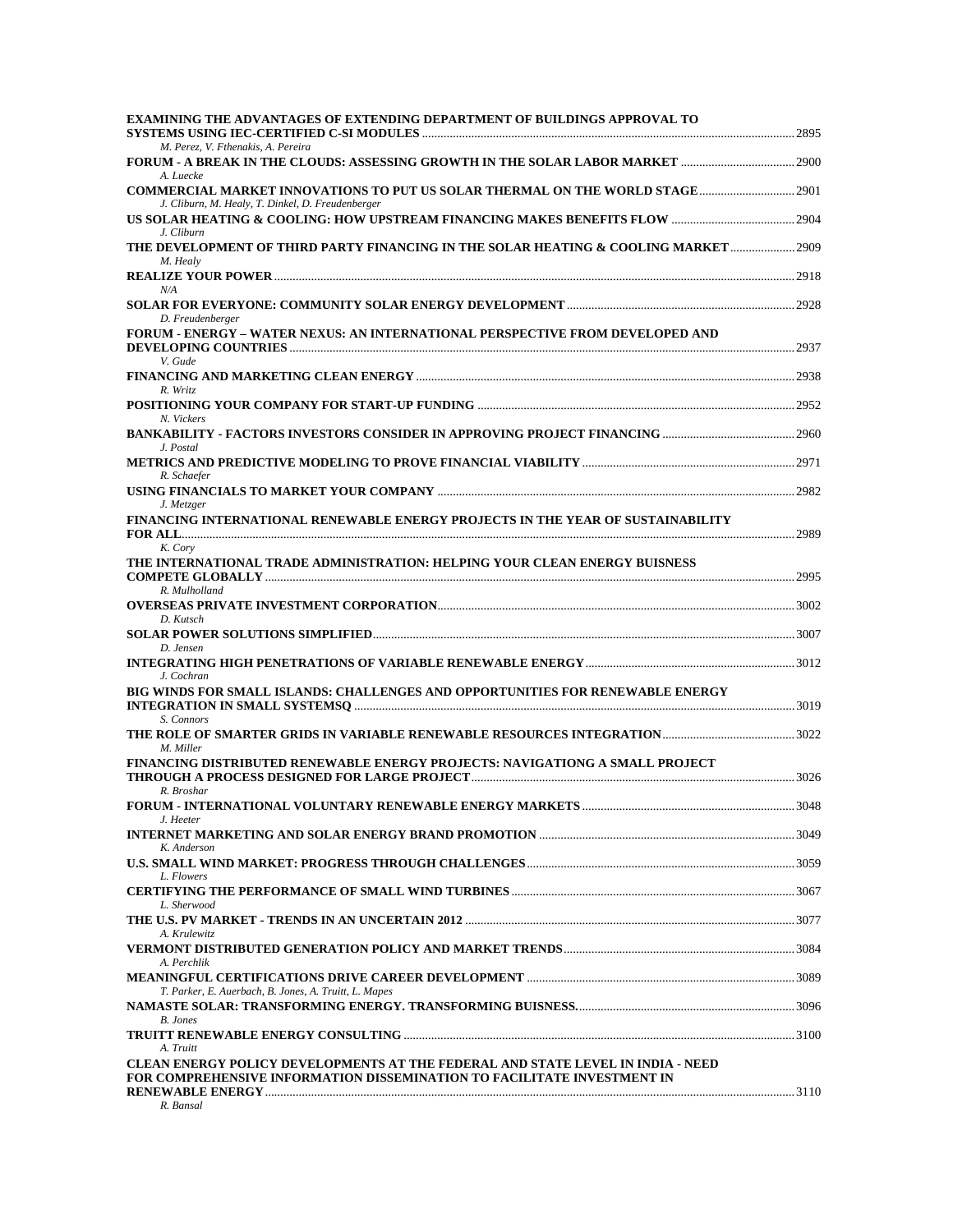**EXAMINING THE ADVANTAGES OF EXTENDING DEPARTMENT OF BUILDINGS APPROVAL TO SYSTEMS USING IEC-CERTIFIED C-SI MODULES** ........ 2895
*M. Perez, V. Fthenakis, A. Pereira*

**FORUM - A BREAK IN THE CLOUDS: ASSESSING GROWTH IN THE SOLAR LABOR MARKET** ........ 2900
*A. Luecke*

**COMMERCIAL MARKET INNOVATIONS TO PUT US SOLAR THERMAL ON THE WORLD STAGE** ........ 2901
*J. Cliburn, M. Healy, T. Dinkel, D. Freudenberger*

**US SOLAR HEATING & COOLING: HOW UPSTREAM FINANCING MAKES BENEFITS FLOW** ........ 2904
*J. Cliburn*

**THE DEVELOPMENT OF THIRD PARTY FINANCING IN THE SOLAR HEATING & COOLING MARKET** ........ 2909
*M. Healy*

**REALIZE YOUR POWER** ........ 2918
*N/A*

**SOLAR FOR EVERYONE: COMMUNITY SOLAR ENERGY DEVELOPMENT** ........ 2928
*D. Freudenberger*

**FORUM - ENERGY – WATER NEXUS: AN INTERNATIONAL PERSPECTIVE FROM DEVELOPED AND DEVELOPING COUNTRIES** ........ 2937
*V. Gude*

**FINANCING AND MARKETING CLEAN ENERGY** ........ 2938
*R. Writz*

**POSITIONING YOUR COMPANY FOR START-UP FUNDING** ........ 2952
*N. Vickers*

**BANKABILITY - FACTORS INVESTORS CONSIDER IN APPROVING PROJECT FINANCING** ........ 2960
*J. Postal*

**METRICS AND PREDICTIVE MODELING TO PROVE FINANCIAL VIABILITY** ........ 2971
*R. Schaefer*

**USING FINANCIALS TO MARKET YOUR COMPANY** ........ 2982
*J. Metzger*

**FINANCING INTERNATIONAL RENEWABLE ENERGY PROJECTS IN THE YEAR OF SUSTAINABILITY FOR ALL** ........ 2989
*K. Cory*

**THE INTERNATIONAL TRADE ADMINISTRATION: HELPING YOUR CLEAN ENERGY BUISNESS COMPETE GLOBALLY** ........ 2995
*R. Mulholland*

**OVERSEAS PRIVATE INVESTMENT CORPORATION** ........ 3002
*D. Kutsch*

**SOLAR POWER SOLUTIONS SIMPLIFIED** ........ 3007
*D. Jensen*

**INTEGRATING HIGH PENETRATIONS OF VARIABLE RENEWABLE ENERGY** ........ 3012
*J. Cochran*

**BIG WINDS FOR SMALL ISLANDS: CHALLENGES AND OPPORTUNITIES FOR RENEWABLE ENERGY INTEGRATION IN SMALL SYSTEMSQ** ........ 3019
*S. Connors*

**THE ROLE OF SMARTER GRIDS IN VARIABLE RENEWABLE RESOURCES INTEGRATION** ........ 3022
*M. Miller*

**FINANCING DISTRIBUTED RENEWABLE ENERGY PROJECTS: NAVIGATIONG A SMALL PROJECT THROUGH A PROCESS DESIGNED FOR LARGE PROJECT** ........ 3026
*R. Broshar*

**FORUM - INTERNATIONAL VOLUNTARY RENEWABLE ENERGY MARKETS** ........ 3048
*J. Heeter*

**INTERNET MARKETING AND SOLAR ENERGY BRAND PROMOTION** ........ 3049
*K. Anderson*

**U.S. SMALL WIND MARKET: PROGRESS THROUGH CHALLENGES** ........ 3059
*L. Flowers*

**CERTIFYING THE PERFORMANCE OF SMALL WIND TURBINES** ........ 3067
*L. Sherwood*

**THE U.S. PV MARKET - TRENDS IN AN UNCERTAIN 2012** ........ 3077
*A. Krulewitz*

**VERMONT DISTRIBUTED GENERATION POLICY AND MARKET TRENDS** ........ 3084
*A. Perchlik*

**MEANINGFUL CERTIFICATIONS DRIVE CAREER DEVELOPMENT** ........ 3089
*T. Parker, E. Auerbach, B. Jones, A. Truitt, L. Mapes*

**NAMASTE SOLAR: TRANSFORMING ENERGY. TRANSFORMING BUISNESS.** ........ 3096
*B. Jones*

**TRUITT RENEWABLE ENERGY CONSULTING** ........ 3100
*A. Truitt*

**CLEAN ENERGY POLICY DEVELOPMENTS AT THE FEDERAL AND STATE LEVEL IN INDIA - NEED FOR COMPREHENSIVE INFORMATION DISSEMINATION TO FACILITATE INVESTMENT IN RENEWABLE ENERGY** ........ 3110
*R. Bansal*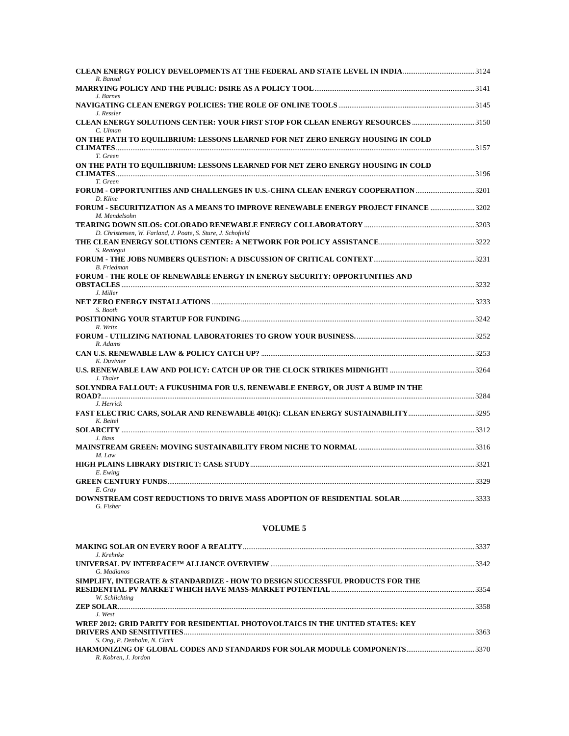**CLEAN ENERGY POLICY DEVELOPMENTS AT THE FEDERAL AND STATE LEVEL IN INDIA** ........ 3124
*R. Bansal*

**MARRYING POLICY AND THE PUBLIC: DSIRE AS A POLICY TOOL** ........ 3141
*J. Barnes*

**NAVIGATING CLEAN ENERGY POLICIES: THE ROLE OF ONLINE TOOLS** ........ 3145
*J. Ressler*

**CLEAN ENERGY SOLUTIONS CENTER: YOUR FIRST STOP FOR CLEAN ENERGY RESOURCES** ........ 3150
*C. Ulman*

**ON THE PATH TO EQUILIBRIUM: LESSONS LEARNED FOR NET ZERO ENERGY HOUSING IN COLD CLIMATES** ........ 3157
*T. Green*

**ON THE PATH TO EQUILIBRIUM: LESSONS LEARNED FOR NET ZERO ENERGY HOUSING IN COLD CLIMATES** ........ 3196
*T. Green*

**FORUM - OPPORTUNITIES AND CHALLENGES IN U.S.-CHINA CLEAN ENERGY COOPERATION** ........ 3201
*D. Kline*

**FORUM - SECURITIZATION AS A MEANS TO IMPROVE RENEWABLE ENERGY PROJECT FINANCE** ........ 3202
*M. Mendelsohn*

**TEARING DOWN SILOS: COLORADO RENEWABLE ENERGY COLLABORATORY** ........ 3203
*D. Christensen, W. Farland, J. Poate, S. Sture, J. Schofield*

**THE CLEAN ENERGY SOLUTIONS CENTER: A NETWORK FOR POLICY ASSISTANCE** ........ 3222
*S. Reategui*

**FORUM - THE JOBS NUMBERS QUESTION: A DISCUSSION OF CRITICAL CONTEXT** ........ 3231
*B. Friedman*

**FORUM - THE ROLE OF RENEWABLE ENERGY IN ENERGY SECURITY: OPPORTUNITIES AND OBSTACLES** ........ 3232
*J. Miller*

**NET ZERO ENERGY INSTALLATIONS** ........ 3233
*S. Booth*

**POSITIONING YOUR STARTUP FOR FUNDING** ........ 3242
*R. Writz*

**FORUM - UTILIZING NATIONAL LABORATORIES TO GROW YOUR BUSINESS.** ........ 3252
*R. Adams*

**CAN U.S. RENEWABLE LAW & POLICY CATCH UP?** ........ 3253
*K. Duvivier*

**U.S. RENEWABLE LAW AND POLICY: CATCH UP OR THE CLOCK STRIKES MIDNIGHT!** ........ 3264
*J. Thaler*

**SOLYNDRA FALLOUT: A FUKUSHIMA FOR U.S. RENEWABLE ENERGY, OR JUST A BUMP IN THE ROAD?** ........ 3284
*J. Herrick*

**FAST ELECTRIC CARS, SOLAR AND RENEWABLE 401(K): CLEAN ENERGY SUSTAINABILITY** ........ 3295
*K. Beitel*

**SOLARCITY** ........ 3312
*J. Bass*

**MAINSTREAM GREEN: MOVING SUSTAINABILITY FROM NICHE TO NORMAL** ........ 3316
*M. Law*

**HIGH PLAINS LIBRARY DISTRICT: CASE STUDY** ........ 3321
*E. Ewing*

**GREEN CENTURY FUNDS** ........ 3329
*E. Gray*

**DOWNSTREAM COST REDUCTIONS TO DRIVE MASS ADOPTION OF RESIDENTIAL SOLAR** ........ 3333
*G. Fisher*

## VOLUME 5

**MAKING SOLAR ON EVERY ROOF A REALITY** ........ 3337
*J. Krehnke*

**UNIVERSAL PV INTERFACE™ ALLIANCE OVERVIEW** ........ 3342
*G. Madianos*

**SIMPLIFY, INTEGRATE & STANDARDIZE - HOW TO DESIGN SUCCESSFUL PRODUCTS FOR THE RESIDENTIAL PV MARKET WHICH HAVE MASS-MARKET POTENTIAL** ........ 3354
*W. Schlichting*

**ZEP SOLAR** ........ 3358
*J. West*

**WREF 2012: GRID PARITY FOR RESIDENTIAL PHOTOVOLTAICS IN THE UNITED STATES: KEY DRIVERS AND SENSITIVITIES** ........ 3363
*S. Ong, P. Denholm, N. Clark*

**HARMONIZING OF GLOBAL CODES AND STANDARDS FOR SOLAR MODULE COMPONENTS** ........ 3370
*R. Kobren, J. Jordon*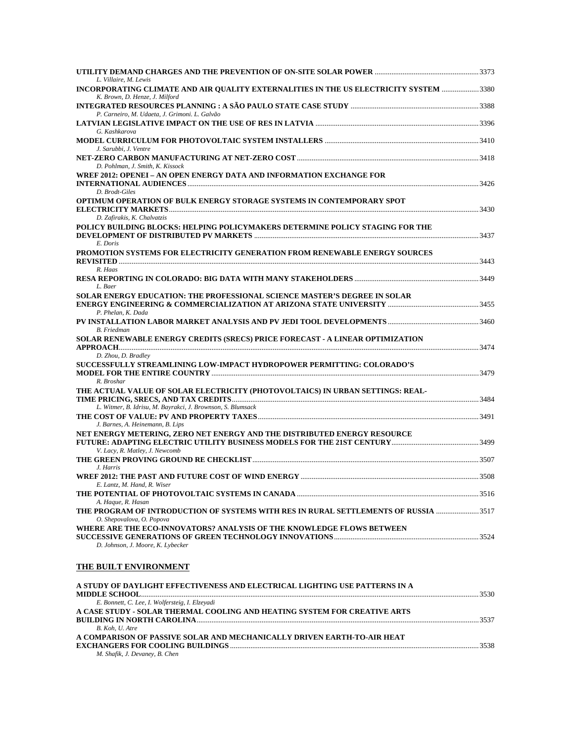**UTILITY DEMAND CHARGES AND THE PREVENTION OF ON-SITE SOLAR POWER** ........ 3373
*L. Villaire, M. Lewis*

**INCORPORATING CLIMATE AND AIR QUALITY EXTERNALITIES IN THE US ELECTRICITY SYSTEM** ........ 3380
*K. Brown, D. Henze, J. Milford*

**INTEGRATED RESOURCES PLANNING : A SÃO PAULO STATE CASE STUDY** ........ 3388
*P. Carneiro, M. Udaeta, J. Grimoni. L. Galvão*

**LATVIAN LEGISLATIVE IMPACT ON THE USE OF RES IN LATVIA** ........ 3396
*G. Kashkarova*

**MODEL CURRICULUM FOR PHOTOVOLTAIC SYSTEM INSTALLERS** ........ 3410
*J. Sarubbi, J. Ventre*

**NET-ZERO CARBON MANUFACTURING AT NET-ZERO COST** ........ 3418
*D. Pohlman, J. Smith, K. Kissock*

**WREF 2012: OPENEI – AN OPEN ENERGY DATA AND INFORMATION EXCHANGE FOR INTERNATIONAL AUDIENCES** ........ 3426
*D. Brodt-Giles*

**OPTIMUM OPERATION OF BULK ENERGY STORAGE SYSTEMS IN CONTEMPORARY SPOT ELECTRICITY MARKETS** ........ 3430
*D. Zafirakis, K. Chalvatzis*

**POLICY BUILDING BLOCKS: HELPING POLICYMAKERS DETERMINE POLICY STAGING FOR THE DEVELOPMENT OF DISTRIBUTED PV MARKETS** ........ 3437
*E. Doris*

**PROMOTION SYSTEMS FOR ELECTRICITY GENERATION FROM RENEWABLE ENERGY SOURCES REVISITED** ........ 3443
*R. Haas*

**RESA REPORTING IN COLORADO: BIG DATA WITH MANY STAKEHOLDERS** ........ 3449
*L. Baer*

**SOLAR ENERGY EDUCATION: THE PROFESSIONAL SCIENCE MASTER'S DEGREE IN SOLAR ENERGY ENGINEERING & COMMERCIALIZATION AT ARIZONA STATE UNIVERSITY** ........ 3455
*P. Phelan, K. Dada*

**PV INSTALLATION LABOR MARKET ANALYSIS AND PV JEDI TOOL DEVELOPMENTS** ........ 3460
*B. Friedman*

**SOLAR RENEWABLE ENERGY CREDITS (SRECS) PRICE FORECAST - A LINEAR OPTIMIZATION APPROACH** ........ 3474
*D. Zhou, D. Bradley*

**SUCCESSFULLY STREAMLINING LOW-IMPACT HYDROPOWER PERMITTING: COLORADO'S MODEL FOR THE ENTIRE COUNTRY** ........ 3479
*R. Broshar*

**THE ACTUAL VALUE OF SOLAR ELECTRICITY (PHOTOVOLTAICS) IN URBAN SETTINGS: REAL-TIME PRICING, SRECS, AND TAX CREDITS** ........ 3484
*L. Witmer, B. Idrisu, M. Bayrakci, J. Brownson, S. Blumsack*

**THE COST OF VALUE: PV AND PROPERTY TAXES** ........ 3491
*J. Barnes, A. Heinemann, B. Lips*

**NET ENERGY METERING, ZERO NET ENERGY AND THE DISTRIBUTED ENERGY RESOURCE FUTURE: ADAPTING ELECTRIC UTILITY BUSINESS MODELS FOR THE 21ST CENTURY** ........ 3499
*V. Lacy, R. Matley, J. Newcomb*

**THE GREEN PROVING GROUND RE CHECKLIST** ........ 3507
*J. Harris*

**WREF 2012: THE PAST AND FUTURE COST OF WIND ENERGY** ........ 3508
*E. Lantz, M. Hand, R. Wiser*

**THE POTENTIAL OF PHOTOVOLTAIC SYSTEMS IN CANADA** ........ 3516
*A. Haque, R. Hasan*

**THE PROGRAM OF INTRODUCTION OF SYSTEMS WITH RES IN RURAL SETTLEMENTS OF RUSSIA** ........ 3517
*O. Shepovalova, O. Popova*

**WHERE ARE THE ECO-INNOVATORS? ANALYSIS OF THE KNOWLEDGE FLOWS BETWEEN SUCCESSIVE GENERATIONS OF GREEN TECHNOLOGY INNOVATIONS** ........ 3524
*D. Johnson, J. Moore, K. Lybecker*

## THE BUILT ENVIRONMENT

**A STUDY OF DAYLIGHT EFFECTIVENESS AND ELECTRICAL LIGHTING USE PATTERNS IN A MIDDLE SCHOOL** ........ 3530
*E. Bonnett, C. Lee, I. Wolfersteig, I. Elzeyadi*

**A CASE STUDY - SOLAR THERMAL COOLING AND HEATING SYSTEM FOR CREATIVE ARTS BUILDING IN NORTH CAROLINA** ........ 3537
*B. Koh, U. Atre*

**A COMPARISON OF PASSIVE SOLAR AND MECHANICALLY DRIVEN EARTH-TO-AIR HEAT EXCHANGERS FOR COOLING BUILDINGS** ........ 3538
*M. Shafik, J. Devaney, B. Chen*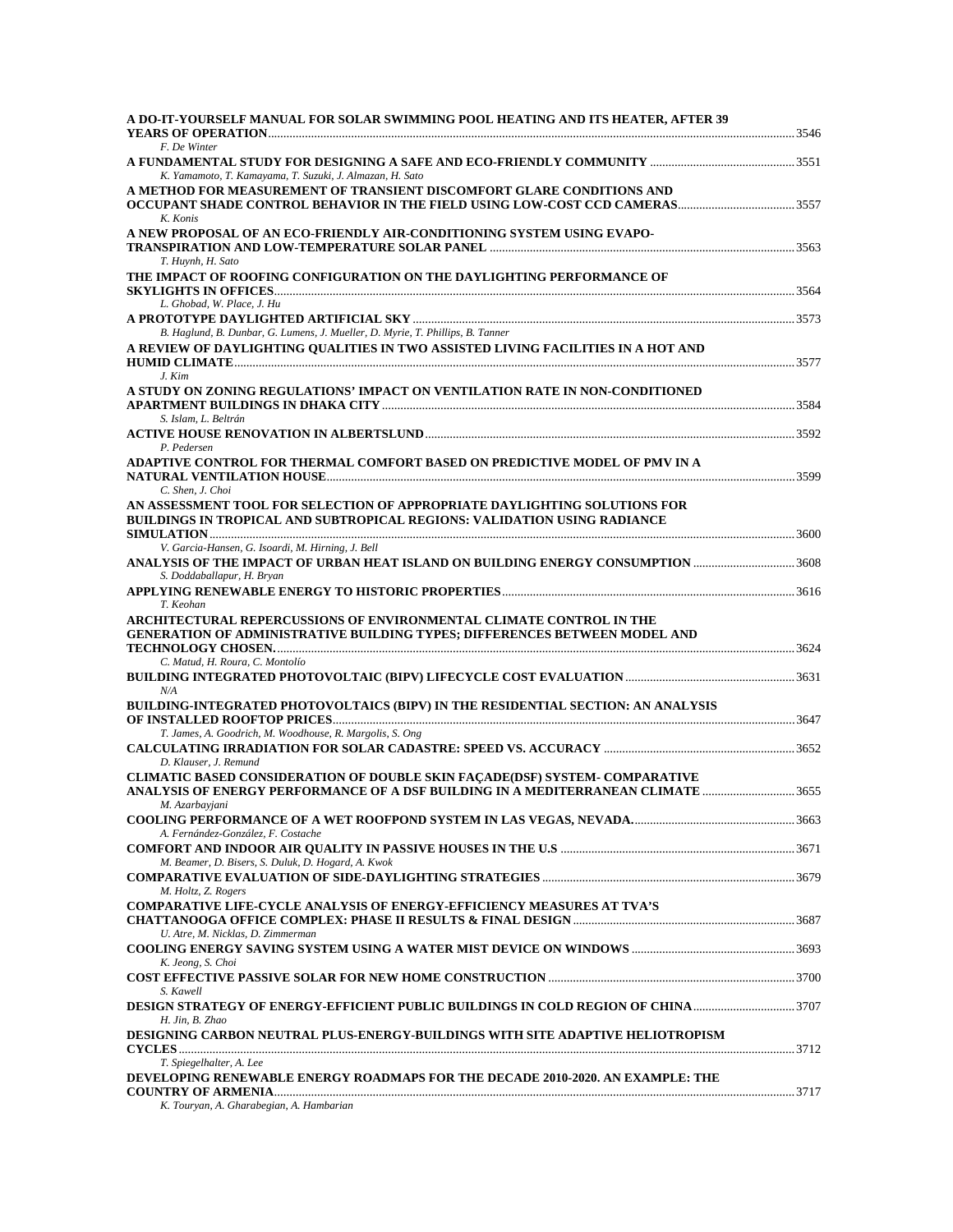**A DO-IT-YOURSELF MANUAL FOR SOLAR SWIMMING POOL HEATING AND ITS HEATER, AFTER 39 YEARS OF OPERATION** ........ 3546
*F. De Winter*

**A FUNDAMENTAL STUDY FOR DESIGNING A SAFE AND ECO-FRIENDLY COMMUNITY** ........ 3551
*K. Yamamoto, T. Kamayama, T. Suzuki, J. Almazan, H. Sato*

**A METHOD FOR MEASUREMENT OF TRANSIENT DISCOMFORT GLARE CONDITIONS AND OCCUPANT SHADE CONTROL BEHAVIOR IN THE FIELD USING LOW-COST CCD CAMERAS** ........ 3557
*K. Konis*

**A NEW PROPOSAL OF AN ECO-FRIENDLY AIR-CONDITIONING SYSTEM USING EVAPO-TRANSPIRATION AND LOW-TEMPERATURE SOLAR PANEL** ........ 3563
*T. Huynh, H. Sato*

**THE IMPACT OF ROOFING CONFIGURATION ON THE DAYLIGHTING PERFORMANCE OF SKYLIGHTS IN OFFICES** ........ 3564
*L. Ghobad, W. Place, J. Hu*

**A PROTOTYPE DAYLIGHTED ARTIFICIAL SKY** ........ 3573
*B. Haglund, B. Dunbar, G. Lumens, J. Mueller, D. Myrie, T. Phillips, B. Tanner*

**A REVIEW OF DAYLIGHTING QUALITIES IN TWO ASSISTED LIVING FACILITIES IN A HOT AND HUMID CLIMATE** ........ 3577
*J. Kim*

**A STUDY ON ZONING REGULATIONS' IMPACT ON VENTILATION RATE IN NON-CONDITIONED APARTMENT BUILDINGS IN DHAKA CITY** ........ 3584
*S. Islam, L. Beltrán*

**ACTIVE HOUSE RENOVATION IN ALBERTSLUND** ........ 3592
*P. Pedersen*

**ADAPTIVE CONTROL FOR THERMAL COMFORT BASED ON PREDICTIVE MODEL OF PMV IN A NATURAL VENTILATION HOUSE** ........ 3599
*C. Shen, J. Choi*

**AN ASSESSMENT TOOL FOR SELECTION OF APPROPRIATE DAYLIGHTING SOLUTIONS FOR BUILDINGS IN TROPICAL AND SUBTROPICAL REGIONS: VALIDATION USING RADIANCE SIMULATION** ........ 3600
*V. Garcia-Hansen, G. Isoardi, M. Hirning, J. Bell*

**ANALYSIS OF THE IMPACT OF URBAN HEAT ISLAND ON BUILDING ENERGY CONSUMPTION** ........ 3608
*S. Doddaballapur, H. Bryan*

**APPLYING RENEWABLE ENERGY TO HISTORIC PROPERTIES** ........ 3616
*T. Keohan*

**ARCHITECTURAL REPERCUSSIONS OF ENVIRONMENTAL CLIMATE CONTROL IN THE GENERATION OF ADMINISTRATIVE BUILDING TYPES; DIFFERENCES BETWEEN MODEL AND TECHNOLOGY CHOSEN.** ........ 3624
*C. Matud, H. Roura, C. Montolío*

**BUILDING INTEGRATED PHOTOVOLTAIC (BIPV) LIFECYCLE COST EVALUATION** ........ 3631
*N/A*

**BUILDING-INTEGRATED PHOTOVOLTAICS (BIPV) IN THE RESIDENTIAL SECTION: AN ANALYSIS OF INSTALLED ROOFTOP PRICES** ........ 3647
*T. James, A. Goodrich, M. Woodhouse, R. Margolis, S. Ong*

**CALCULATING IRRADIATION FOR SOLAR CADASTRE: SPEED VS. ACCURACY** ........ 3652
*D. Klauser, J. Remund*

**CLIMATIC BASED CONSIDERATION OF DOUBLE SKIN FAÇADE(DSF) SYSTEM- COMPARATIVE ANALYSIS OF ENERGY PERFORMANCE OF A DSF BUILDING IN A MEDITERRANEAN CLIMATE** ........ 3655
*M. Azarbayjani*

**COOLING PERFORMANCE OF A WET ROOFPOND SYSTEM IN LAS VEGAS, NEVADA.** ........ 3663
*A. Fernández-González, F. Costache*

**COMFORT AND INDOOR AIR QUALITY IN PASSIVE HOUSES IN THE U.S** ........ 3671
*M. Beamer, D. Bisers, S. Duluk, D. Hogard, A. Kwok*

**COMPARATIVE EVALUATION OF SIDE-DAYLIGHTING STRATEGIES** ........ 3679
*M. Holtz, Z. Rogers*

**COMPARATIVE LIFE-CYCLE ANALYSIS OF ENERGY-EFFICIENCY MEASURES AT TVA'S CHATTANOOGA OFFICE COMPLEX: PHASE II RESULTS & FINAL DESIGN** ........ 3687
*U. Atre, M. Nicklas, D. Zimmerman*

**COOLING ENERGY SAVING SYSTEM USING A WATER MIST DEVICE ON WINDOWS** ........ 3693
*K. Jeong, S. Choi*

**COST EFFECTIVE PASSIVE SOLAR FOR NEW HOME CONSTRUCTION** ........ 3700
*S. Kawell*

**DESIGN STRATEGY OF ENERGY-EFFICIENT PUBLIC BUILDINGS IN COLD REGION OF CHINA** ........ 3707
*H. Jin, B. Zhao*

**DESIGNING CARBON NEUTRAL PLUS-ENERGY-BUILDINGS WITH SITE ADAPTIVE HELIOTROPISM CYCLES** ........ 3712
*T. Spiegelhalter, A. Lee*

**DEVELOPING RENEWABLE ENERGY ROADMAPS FOR THE DECADE 2010-2020. AN EXAMPLE: THE COUNTRY OF ARMENIA** ........ 3717
*K. Touryan, A. Gharabegian, A. Hambarian*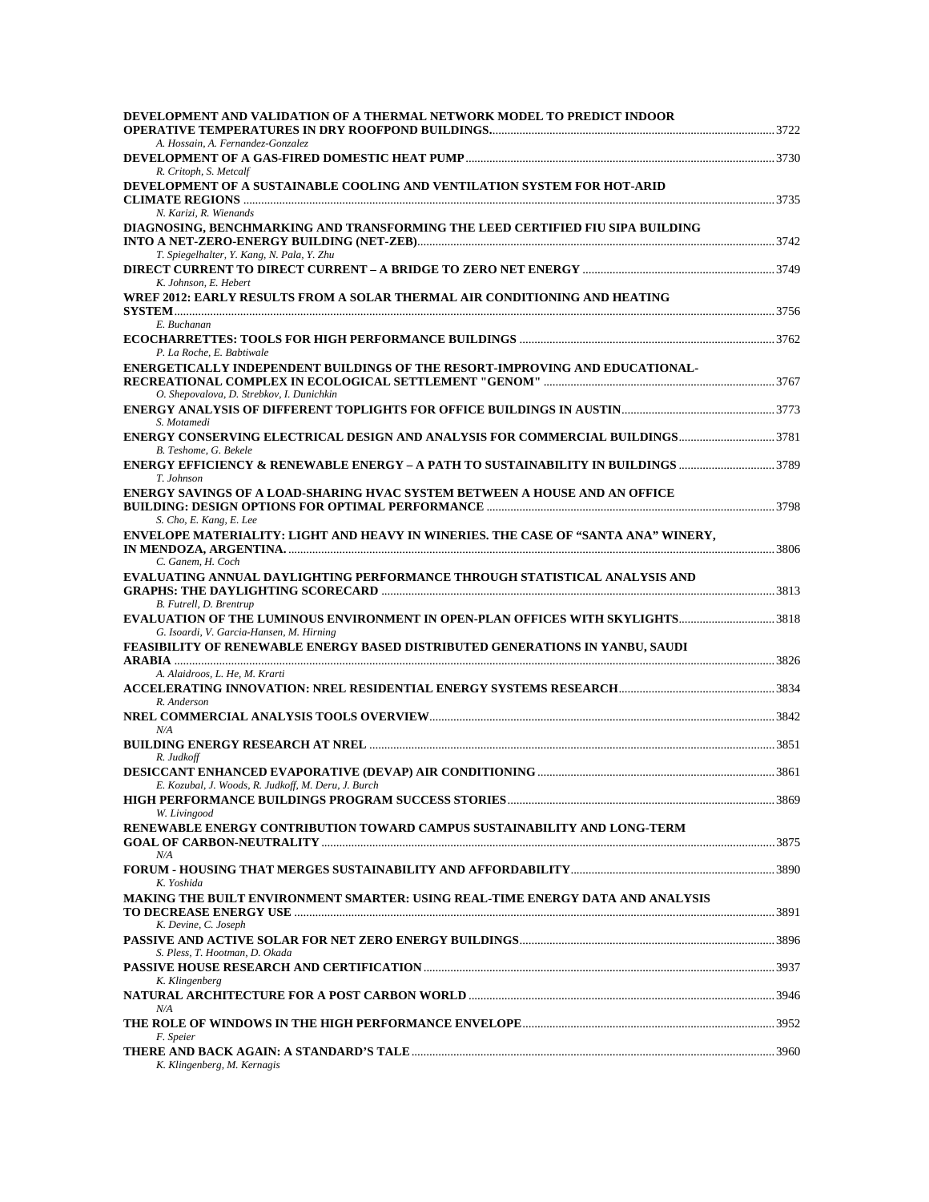**DEVELOPMENT AND VALIDATION OF A THERMAL NETWORK MODEL TO PREDICT INDOOR OPERATIVE TEMPERATURES IN DRY ROOFPOND BUILDINGS.** ........ 3722
*A. Hossain, A. Fernandez-Gonzalez*

**DEVELOPMENT OF A GAS-FIRED DOMESTIC HEAT PUMP** ........ 3730
*R. Critoph, S. Metcalf*

**DEVELOPMENT OF A SUSTAINABLE COOLING AND VENTILATION SYSTEM FOR HOT-ARID CLIMATE REGIONS** ........ 3735
*N. Karizi, R. Wienands*

**DIAGNOSING, BENCHMARKING AND TRANSFORMING THE LEED CERTIFIED FIU SIPA BUILDING INTO A NET-ZERO-ENERGY BUILDING (NET-ZEB)** ........ 3742
*T. Spiegelhalter, Y. Kang, N. Pala, Y. Zhu*

**DIRECT CURRENT TO DIRECT CURRENT – A BRIDGE TO ZERO NET ENERGY** ........ 3749
*K. Johnson, E. Hebert*

**WREF 2012: EARLY RESULTS FROM A SOLAR THERMAL AIR CONDITIONING AND HEATING SYSTEM** ........ 3756
*E. Buchanan*

**ECOCHARRETTES: TOOLS FOR HIGH PERFORMANCE BUILDINGS** ........ 3762
*P. La Roche, E. Babtiwale*

**ENERGETICALLY INDEPENDENT BUILDINGS OF THE RESORT-IMPROVING AND EDUCATIONAL-RECREATIONAL COMPLEX IN ECOLOGICAL SETTLEMENT "GENOM"** ........ 3767
*O. Shepovalova, D. Strebkov, I. Dunichkin*

**ENERGY ANALYSIS OF DIFFERENT TOPLIGHTS FOR OFFICE BUILDINGS IN AUSTIN** ........ 3773
*S. Motamedi*

**ENERGY CONSERVING ELECTRICAL DESIGN AND ANALYSIS FOR COMMERCIAL BUILDINGS** ........ 3781
*B. Teshome, G. Bekele*

**ENERGY EFFICIENCY & RENEWABLE ENERGY – A PATH TO SUSTAINABILITY IN BUILDINGS** ........ 3789
*T. Johnson*

**ENERGY SAVINGS OF A LOAD-SHARING HVAC SYSTEM BETWEEN A HOUSE AND AN OFFICE BUILDING: DESIGN OPTIONS FOR OPTIMAL PERFORMANCE** ........ 3798
*S. Cho, E. Kang, E. Lee*

**ENVELOPE MATERIALITY: LIGHT AND HEAVY IN WINERIES. THE CASE OF "SANTA ANA" WINERY, IN MENDOZA, ARGENTINA.** ........ 3806
*C. Ganem, H. Coch*

**EVALUATING ANNUAL DAYLIGHTING PERFORMANCE THROUGH STATISTICAL ANALYSIS AND GRAPHS: THE DAYLIGHTING SCORECARD** ........ 3813
*B. Futrell, D. Brentrup*

**EVALUATION OF THE LUMINOUS ENVIRONMENT IN OPEN-PLAN OFFICES WITH SKYLIGHTS** ........ 3818
*G. Isoardi, V. Garcia-Hansen, M. Hirning*

**FEASIBILITY OF RENEWABLE ENERGY BASED DISTRIBUTED GENERATIONS IN YANBU, SAUDI ARABIA** ........ 3826
*A. Alaidroos, L. He, M. Krarti*

**ACCELERATING INNOVATION: NREL RESIDENTIAL ENERGY SYSTEMS RESEARCH** ........ 3834
*R. Anderson*

**NREL COMMERCIAL ANALYSIS TOOLS OVERVIEW** ........ 3842
*N/A*

**BUILDING ENERGY RESEARCH AT NREL** ........ 3851
*R. Judkoff*

**DESICCANT ENHANCED EVAPORATIVE (DEVAP) AIR CONDITIONING** ........ 3861
*E. Kozubal, J. Woods, R. Judkoff, M. Deru, J. Burch*

**HIGH PERFORMANCE BUILDINGS PROGRAM SUCCESS STORIES** ........ 3869
*W. Livingood*

**RENEWABLE ENERGY CONTRIBUTION TOWARD CAMPUS SUSTAINABILITY AND LONG-TERM GOAL OF CARBON-NEUTRALITY** ........ 3875
*N/A*

**FORUM - HOUSING THAT MERGES SUSTAINABILITY AND AFFORDABILITY** ........ 3890
*K. Yoshida*

**MAKING THE BUILT ENVIRONMENT SMARTER: USING REAL-TIME ENERGY DATA AND ANALYSIS TO DECREASE ENERGY USE** ........ 3891
*K. Devine, C. Joseph*

**PASSIVE AND ACTIVE SOLAR FOR NET ZERO ENERGY BUILDINGS** ........ 3896
*S. Pless, T. Hootman, D. Okada*

**PASSIVE HOUSE RESEARCH AND CERTIFICATION** ........ 3937
*K. Klingenberg*

**NATURAL ARCHITECTURE FOR A POST CARBON WORLD** ........ 3946
*N/A*

**THE ROLE OF WINDOWS IN THE HIGH PERFORMANCE ENVELOPE** ........ 3952
*F. Speier*

**THERE AND BACK AGAIN: A STANDARD'S TALE** ........ 3960
*K. Klingenberg, M. Kernagis*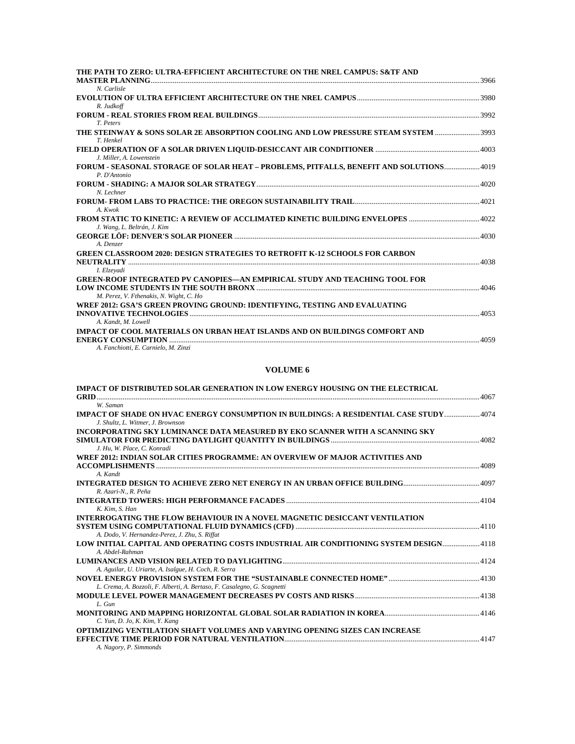**THE PATH TO ZERO: ULTRA-EFFICIENT ARCHITECTURE ON THE NREL CAMPUS: S&TF AND MASTER PLANNING** ........ 3966
*N. Carlisle*

**EVOLUTION OF ULTRA EFFICIENT ARCHITECTURE ON THE NREL CAMPUS** ........ 3980
*R. Judkoff*

**FORUM - REAL STORIES FROM REAL BUILDINGS** ........ 3992
*T. Peters*

**THE STEINWAY & SONS SOLAR 2E ABSORPTION COOLING AND LOW PRESSURE STEAM SYSTEM** ........ 3993
*T. Henkel*

**FIELD OPERATION OF A SOLAR DRIVEN LIQUID-DESICCANT AIR CONDITIONER** ........ 4003
*J. Miller, A. Lowenstein*

**FORUM - SEASONAL STORAGE OF SOLAR HEAT – PROBLEMS, PITFALLS, BENEFIT AND SOLUTIONS** ........ 4019
*P. D'Antonio*

**FORUM - SHADING: A MAJOR SOLAR STRATEGY** ........ 4020
*N. Lechner*

**FORUM- FROM LABS TO PRACTICE: THE OREGON SUSTAINABILITY TRAIL** ........ 4021
*A. Kwok*

**FROM STATIC TO KINETIC: A REVIEW OF ACCLIMATED KINETIC BUILDING ENVELOPES** ........ 4022
*J. Wang, L. Beltrán, J. Kim*

**GEORGE LÖF: DENVER'S SOLAR PIONEER** ........ 4030
*A. Denzer*

**GREEN CLASSROOM 2020: DESIGN STRATEGIES TO RETROFIT K-12 SCHOOLS FOR CARBON NEUTRALITY** ........ 4038
*I. Elzeyadi*

**GREEN-ROOF INTEGRATED PV CANOPIES—AN EMPIRICAL STUDY AND TEACHING TOOL FOR LOW INCOME STUDENTS IN THE SOUTH BRONX** ........ 4046
*M. Perez, V. Fthenakis, N. Wight, C. Ho*

**WREF 2012: GSA'S GREEN PROVING GROUND: IDENTIFYING, TESTING AND EVALUATING INNOVATIVE TECHNOLOGIES** ........ 4053
*A. Kandt, M. Lowell*

**IMPACT OF COOL MATERIALS ON URBAN HEAT ISLANDS AND ON BUILDINGS COMFORT AND ENERGY CONSUMPTION** ........ 4059
*A. Fanchiotti, E. Carnielo, M. Zinzi*

## VOLUME 6

**IMPACT OF DISTRIBUTED SOLAR GENERATION IN LOW ENERGY HOUSING ON THE ELECTRICAL GRID** ........ 4067
*W. Saman*

**IMPACT OF SHADE ON HVAC ENERGY CONSUMPTION IN BUILDINGS: A RESIDENTIAL CASE STUDY** ........ 4074
*J. Shultz, L. Witmer, J. Brownson*

**INCORPORATING SKY LUMINANCE DATA MEASURED BY EKO SCANNER WITH A SCANNING SKY SIMULATOR FOR PREDICTING DAYLIGHT QUANTITY IN BUILDINGS** ........ 4082
*J. Hu, W. Place, C. Konradi*

**WREF 2012: INDIAN SOLAR CITIES PROGRAMME: AN OVERVIEW OF MAJOR ACTIVITIES AND ACCOMPLISHMENTS** ........ 4089
*A. Kandt*

**INTEGRATED DESIGN TO ACHIEVE ZERO NET ENERGY IN AN URBAN OFFICE BUILDING** ........ 4097
*R. Azari-N., R. Peña*

**INTEGRATED TOWERS: HIGH PERFORMANCE FACADES** ........ 4104
*K. Kim, S. Han*

**INTERROGATING THE FLOW BEHAVIOUR IN A NOVEL MAGNETIC DESICCANT VENTILATION SYSTEM USING COMPUTATIONAL FLUID DYNAMICS (CFD)** ........ 4110
*A. Dodo, V. Hernandez-Perez, J. Zhu, S. Riffat*

**LOW INITIAL CAPITAL AND OPERATING COSTS INDUSTRIAL AIR CONDITIONING SYSTEM DESIGN** ........ 4118
*A. Abdel-Rahman*

**LUMINANCES AND VISION RELATED TO DAYLIGHTING** ........ 4124
*A. Aguilar, U. Uriarte, A. Isalgue, H. Coch, R. Serra*

**NOVEL ENERGY PROVISION SYSTEM FOR THE "SUSTAINABLE CONNECTED HOME"** ........ 4130
*L. Crema, A. Bozzoli, F. Alberti, A. Bertaso, F. Casalegno, G. Scagnetti*

**MODULE LEVEL POWER MANAGEMENT DECREASES PV COSTS AND RISKS** ........ 4138
*L. Gun*

**MONITORING AND MAPPING HORIZONTAL GLOBAL SOLAR RADIATION IN KOREA** ........ 4146
*C. Yun, D. Jo, K. Kim, Y. Kang*

**OPTIMIZING VENTILATION SHAFT VOLUMES AND VARYING OPENING SIZES CAN INCREASE EFFECTIVE TIME PERIOD FOR NATURAL VENTILATION** ........ 4147
*A. Nagory, P. Simmonds*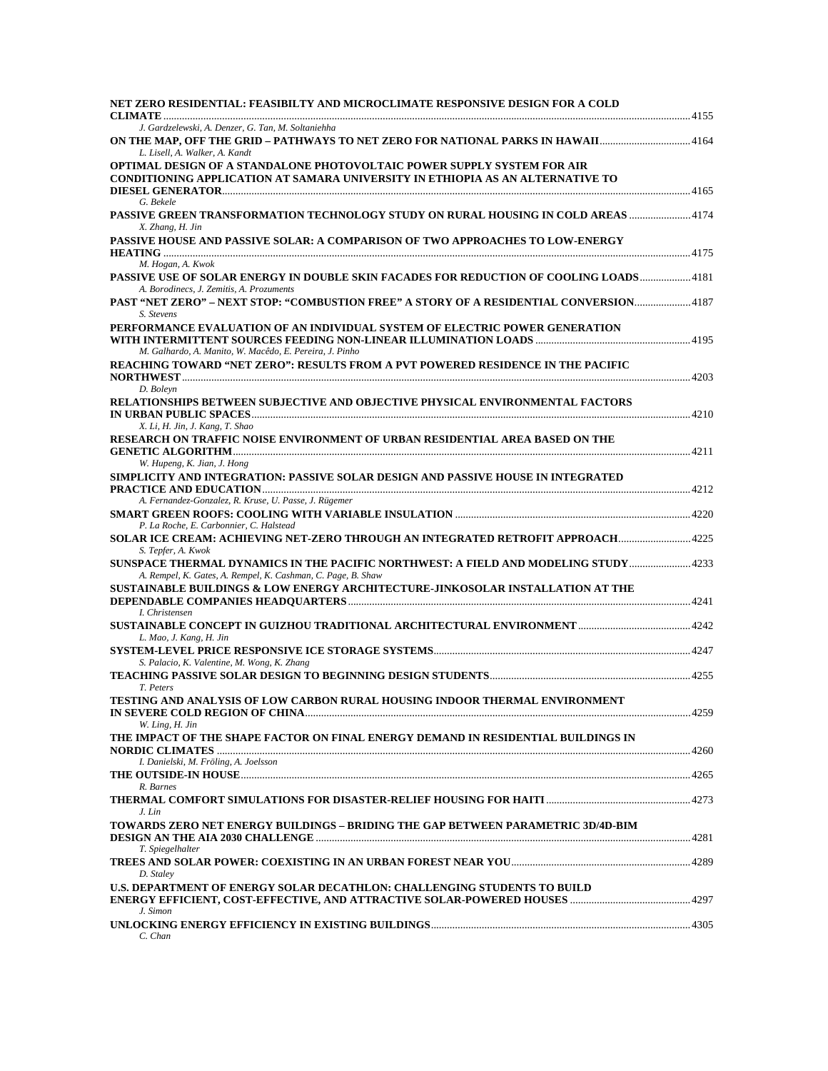**NET ZERO RESIDENTIAL: FEASIBILTY AND MICROCLIMATE RESPONSIVE DESIGN FOR A COLD CLIMATE** ........ 4155
*J. Gardzelewski, A. Denzer, G. Tan, M. Soltaniehha*

**ON THE MAP, OFF THE GRID – PATHWAYS TO NET ZERO FOR NATIONAL PARKS IN HAWAII** ........ 4164
*L. Lisell, A. Walker, A. Kandt*

**OPTIMAL DESIGN OF A STANDALONE PHOTOVOLTAIC POWER SUPPLY SYSTEM FOR AIR CONDITIONING APPLICATION AT SAMARA UNIVERSITY IN ETHIOPIA AS AN ALTERNATIVE TO DIESEL GENERATOR** ........ 4165
*G. Bekele*

**PASSIVE GREEN TRANSFORMATION TECHNOLOGY STUDY ON RURAL HOUSING IN COLD AREAS** ........ 4174
*X. Zhang, H. Jin*

**PASSIVE HOUSE AND PASSIVE SOLAR: A COMPARISON OF TWO APPROACHES TO LOW-ENERGY HEATING** ........ 4175
*M. Hogan, A. Kwok*

**PASSIVE USE OF SOLAR ENERGY IN DOUBLE SKIN FACADES FOR REDUCTION OF COOLING LOADS** ........ 4181
*A. Borodinecs, J. Zemitis, A. Prozuments*

**PAST "NET ZERO" – NEXT STOP: "COMBUSTION FREE" A STORY OF A RESIDENTIAL CONVERSION** ........ 4187
*S. Stevens*

**PERFORMANCE EVALUATION OF AN INDIVIDUAL SYSTEM OF ELECTRIC POWER GENERATION WITH INTERMITTENT SOURCES FEEDING NON-LINEAR ILLUMINATION LOADS** ........ 4195
*M. Galhardo, A. Manito, W. Macêdo, E. Pereira, J. Pinho*

**REACHING TOWARD "NET ZERO": RESULTS FROM A PVT POWERED RESIDENCE IN THE PACIFIC NORTHWEST** ........ 4203
*D. Boleyn*

**RELATIONSHIPS BETWEEN SUBJECTIVE AND OBJECTIVE PHYSICAL ENVIRONMENTAL FACTORS IN URBAN PUBLIC SPACES** ........ 4210
*X. Li, H. Jin, J. Kang, T. Shao*

**RESEARCH ON TRAFFIC NOISE ENVIRONMENT OF URBAN RESIDENTIAL AREA BASED ON THE GENETIC ALGORITHM** ........ 4211
*W. Hupeng, K. Jian, J. Hong*

**SIMPLICITY AND INTEGRATION: PASSIVE SOLAR DESIGN AND PASSIVE HOUSE IN INTEGRATED PRACTICE AND EDUCATION** ........ 4212
*A. Fernandez-Gonzalez, R. Kruse, U. Passe, J. Rügemer*

**SMART GREEN ROOFS: COOLING WITH VARIABLE INSULATION** ........ 4220
*P. La Roche, E. Carbonnier, C. Halstead*

**SOLAR ICE CREAM: ACHIEVING NET-ZERO THROUGH AN INTEGRATED RETROFIT APPROACH** ........ 4225
*S. Tepfer, A. Kwok*

**SUNSPACE THERMAL DYNAMICS IN THE PACIFIC NORTHWEST: A FIELD AND MODELING STUDY** ........ 4233
*A. Rempel, K. Gates, A. Rempel, K. Cashman, C. Page, B. Shaw*

**SUSTAINABLE BUILDINGS & LOW ENERGY ARCHITECTURE-JINKOSOLAR INSTALLATION AT THE DEPENDABLE COMPANIES HEADQUARTERS** ........ 4241
*I. Christensen*

**SUSTAINABLE CONCEPT IN GUIZHOU TRADITIONAL ARCHITECTURAL ENVIRONMENT** ........ 4242
*L. Mao, J. Kang, H. Jin*

**SYSTEM-LEVEL PRICE RESPONSIVE ICE STORAGE SYSTEMS** ........ 4247
*S. Palacio, K. Valentine, M. Wong, K. Zhang*

**TEACHING PASSIVE SOLAR DESIGN TO BEGINNING DESIGN STUDENTS** ........ 4255
*T. Peters*

**TESTING AND ANALYSIS OF LOW CARBON RURAL HOUSING INDOOR THERMAL ENVIRONMENT IN SEVERE COLD REGION OF CHINA** ........ 4259
*W. Ling, H. Jin*

**THE IMPACT OF THE SHAPE FACTOR ON FINAL ENERGY DEMAND IN RESIDENTIAL BUILDINGS IN NORDIC CLIMATES** ........ 4260
*I. Danielski, M. Fröling, A. Joelsson*

**THE OUTSIDE-IN HOUSE** ........ 4265
*R. Barnes*

**THERMAL COMFORT SIMULATIONS FOR DISASTER-RELIEF HOUSING FOR HAITI** ........ 4273
*J. Lin*

**TOWARDS ZERO NET ENERGY BUILDINGS – BRIDING THE GAP BETWEEN PARAMETRIC 3D/4D-BIM DESIGN AN THE AIA 2030 CHALLENGE** ........ 4281
*T. Spiegelhalter*

**TREES AND SOLAR POWER: COEXISTING IN AN URBAN FOREST NEAR YOU** ........ 4289
*D. Staley*

**U.S. DEPARTMENT OF ENERGY SOLAR DECATHLON: CHALLENGING STUDENTS TO BUILD ENERGY EFFICIENT, COST-EFFECTIVE, AND ATTRACTIVE SOLAR-POWERED HOUSES** ........ 4297
*J. Simon*

**UNLOCKING ENERGY EFFICIENCY IN EXISTING BUILDINGS** ........ 4305
*C. Chan*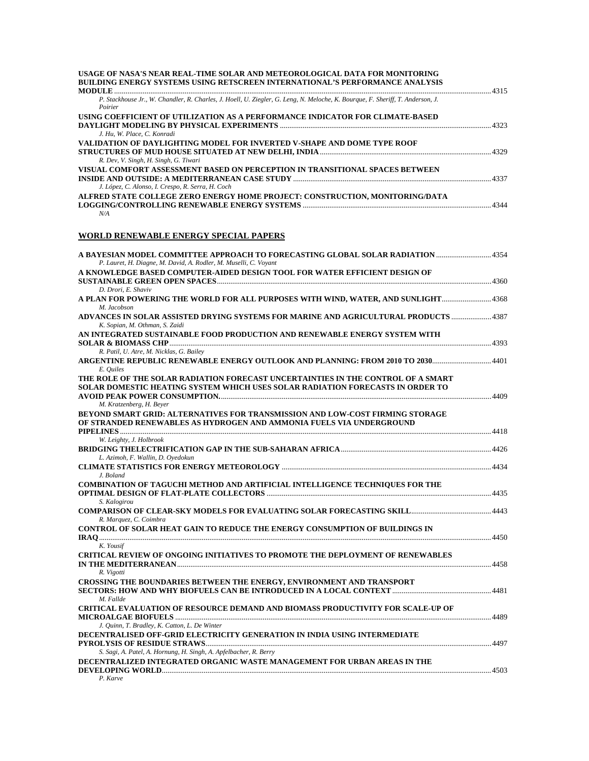**USAGE OF NASA'S NEAR REAL-TIME SOLAR AND METEOROLOGICAL DATA FOR MONITORING BUILDING ENERGY SYSTEMS USING RETSCREEN INTERNATIONAL'S PERFORMANCE ANALYSIS MODULE** ........ 4315
*P. Stackhouse Jr., W. Chandler, R. Charles, J. Hoell, U. Ziegler, G. Leng, N. Meloche, K. Bourque, F. Sheriff, T. Anderson, J. Poirier*

**USING COEFFICIENT OF UTILIZATION AS A PERFORMANCE INDICATOR FOR CLIMATE-BASED DAYLIGHT MODELING BY PHYSICAL EXPERIMENTS** ........ 4323
*J. Hu, W. Place, C. Konradi*

**VALIDATION OF DAYLIGHTING MODEL FOR INVERTED V-SHAPE AND DOME TYPE ROOF STRUCTURES OF MUD HOUSE SITUATED AT NEW DELHI, INDIA** ........ 4329
*R. Dev, V. Singh, H. Singh, G. Tiwari*

**VISUAL COMFORT ASSESSMENT BASED ON PERCEPTION IN TRANSITIONAL SPACES BETWEEN INSIDE AND OUTSIDE: A MEDITERRANEAN CASE STUDY** ........ 4337
*J. López, C. Alonso, I. Crespo, R. Serra, H. Coch*

**ALFRED STATE COLLEGE ZERO ENERGY HOME PROJECT: CONSTRUCTION, MONITORING/DATA LOGGING/CONTROLLING RENEWABLE ENERGY SYSTEMS** ........ 4344
*N/A*

## WORLD RENEWABLE ENERGY SPECIAL PAPERS

**A BAYESIAN MODEL COMMITTEE APPROACH TO FORECASTING GLOBAL SOLAR RADIATION** ........ 4354
*P. Lauret, H. Diagne, M. David, A. Rodler, M. Muselli, C. Voyant*

**A KNOWLEDGE BASED COMPUTER-AIDED DESIGN TOOL FOR WATER EFFICIENT DESIGN OF SUSTAINABLE GREEN OPEN SPACES** ........ 4360
*D. Drori, E. Shaviv*

**A PLAN FOR POWERING THE WORLD FOR ALL PURPOSES WITH WIND, WATER, AND SUNLIGHT** ........ 4368
*M. Jacobson*

**ADVANCES IN SOLAR ASSISTED DRYING SYSTEMS FOR MARINE AND AGRICULTURAL PRODUCTS** ........ 4387
*K. Sopian, M. Othman, S. Zaidi*

**AN INTEGRATED SUSTAINABLE FOOD PRODUCTION AND RENEWABLE ENERGY SYSTEM WITH SOLAR & BIOMASS CHP** ........ 4393
*R. Patil, U. Atre, M. Nicklas, G. Bailey*

**ARGENTINE REPUBLIC RENEWABLE ENERGY OUTLOOK AND PLANNING: FROM 2010 TO 2030** ........ 4401
*E. Quiles*

**THE ROLE OF THE SOLAR RADIATION FORECAST UNCERTAINTIES IN THE CONTROL OF A SMART SOLAR DOMESTIC HEATING SYSTEM WHICH USES SOLAR RADIATION FORECASTS IN ORDER TO AVOID PEAK POWER CONSUMPTION.** ........ 4409
*M. Kratzenberg, H. Beyer*

**BEYOND SMART GRID: ALTERNATIVES FOR TRANSMISSION AND LOW-COST FIRMING STORAGE OF STRANDED RENEWABLES AS HYDROGEN AND AMMONIA FUELS VIA UNDERGROUND PIPELINES** ........ 4418
*W. Leighty, J. Holbrook*

**BRIDGING THELECTRIFICATION GAP IN THE SUB-SAHARAN AFRICA** ........ 4426
*L. Azimoh, F. Wallin, D. Oyedokun*

**CLIMATE STATISTICS FOR ENERGY METEOROLOGY** ........ 4434
*J. Boland*

**COMBINATION OF TAGUCHI METHOD AND ARTIFICIAL INTELLIGENCE TECHNIQUES FOR THE OPTIMAL DESIGN OF FLAT-PLATE COLLECTORS** ........ 4435
*S. Kalogirou*

**COMPARISON OF CLEAR-SKY MODELS FOR EVALUATING SOLAR FORECASTING SKILL** ........ 4443
*R. Marquez, C. Coimbra*

**CONTROL OF SOLAR HEAT GAIN TO REDUCE THE ENERGY CONSUMPTION OF BUILDINGS IN IRAQ** ........ 4450
*K. Yousif*

**CRITICAL REVIEW OF ONGOING INITIATIVES TO PROMOTE THE DEPLOYMENT OF RENEWABLES IN THE MEDITERRANEAN** ........ 4458
*R. Vigotti*

**CROSSING THE BOUNDARIES BETWEEN THE ENERGY, ENVIRONMENT AND TRANSPORT SECTORS: HOW AND WHY BIOFUELS CAN BE INTRODUCED IN A LOCAL CONTEXT** ........ 4481
*M. Fallde*

**CRITICAL EVALUATION OF RESOURCE DEMAND AND BIOMASS PRODUCTIVITY FOR SCALE-UP OF MICROALGAE BIOFUELS** ........ 4489
*J. Quinn, T. Bradley, K. Catton, L. De Winter*

**DECENTRALISED OFF-GRID ELECTRICITY GENERATION IN INDIA USING INTERMEDIATE PYROLYSIS OF RESIDUE STRAWS** ........ 4497
*S. Sagi, A. Patel, A. Hornung, H. Singh, A. Apfelbacher, R. Berry*

**DECENTRALIZED INTEGRATED ORGANIC WASTE MANAGEMENT FOR URBAN AREAS IN THE DEVELOPING WORLD** ........ 4503
*P. Karve*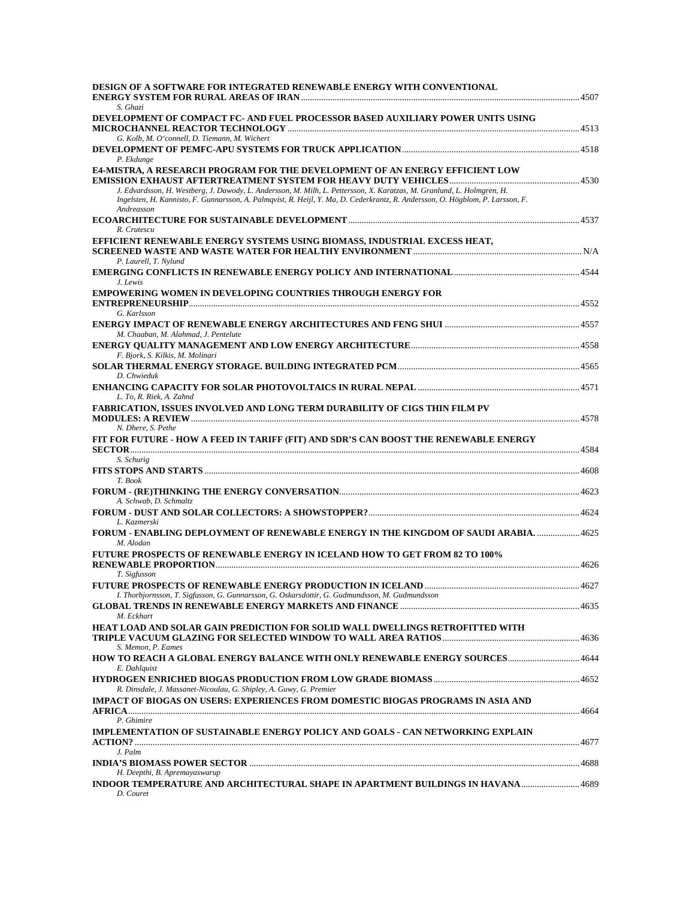**DESIGN OF A SOFTWARE FOR INTEGRATED RENEWABLE ENERGY WITH CONVENTIONAL ENERGY SYSTEM FOR RURAL AREAS OF IRAN** ........ 4507
*S. Ghazi*

**DEVELOPMENT OF COMPACT FC- AND FUEL PROCESSOR BASED AUXILIARY POWER UNITS USING MICROCHANNEL REACTOR TECHNOLOGY** ........ 4513
*G. Kolb, M. O'connell, D. Tiemann, M. Wichert*

**DEVELOPMENT OF PEMFC-APU SYSTEMS FOR TRUCK APPLICATION** ........ 4518
*P. Ekdunge*

**E4-MISTRA, A RESEARCH PROGRAM FOR THE DEVELOPMENT OF AN ENERGY EFFICIENT LOW EMISSION EXHAUST AFTERTREATMENT SYSTEM FOR HEAVY DUTY VEHICLES** ........ 4530
*J. Edvardsson, H. Westberg, J. Dawody, L. Andersson, M. Milh, L. Pettersson, X. Karatzas, M. Granlund, L. Holmgren, H. Ingelsten, H. Kannisto, F. Gunnarsson, A. Palmqvist, R. Heijl, Y. Ma, D. Cederkrantz, R. Andersson, O. Högblom, P. Larsson, F. Andreasson*

**ECOARCHITECTURE FOR SUSTAINABLE DEVELOPMENT** ........ 4537
*R. Crutescu*

**EFFICIENT RENEWABLE ENERGY SYSTEMS USING BIOMASS, INDUSTRIAL EXCESS HEAT, SCREENED WASTE AND WASTE WATER FOR HEALTHY ENVIRONMENT** ........ N/A
*P. Laurell, T. Nylund*

**EMERGING CONFLICTS IN RENEWABLE ENERGY POLICY AND INTERNATIONAL** ........ 4544
*J. Lewis*

**EMPOWERING WOMEN IN DEVELOPING COUNTRIES THROUGH ENERGY FOR ENTREPRENEURSHIP** ........ 4552
*G. Karlsson*

**ENERGY IMPACT OF RENEWABLE ENERGY ARCHITECTURES AND FENG SHUI** ........ 4557
*M. Chaaban, M. Alahmad, J. Pentelute*

**ENERGY QUALITY MANAGEMENT AND LOW ENERGY ARCHITECTURE** ........ 4558
*F. Bjork, S. Kilkis, M. Molinari*

**SOLAR THERMAL ENERGY STORAGE. BUILDING INTEGRATED PCM** ........ 4565
*D. Chwieduk*

**ENHANCING CAPACITY FOR SOLAR PHOTOVOLTAICS IN RURAL NEPAL** ........ 4571
*L. To, R. Riek, A. Zahnd*

**FABRICATION, ISSUES INVOLVED AND LONG TERM DURABILITY OF CIGS THIN FILM PV MODULES: A REVIEW** ........ 4578
*N. Dhere, S. Pethe*

**FIT FOR FUTURE - HOW A FEED IN TARIFF (FIT) AND SDR'S CAN BOOST THE RENEWABLE ENERGY SECTOR** ........ 4584
*S. Schurig*

**FITS STOPS AND STARTS** ........ 4608
*T. Book*

**FORUM - (RE)THINKING THE ENERGY CONVERSATION** ........ 4623
*A. Schwab, D. Schmaltz*

**FORUM - DUST AND SOLAR COLLECTORS: A SHOWSTOPPER?** ........ 4624
*L. Kazmerski*

**FORUM - ENABLING DEPLOYMENT OF RENEWABLE ENERGY IN THE KINGDOM OF SAUDI ARABIA.** ........ 4625
*M. Alodan*

**FUTURE PROSPECTS OF RENEWABLE ENERGY IN ICELAND HOW TO GET FROM 82 TO 100% RENEWABLE PROPORTION** ........ 4626
*T. Sigfusson*

**FUTURE PROSPECTS OF RENEWABLE ENERGY PRODUCTION IN ICELAND** ........ 4627
*I. Thorbjornsson, T. Sigfusson, G. Gunnarsson, G. Oskarsdottir, G. Gudmundsson, M. Gudmundsson*

**GLOBAL TRENDS IN RENEWABLE ENERGY MARKETS AND FINANCE** ........ 4635
*M. Eckhart*

**HEAT LOAD AND SOLAR GAIN PREDICTION FOR SOLID WALL DWELLINGS RETROFITTED WITH TRIPLE VACUUM GLAZING FOR SELECTED WINDOW TO WALL AREA RATIOS** ........ 4636
*S. Memon, P. Eames*

**HOW TO REACH A GLOBAL ENERGY BALANCE WITH ONLY RENEWABLE ENERGY SOURCES** ........ 4644
*E. Dahlquist*

**HYDROGEN ENRICHED BIOGAS PRODUCTION FROM LOW GRADE BIOMASS** ........ 4652
*R. Dinsdale, J. Massanet-Nicoulau, G. Shipley, A. Guwy, G. Premier*

**IMPACT OF BIOGAS ON USERS: EXPERIENCES FROM DOMESTIC BIOGAS PROGRAMS IN ASIA AND AFRICA** ........ 4664
*P. Ghimire*

**IMPLEMENTATION OF SUSTAINABLE ENERGY POLICY AND GOALS - CAN NETWORKING EXPLAIN ACTION?** ........ 4677
*J. Palm*

**INDIA'S BIOMASS POWER SECTOR** ........ 4688
*H. Deepthi, B. Apremayaswarup*

**INDOOR TEMPERATURE AND ARCHITECTURAL SHAPE IN APARTMENT BUILDINGS IN HAVANA** ........ 4689
*D. Couret*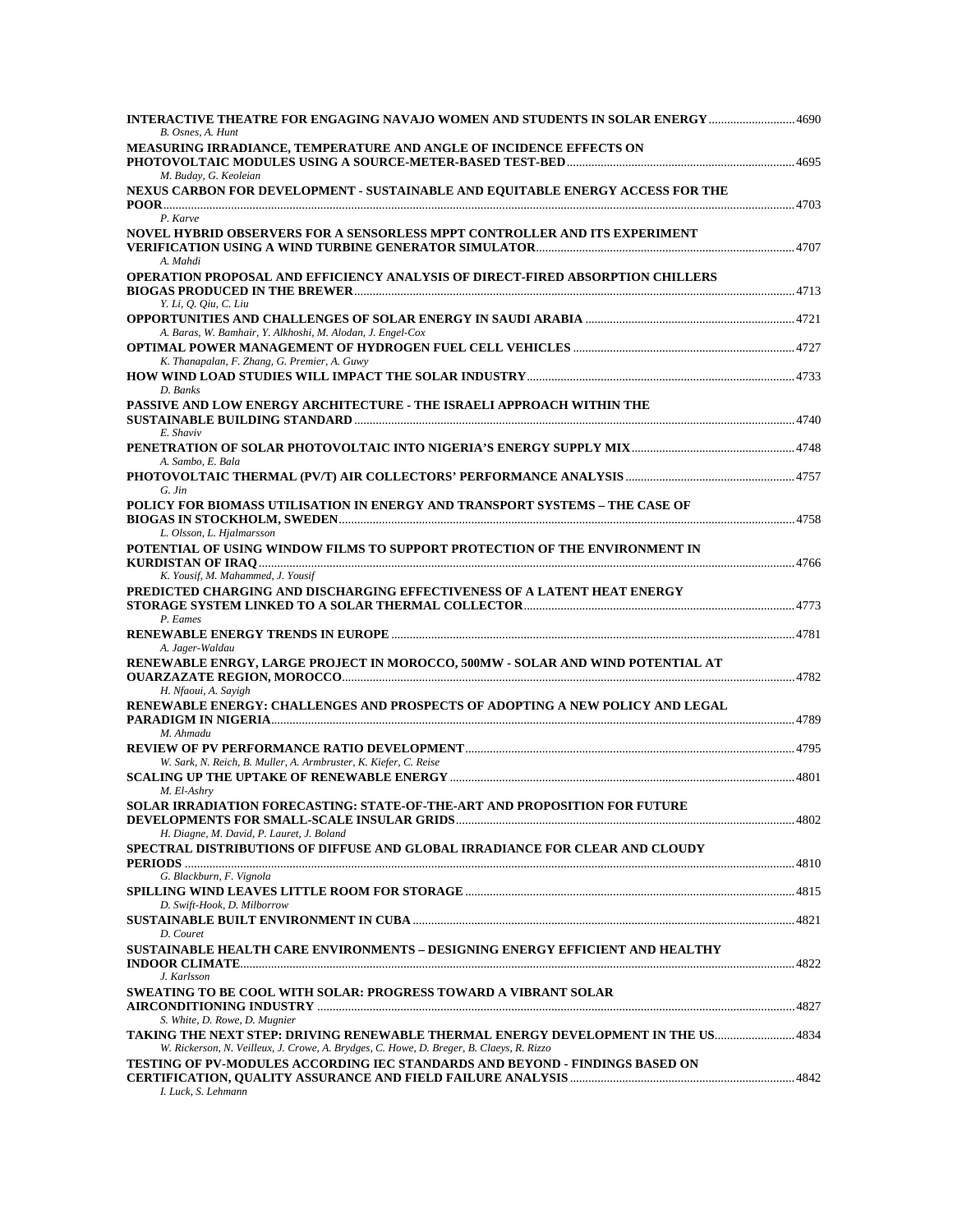**INTERACTIVE THEATRE FOR ENGAGING NAVAJO WOMEN AND STUDENTS IN SOLAR ENERGY** ............ 4690
*B. Osnes, A. Hunt*

**MEASURING IRRADIANCE, TEMPERATURE AND ANGLE OF INCIDENCE EFFECTS ON PHOTOVOLTAIC MODULES USING A SOURCE-METER-BASED TEST-BED** ............ 4695
*M. Buday, G. Keoleian*

**NEXUS CARBON FOR DEVELOPMENT - SUSTAINABLE AND EQUITABLE ENERGY ACCESS FOR THE POOR** ............ 4703
*P. Karve*

**NOVEL HYBRID OBSERVERS FOR A SENSORLESS MPPT CONTROLLER AND ITS EXPERIMENT VERIFICATION USING A WIND TURBINE GENERATOR SIMULATOR** ............ 4707
*A. Mahdi*

**OPERATION PROPOSAL AND EFFICIENCY ANALYSIS OF DIRECT-FIRED ABSORPTION CHILLERS BIOGAS PRODUCED IN THE BREWER** ............ 4713
*Y. Li, Q. Qiu, C. Liu*

**OPPORTUNITIES AND CHALLENGES OF SOLAR ENERGY IN SAUDI ARABIA** ............ 4721
*A. Baras, W. Bamhair, Y. Alkhoshi, M. Alodan, J. Engel-Cox*

**OPTIMAL POWER MANAGEMENT OF HYDROGEN FUEL CELL VEHICLES** ............ 4727
*K. Thanapalan, F. Zhang, G. Premier, A. Guwy*

**HOW WIND LOAD STUDIES WILL IMPACT THE SOLAR INDUSTRY** ............ 4733
*D. Banks*

**PASSIVE AND LOW ENERGY ARCHITECTURE - THE ISRAELI APPROACH WITHIN THE SUSTAINABLE BUILDING STANDARD** ............ 4740
*E. Shaviv*

**PENETRATION OF SOLAR PHOTOVOLTAIC INTO NIGERIA'S ENERGY SUPPLY MIX** ............ 4748
*A. Sambo, E. Bala*

**PHOTOVOLTAIC THERMAL (PV/T) AIR COLLECTORS' PERFORMANCE ANALYSIS** ............ 4757
*G. Jin*

**POLICY FOR BIOMASS UTILISATION IN ENERGY AND TRANSPORT SYSTEMS – THE CASE OF BIOGAS IN STOCKHOLM, SWEDEN** ............ 4758
*L. Olsson, L. Hjalmarsson*

**POTENTIAL OF USING WINDOW FILMS TO SUPPORT PROTECTION OF THE ENVIRONMENT IN KURDISTAN OF IRAQ** ............ 4766
*K. Yousif, M. Mahammed, J. Yousif*

**PREDICTED CHARGING AND DISCHARGING EFFECTIVENESS OF A LATENT HEAT ENERGY STORAGE SYSTEM LINKED TO A SOLAR THERMAL COLLECTOR** ............ 4773
*P. Eames*

**RENEWABLE ENERGY TRENDS IN EUROPE** ............ 4781
*A. Jager-Waldau*

**RENEWABLE ENRGY, LARGE PROJECT IN MOROCCO, 500MW - SOLAR AND WIND POTENTIAL AT OUARZAZATE REGION, MOROCCO** ............ 4782
*H. Nfaoui, A. Sayigh*

**RENEWABLE ENERGY: CHALLENGES AND PROSPECTS OF ADOPTING A NEW POLICY AND LEGAL PARADIGM IN NIGERIA** ............ 4789
*M. Ahmadu*

**REVIEW OF PV PERFORMANCE RATIO DEVELOPMENT** ............ 4795
*W. Sark, N. Reich, B. Muller, A. Armbruster, K. Kiefer, C. Reise*

**SCALING UP THE UPTAKE OF RENEWABLE ENERGY** ............ 4801
*M. El-Ashry*

**SOLAR IRRADIATION FORECASTING: STATE-OF-THE-ART AND PROPOSITION FOR FUTURE DEVELOPMENTS FOR SMALL-SCALE INSULAR GRIDS** ............ 4802
*H. Diagne, M. David, P. Lauret, J. Boland*

**SPECTRAL DISTRIBUTIONS OF DIFFUSE AND GLOBAL IRRADIANCE FOR CLEAR AND CLOUDY PERIODS** ............ 4810
*G. Blackburn, F. Vignola*

**SPILLING WIND LEAVES LITTLE ROOM FOR STORAGE** ............ 4815
*D. Swift-Hook, D. Milborrow*

**SUSTAINABLE BUILT ENVIRONMENT IN CUBA** ............ 4821
*D. Couret*

**SUSTAINABLE HEALTH CARE ENVIRONMENTS – DESIGNING ENERGY EFFICIENT AND HEALTHY INDOOR CLIMATE** ............ 4822
*J. Karlsson*

**SWEATING TO BE COOL WITH SOLAR: PROGRESS TOWARD A VIBRANT SOLAR AIRCONDITIONING INDUSTRY** ............ 4827
*S. White, D. Rowe, D. Mugnier*

**TAKING THE NEXT STEP: DRIVING RENEWABLE THERMAL ENERGY DEVELOPMENT IN THE US** ............ 4834
*W. Rickerson, N. Veilleux, J. Crowe, A. Brydges, C. Howe, D. Breger, B. Claeys, R. Rizzo*

**TESTING OF PV-MODULES ACCORDING IEC STANDARDS AND BEYOND - FINDINGS BASED ON CERTIFICATION, QUALITY ASSURANCE AND FIELD FAILURE ANALYSIS** ............ 4842
*I. Luck, S. Lehmann*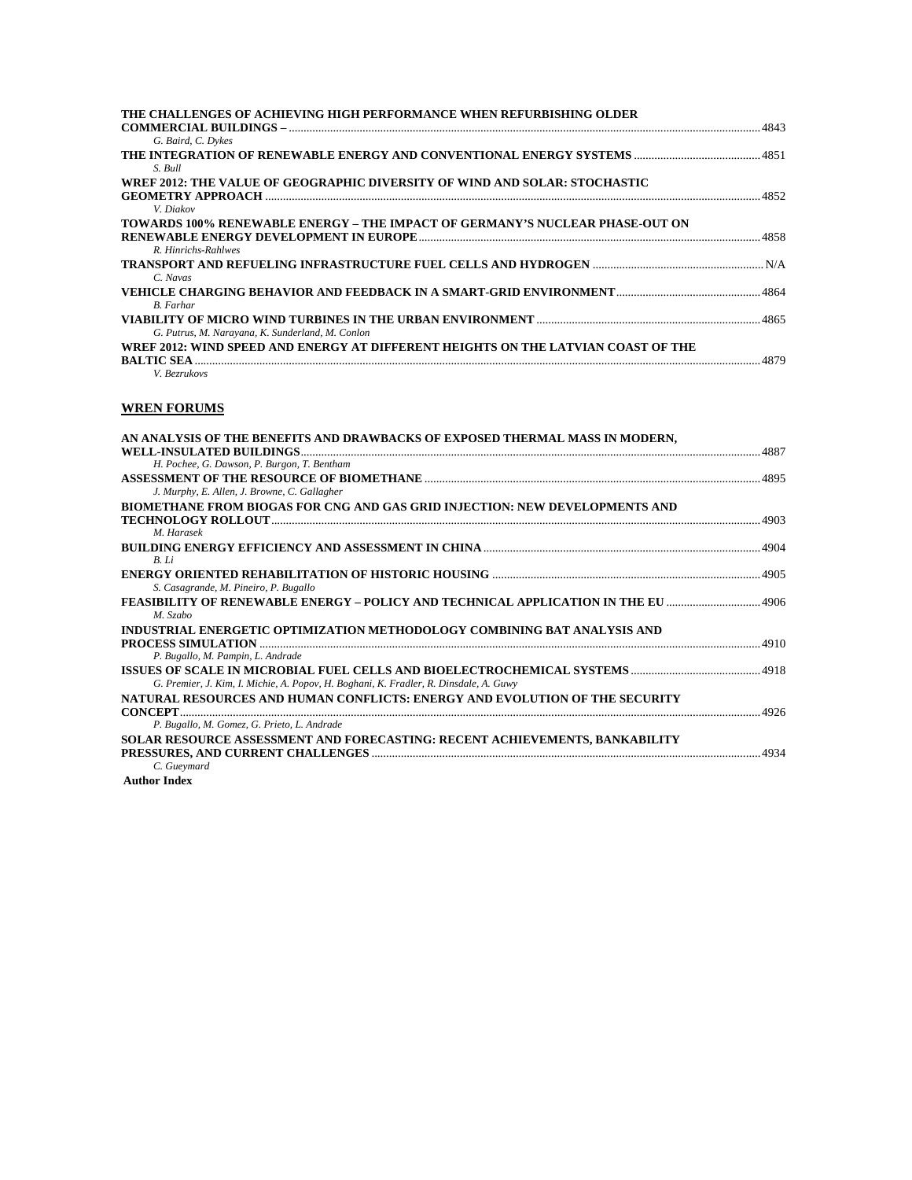**THE CHALLENGES OF ACHIEVING HIGH PERFORMANCE WHEN REFURBISHING OLDER COMMERCIAL BUILDINGS –** ........ 4843
*G. Baird, C. Dykes*

**THE INTEGRATION OF RENEWABLE ENERGY AND CONVENTIONAL ENERGY SYSTEMS** ........ 4851
*S. Bull*

**WREF 2012: THE VALUE OF GEOGRAPHIC DIVERSITY OF WIND AND SOLAR: STOCHASTIC GEOMETRY APPROACH** ........ 4852
*V. Diakov*

**TOWARDS 100% RENEWABLE ENERGY – THE IMPACT OF GERMANY'S NUCLEAR PHASE-OUT ON RENEWABLE ENERGY DEVELOPMENT IN EUROPE** ........ 4858
*R. Hinrichs-Rahlwes*

**TRANSPORT AND REFUELING INFRASTRUCTURE FUEL CELLS AND HYDROGEN** ........ N/A
*C. Navas*

**VEHICLE CHARGING BEHAVIOR AND FEEDBACK IN A SMART-GRID ENVIRONMENT** ........ 4864
*B. Farhar*

**VIABILITY OF MICRO WIND TURBINES IN THE URBAN ENVIRONMENT** ........ 4865
*G. Putrus, M. Narayana, K. Sunderland, M. Conlon*

**WREF 2012: WIND SPEED AND ENERGY AT DIFFERENT HEIGHTS ON THE LATVIAN COAST OF THE BALTIC SEA** ........ 4879
*V. Bezrukovs*

## WREN FORUMS

**AN ANALYSIS OF THE BENEFITS AND DRAWBACKS OF EXPOSED THERMAL MASS IN MODERN, WELL-INSULATED BUILDINGS** ........ 4887
*H. Pochee, G. Dawson, P. Burgon, T. Bentham*

**ASSESSMENT OF THE RESOURCE OF BIOMETHANE** ........ 4895
*J. Murphy, E. Allen, J. Browne, C. Gallagher*

**BIOMETHANE FROM BIOGAS FOR CNG AND GAS GRID INJECTION: NEW DEVELOPMENTS AND TECHNOLOGY ROLLOUT** ........ 4903
*M. Harasek*

**BUILDING ENERGY EFFICIENCY AND ASSESSMENT IN CHINA** ........ 4904
*B. Li*

**ENERGY ORIENTED REHABILITATION OF HISTORIC HOUSING** ........ 4905
*S. Casagrande, M. Pineiro, P. Bugallo*

**FEASIBILITY OF RENEWABLE ENERGY – POLICY AND TECHNICAL APPLICATION IN THE EU** ........ 4906
*M. Szabo*

**INDUSTRIAL ENERGETIC OPTIMIZATION METHODOLOGY COMBINING BAT ANALYSIS AND PROCESS SIMULATION** ........ 4910
*P. Bugallo, M. Pampin, L. Andrade*

**ISSUES OF SCALE IN MICROBIAL FUEL CELLS AND BIOELECTROCHEMICAL SYSTEMS** ........ 4918
*G. Premier, J. Kim, I. Michie, A. Popov, H. Boghani, K. Fradler, R. Dinsdale, A. Guwy*

**NATURAL RESOURCES AND HUMAN CONFLICTS: ENERGY AND EVOLUTION OF THE SECURITY CONCEPT** ........ 4926
*P. Bugallo, M. Gomez, G. Prieto, L. Andrade*

**SOLAR RESOURCE ASSESSMENT AND FORECASTING: RECENT ACHIEVEMENTS, BANKABILITY PRESSURES, AND CURRENT CHALLENGES** ........ 4934
*C. Gueymard*

**Author Index**